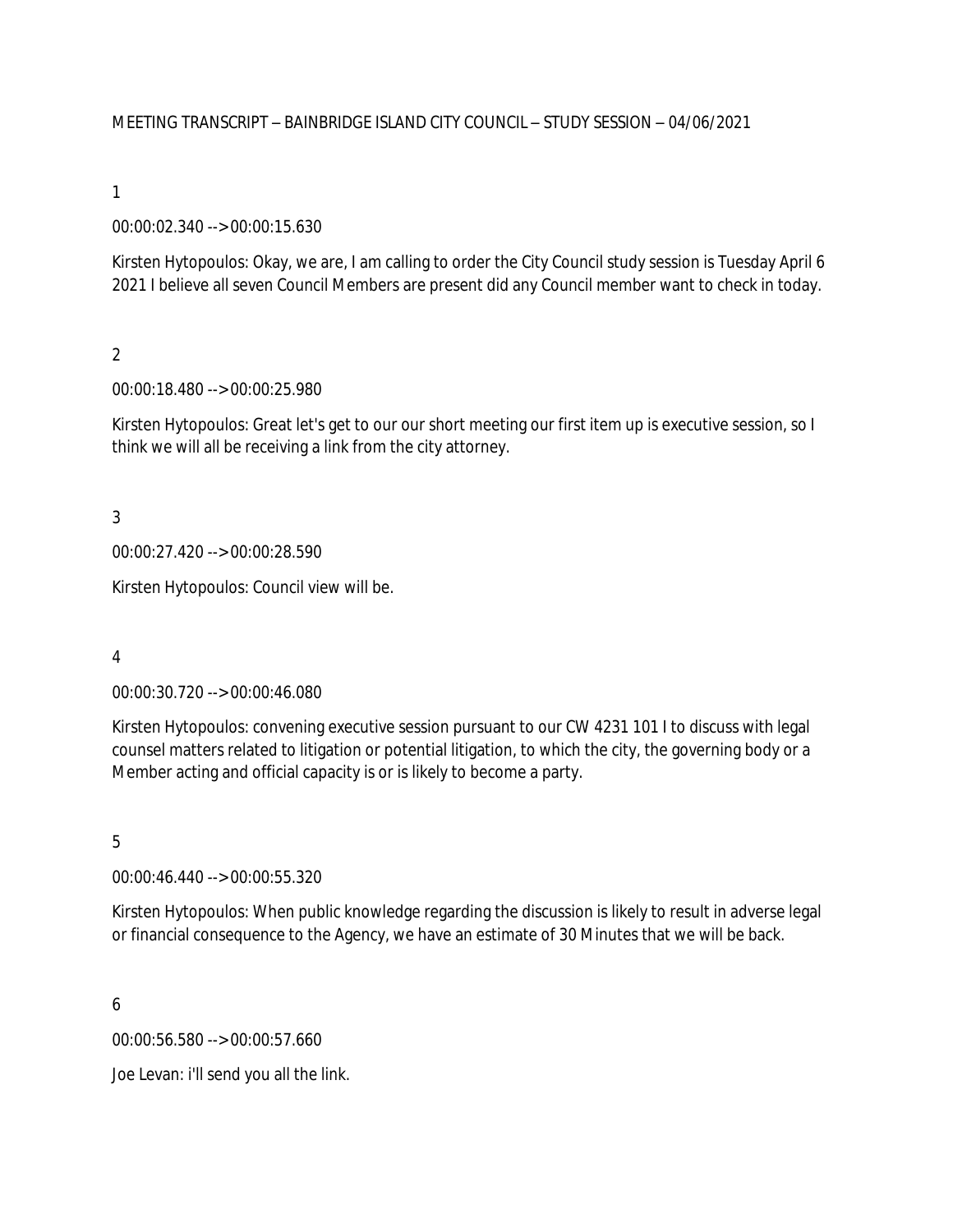MEETING TRANSCRIPT – BAINBRIDGE ISLAND CITY COUNCIL – STUDY SESSION – 04/06/2021

1

00:00:02.340 --> 00:00:15.630

Kirsten Hytopoulos: Okay, we are, I am calling to order the City Council study session is Tuesday April 6 2021 I believe all seven Council Members are present did any Council member want to check in today.

2

00:00:18.480 --> 00:00:25.980

Kirsten Hytopoulos: Great let's get to our our short meeting our first item up is executive session, so I think we will all be receiving a link from the city attorney.

3

00:00:27.420 --> 00:00:28.590

Kirsten Hytopoulos: Council view will be.

4

00:00:30.720 --> 00:00:46.080

Kirsten Hytopoulos: convening executive session pursuant to our CW 4231 101 I to discuss with legal counsel matters related to litigation or potential litigation, to which the city, the governing body or a Member acting and official capacity is or is likely to become a party.

5

00:00:46.440 --> 00:00:55.320

Kirsten Hytopoulos: When public knowledge regarding the discussion is likely to result in adverse legal or financial consequence to the Agency, we have an estimate of 30 Minutes that we will be back.

6

00:00:56.580 --> 00:00:57.660

Joe Levan: i'll send you all the link.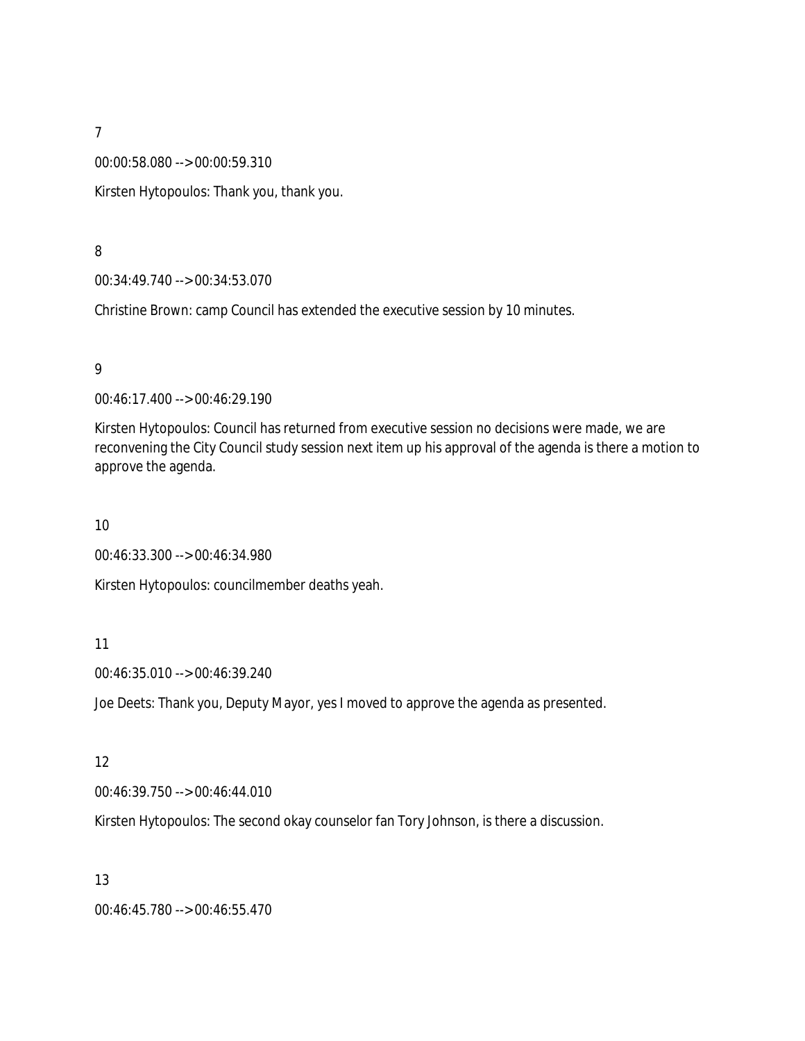7

00:00:58.080 --> 00:00:59.310

Kirsten Hytopoulos: Thank you, thank you.

8

00:34:49.740 --> 00:34:53.070

Christine Brown: camp Council has extended the executive session by 10 minutes.

9

00:46:17.400 --> 00:46:29.190

Kirsten Hytopoulos: Council has returned from executive session no decisions were made, we are reconvening the City Council study session next item up his approval of the agenda is there a motion to approve the agenda.

10

00:46:33.300 --> 00:46:34.980

Kirsten Hytopoulos: councilmember deaths yeah.

11

00:46:35.010 --> 00:46:39.240

Joe Deets: Thank you, Deputy Mayor, yes I moved to approve the agenda as presented.

12

00:46:39.750 --> 00:46:44.010

Kirsten Hytopoulos: The second okay counselor fan Tory Johnson, is there a discussion.

13

00:46:45.780 --> 00:46:55.470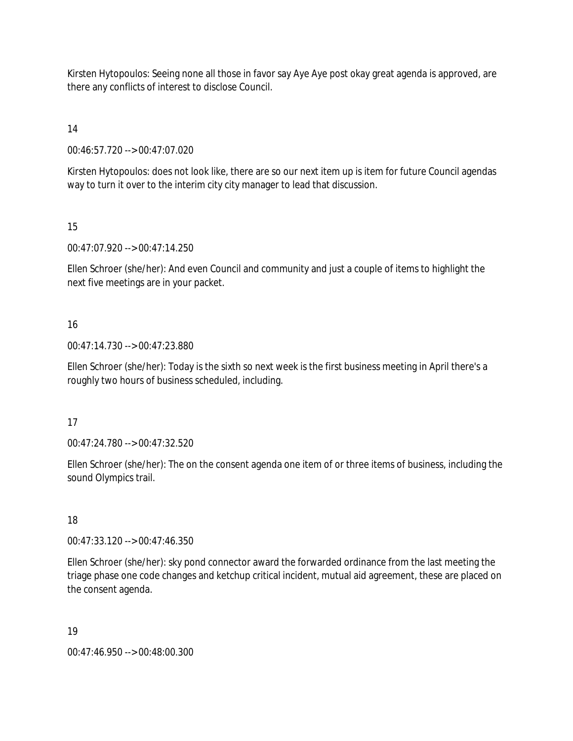Kirsten Hytopoulos: Seeing none all those in favor say Aye Aye post okay great agenda is approved, are there any conflicts of interest to disclose Council.

14

00:46:57.720 --> 00:47:07.020

Kirsten Hytopoulos: does not look like, there are so our next item up is item for future Council agendas way to turn it over to the interim city city manager to lead that discussion.

15

00:47:07.920 --> 00:47:14.250

Ellen Schroer (she/her): And even Council and community and just a couple of items to highlight the next five meetings are in your packet.

16

00:47:14.730 --> 00:47:23.880

Ellen Schroer (she/her): Today is the sixth so next week is the first business meeting in April there's a roughly two hours of business scheduled, including.

17

00:47:24.780 --> 00:47:32.520

Ellen Schroer (she/her): The on the consent agenda one item of or three items of business, including the sound Olympics trail.

18

00:47:33.120 --> 00:47:46.350

Ellen Schroer (she/her): sky pond connector award the forwarded ordinance from the last meeting the triage phase one code changes and ketchup critical incident, mutual aid agreement, these are placed on the consent agenda.

19

00:47:46.950 --> 00:48:00.300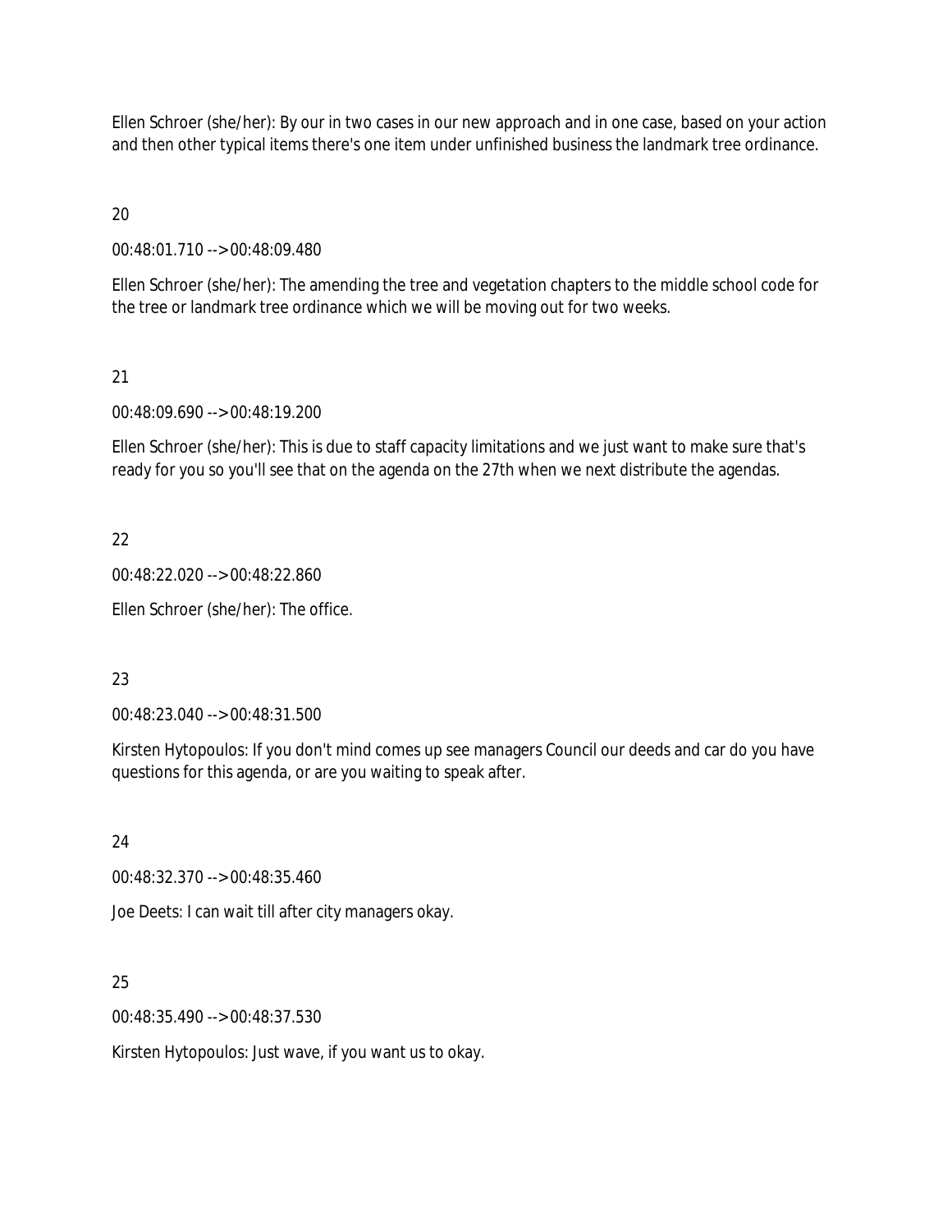Ellen Schroer (she/her): By our in two cases in our new approach and in one case, based on your action and then other typical items there's one item under unfinished business the landmark tree ordinance.

20

00:48:01.710 --> 00:48:09.480

Ellen Schroer (she/her): The amending the tree and vegetation chapters to the middle school code for the tree or landmark tree ordinance which we will be moving out for two weeks.

21

00:48:09.690 --> 00:48:19.200

Ellen Schroer (she/her): This is due to staff capacity limitations and we just want to make sure that's ready for you so you'll see that on the agenda on the 27th when we next distribute the agendas.

22

00:48:22.020 --> 00:48:22.860

Ellen Schroer (she/her): The office.

23

00:48:23.040 --> 00:48:31.500

Kirsten Hytopoulos: If you don't mind comes up see managers Council our deeds and car do you have questions for this agenda, or are you waiting to speak after.

24

00:48:32.370 --> 00:48:35.460

Joe Deets: I can wait till after city managers okay.

25

00:48:35.490 --> 00:48:37.530

Kirsten Hytopoulos: Just wave, if you want us to okay.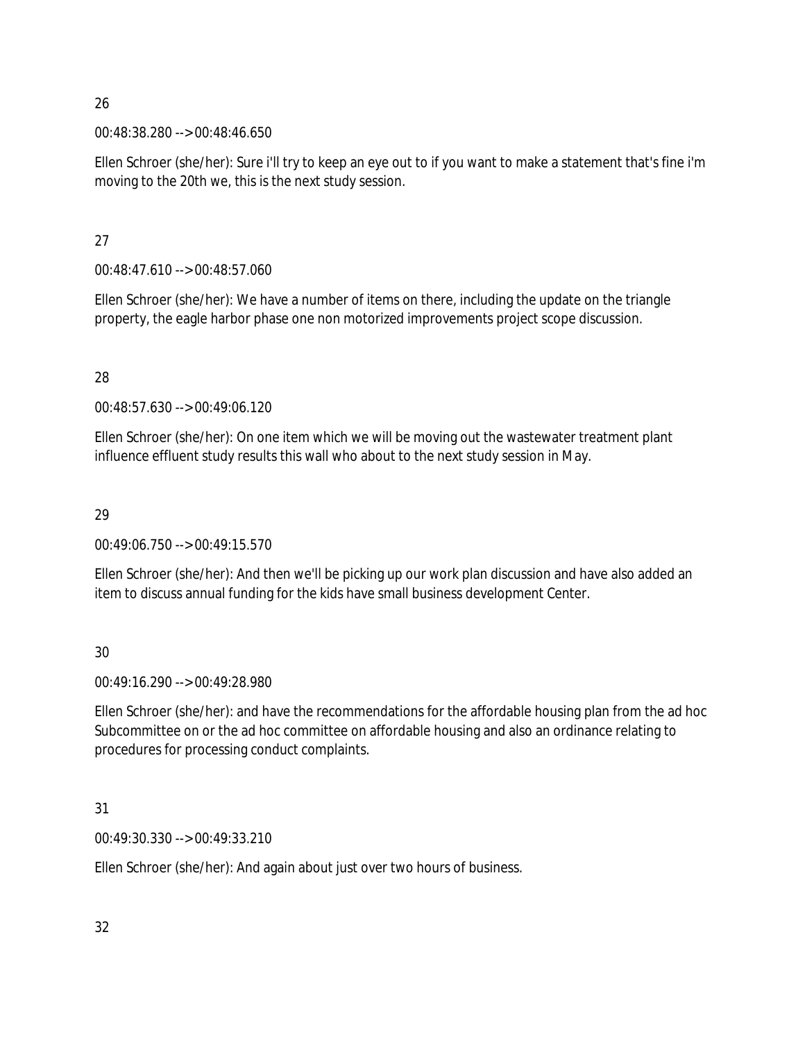26

00:48:38.280 --> 00:48:46.650

Ellen Schroer (she/her): Sure i'll try to keep an eye out to if you want to make a statement that's fine i'm moving to the 20th we, this is the next study session.

27

00:48:47.610 --> 00:48:57.060

Ellen Schroer (she/her): We have a number of items on there, including the update on the triangle property, the eagle harbor phase one non motorized improvements project scope discussion.

28

00:48:57.630 --> 00:49:06.120

Ellen Schroer (she/her): On one item which we will be moving out the wastewater treatment plant influence effluent study results this wall who about to the next study session in May.

29

00:49:06.750 --> 00:49:15.570

Ellen Schroer (she/her): And then we'll be picking up our work plan discussion and have also added an item to discuss annual funding for the kids have small business development Center.

30

00:49:16.290 --> 00:49:28.980

Ellen Schroer (she/her): and have the recommendations for the affordable housing plan from the ad hoc Subcommittee on or the ad hoc committee on affordable housing and also an ordinance relating to procedures for processing conduct complaints.

31

00:49:30.330 --> 00:49:33.210

Ellen Schroer (she/her): And again about just over two hours of business.

32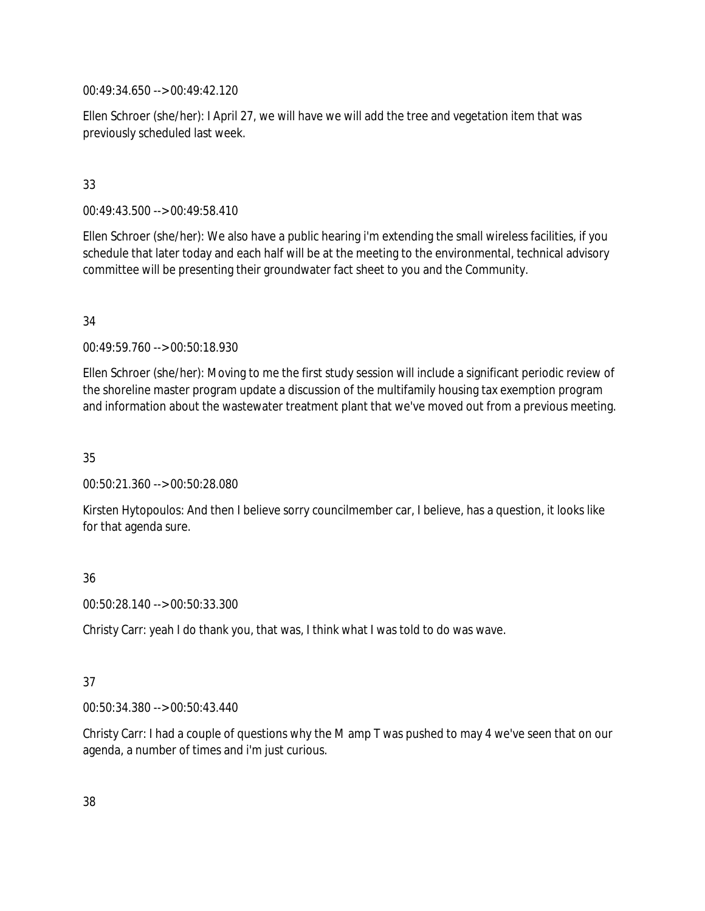00:49:34.650 --> 00:49:42.120

Ellen Schroer (she/her): I April 27, we will have we will add the tree and vegetation item that was previously scheduled last week.

33

00:49:43.500 --> 00:49:58.410

Ellen Schroer (she/her): We also have a public hearing i'm extending the small wireless facilities, if you schedule that later today and each half will be at the meeting to the environmental, technical advisory committee will be presenting their groundwater fact sheet to you and the Community.

34

00:49:59.760 --> 00:50:18.930

Ellen Schroer (she/her): Moving to me the first study session will include a significant periodic review of the shoreline master program update a discussion of the multifamily housing tax exemption program and information about the wastewater treatment plant that we've moved out from a previous meeting.

35

00:50:21.360 --> 00:50:28.080

Kirsten Hytopoulos: And then I believe sorry councilmember car, I believe, has a question, it looks like for that agenda sure.

36

00:50:28.140 --> 00:50:33.300

Christy Carr: yeah I do thank you, that was, I think what I was told to do was wave.

37

00:50:34.380 --> 00:50:43.440

Christy Carr: I had a couple of questions why the M amp T was pushed to may 4 we've seen that on our agenda, a number of times and i'm just curious.

38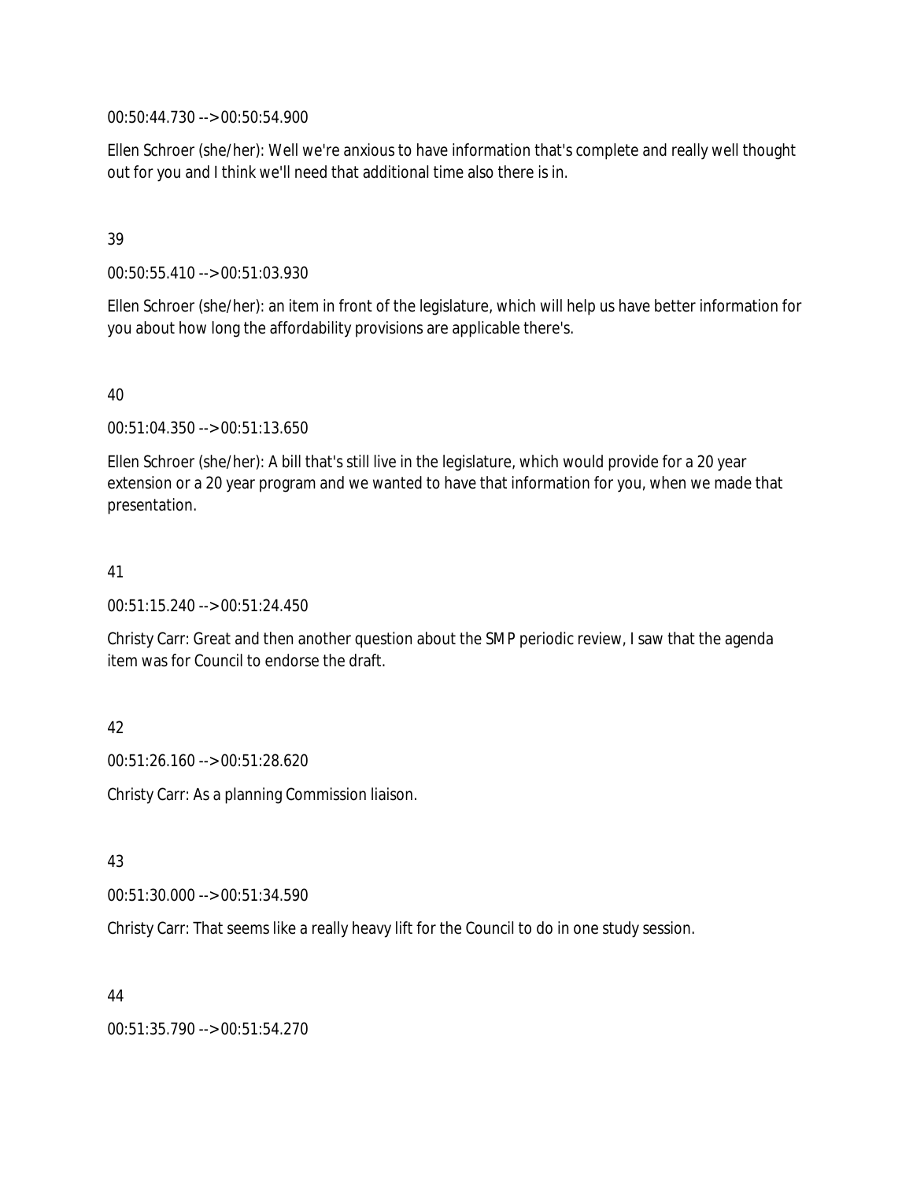00:50:44.730 --> 00:50:54.900

Ellen Schroer (she/her): Well we're anxious to have information that's complete and really well thought out for you and I think we'll need that additional time also there is in.

39

00:50:55.410 --> 00:51:03.930

Ellen Schroer (she/her): an item in front of the legislature, which will help us have better information for you about how long the affordability provisions are applicable there's.

40

00:51:04.350 --> 00:51:13.650

Ellen Schroer (she/her): A bill that's still live in the legislature, which would provide for a 20 year extension or a 20 year program and we wanted to have that information for you, when we made that presentation.

41

00:51:15.240 --> 00:51:24.450

Christy Carr: Great and then another question about the SMP periodic review, I saw that the agenda item was for Council to endorse the draft.

42

00:51:26.160 --> 00:51:28.620

Christy Carr: As a planning Commission liaison.

43

00:51:30.000 --> 00:51:34.590

Christy Carr: That seems like a really heavy lift for the Council to do in one study session.

44

00:51:35.790 --> 00:51:54.270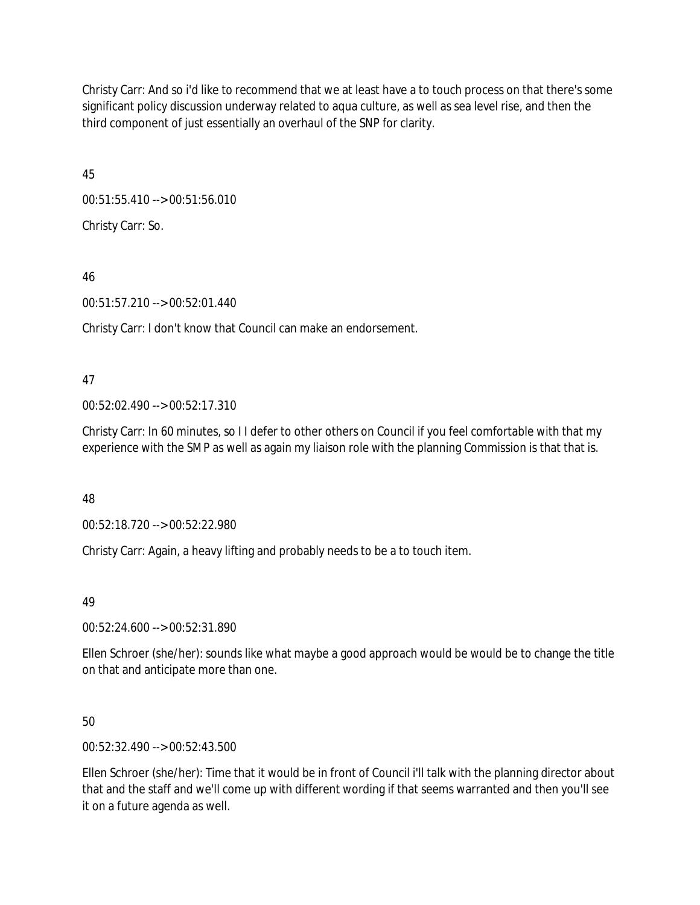Christy Carr: And so i'd like to recommend that we at least have a to touch process on that there's some significant policy discussion underway related to aqua culture, as well as sea level rise, and then the third component of just essentially an overhaul of the SNP for clarity.

45

00:51:55.410 --> 00:51:56.010

Christy Carr: So.

46

00:51:57.210 --> 00:52:01.440

Christy Carr: I don't know that Council can make an endorsement.

47

00:52:02.490 --> 00:52:17.310

Christy Carr: In 60 minutes, so I I defer to other others on Council if you feel comfortable with that my experience with the SMP as well as again my liaison role with the planning Commission is that that is.

48

00:52:18.720 --> 00:52:22.980

Christy Carr: Again, a heavy lifting and probably needs to be a to touch item.

49

00:52:24.600 --> 00:52:31.890

Ellen Schroer (she/her): sounds like what maybe a good approach would be would be to change the title on that and anticipate more than one.

50

00:52:32.490 --> 00:52:43.500

Ellen Schroer (she/her): Time that it would be in front of Council i'll talk with the planning director about that and the staff and we'll come up with different wording if that seems warranted and then you'll see it on a future agenda as well.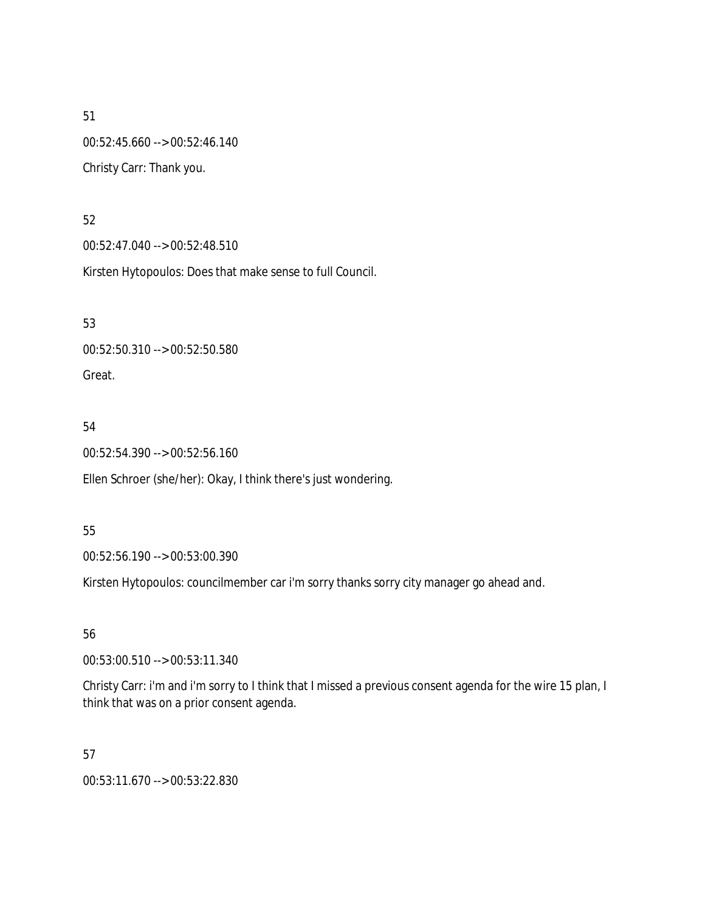51

00:52:45.660 --> 00:52:46.140

Christy Carr: Thank you.

52

00:52:47.040 --> 00:52:48.510

Kirsten Hytopoulos: Does that make sense to full Council.

53

00:52:50.310 --> 00:52:50.580

Great.

54

00:52:54.390 --> 00:52:56.160

Ellen Schroer (she/her): Okay, I think there's just wondering.

55

00:52:56.190 --> 00:53:00.390

Kirsten Hytopoulos: councilmember car i'm sorry thanks sorry city manager go ahead and.

56

00:53:00.510 --> 00:53:11.340

Christy Carr: i'm and i'm sorry to I think that I missed a previous consent agenda for the wire 15 plan, I think that was on a prior consent agenda.

57

00:53:11.670 --> 00:53:22.830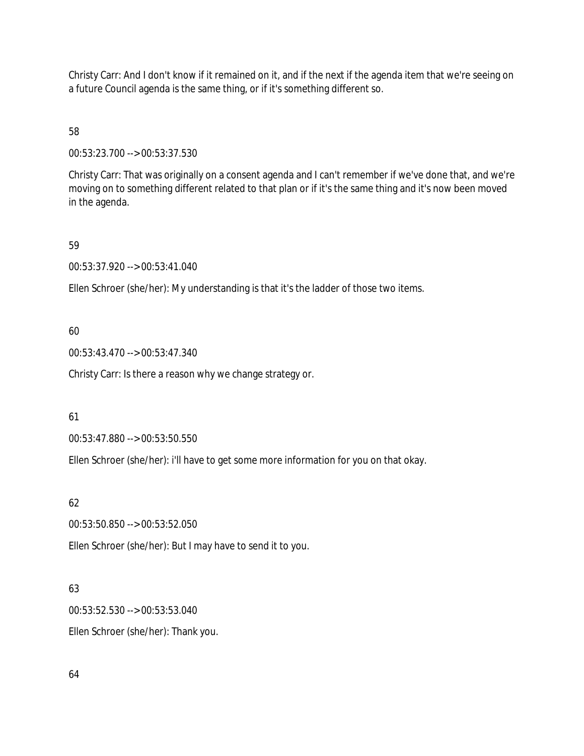Christy Carr: And I don't know if it remained on it, and if the next if the agenda item that we're seeing on a future Council agenda is the same thing, or if it's something different so.

58

00:53:23.700 --> 00:53:37.530

Christy Carr: That was originally on a consent agenda and I can't remember if we've done that, and we're moving on to something different related to that plan or if it's the same thing and it's now been moved in the agenda.

59

00:53:37.920 --> 00:53:41.040

Ellen Schroer (she/her): My understanding is that it's the ladder of those two items.

60

00:53:43.470 --> 00:53:47.340

Christy Carr: Is there a reason why we change strategy or.

61

00:53:47.880 --> 00:53:50.550

Ellen Schroer (she/her): i'll have to get some more information for you on that okay.

62

00:53:50.850 --> 00:53:52.050

Ellen Schroer (she/her): But I may have to send it to you.

63

00:53:52.530 --> 00:53:53.040

Ellen Schroer (she/her): Thank you.

64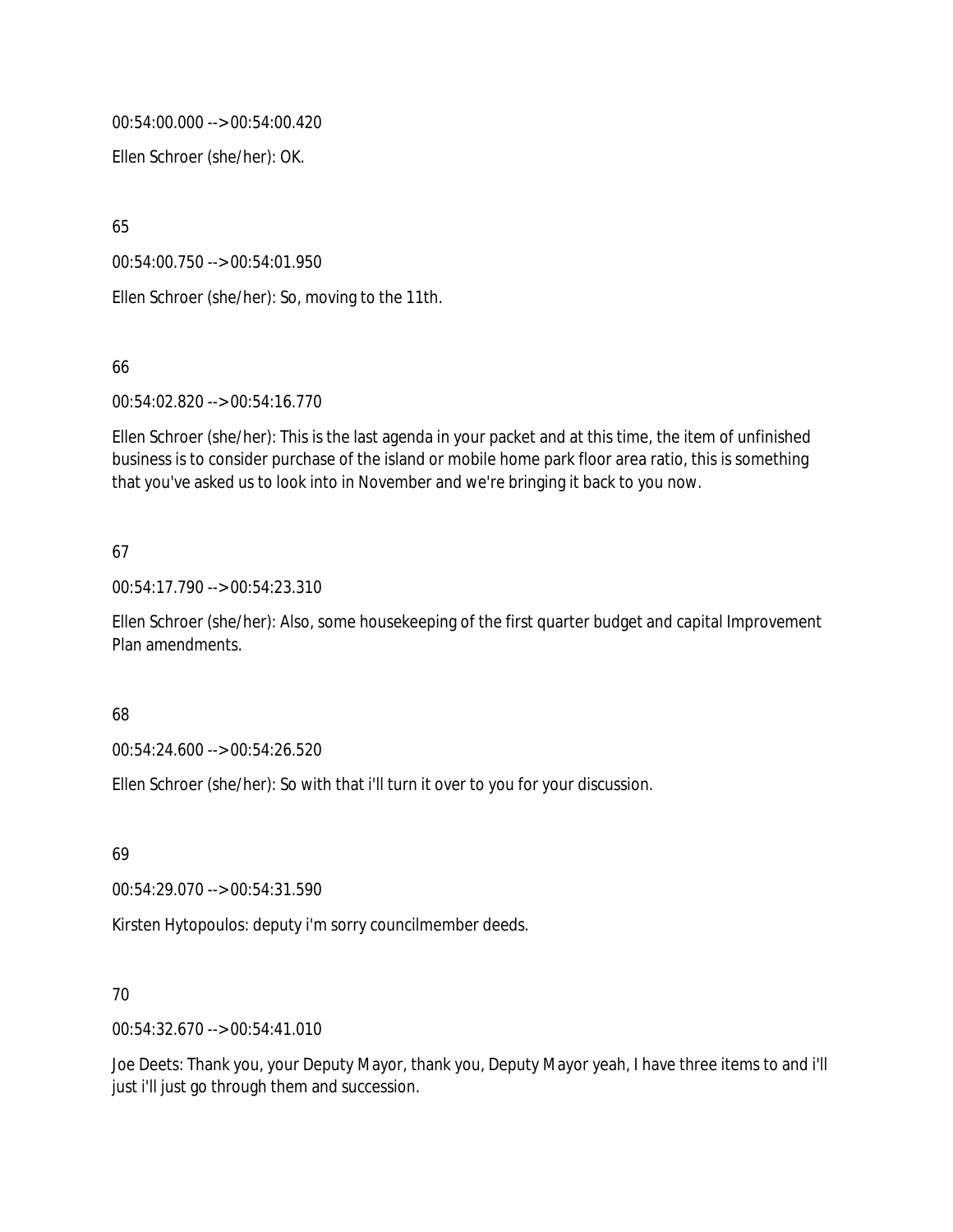00:54:00.000 --> 00:54:00.420

Ellen Schroer (she/her): OK.

65

00:54:00.750 --> 00:54:01.950

Ellen Schroer (she/her): So, moving to the 11th.

66

00:54:02.820 --> 00:54:16.770

Ellen Schroer (she/her): This is the last agenda in your packet and at this time, the item of unfinished business is to consider purchase of the island or mobile home park floor area ratio, this is something that you've asked us to look into in November and we're bringing it back to you now.

67

00:54:17.790 --> 00:54:23.310

Ellen Schroer (she/her): Also, some housekeeping of the first quarter budget and capital Improvement Plan amendments.

68

00:54:24.600 --> 00:54:26.520

Ellen Schroer (she/her): So with that i'll turn it over to you for your discussion.

69

00:54:29.070 --> 00:54:31.590

Kirsten Hytopoulos: deputy i'm sorry councilmember deeds.

70

00:54:32.670 --> 00:54:41.010

Joe Deets: Thank you, your Deputy Mayor, thank you, Deputy Mayor yeah, I have three items to and i'll just i'll just go through them and succession.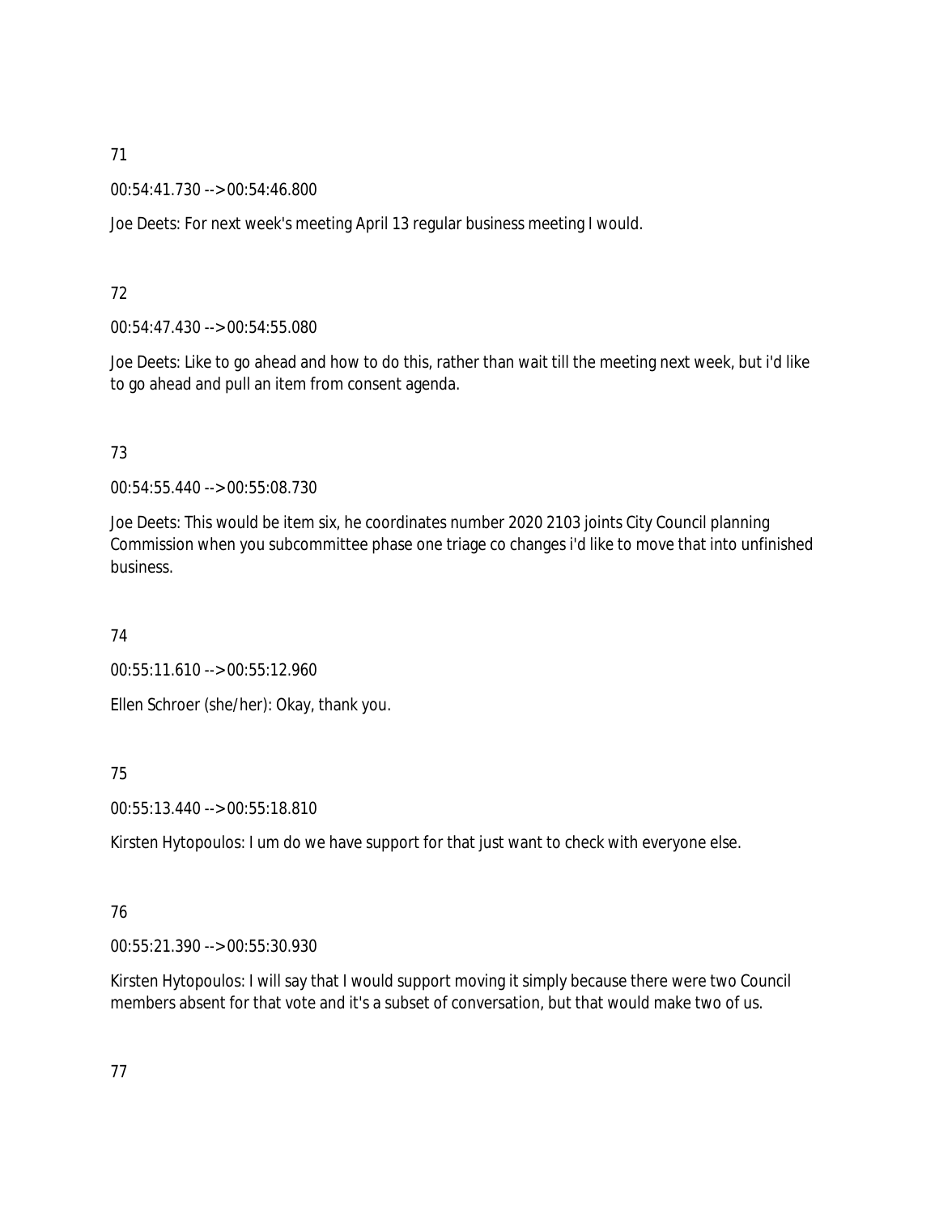71

00:54:41.730 --> 00:54:46.800

Joe Deets: For next week's meeting April 13 regular business meeting I would.

72

00:54:47.430 --> 00:54:55.080

Joe Deets: Like to go ahead and how to do this, rather than wait till the meeting next week, but i'd like to go ahead and pull an item from consent agenda.

73

00:54:55.440 --> 00:55:08.730

Joe Deets: This would be item six, he coordinates number 2020 2103 joints City Council planning Commission when you subcommittee phase one triage co changes i'd like to move that into unfinished business.

74

00:55:11.610 --> 00:55:12.960

Ellen Schroer (she/her): Okay, thank you.

75

00:55:13.440 --> 00:55:18.810

Kirsten Hytopoulos: I um do we have support for that just want to check with everyone else.

76

00:55:21.390 --> 00:55:30.930

Kirsten Hytopoulos: I will say that I would support moving it simply because there were two Council members absent for that vote and it's a subset of conversation, but that would make two of us.

77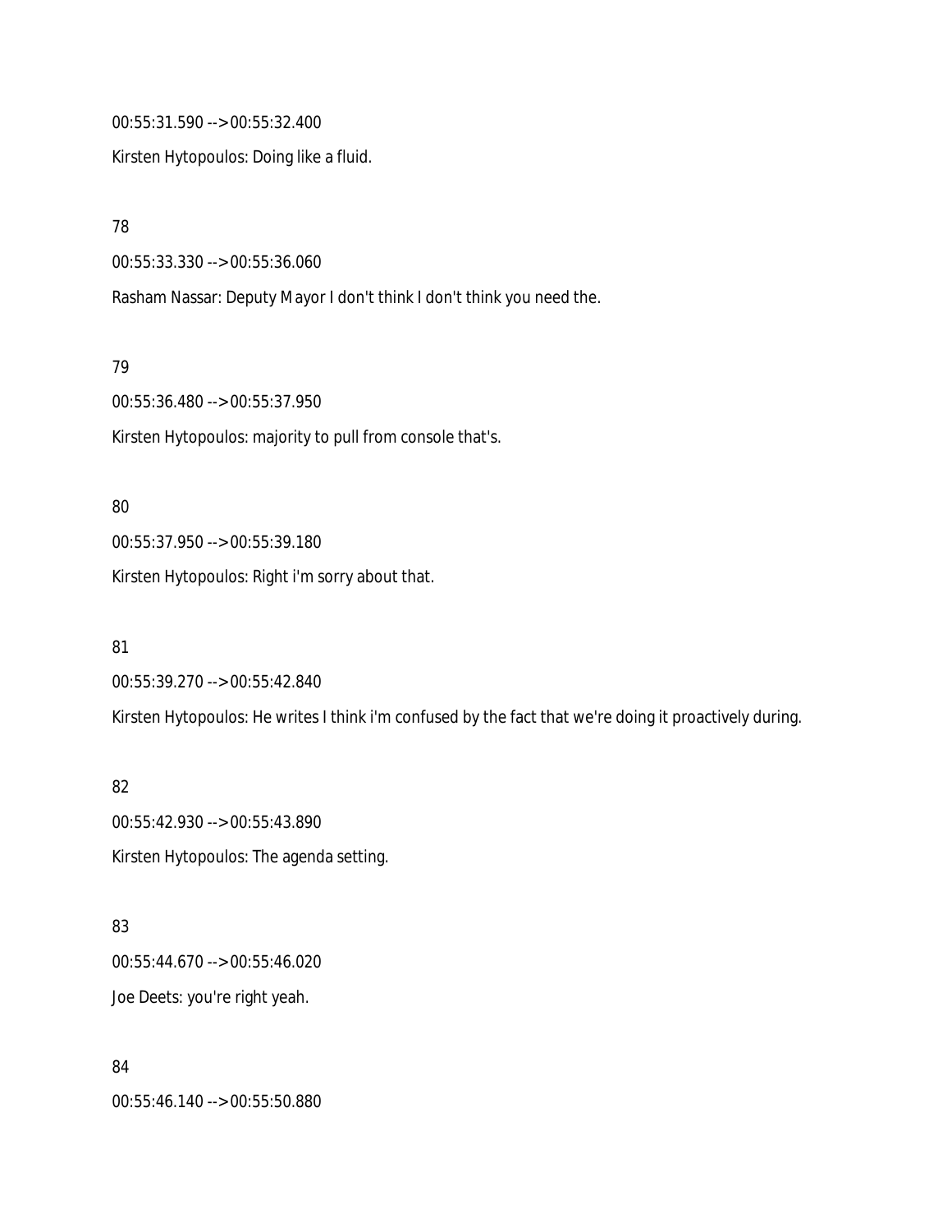00:55:31.590 --> 00:55:32.400

Kirsten Hytopoulos: Doing like a fluid.

78

00:55:33.330 --> 00:55:36.060

Rasham Nassar: Deputy Mayor I don't think I don't think you need the.

79

00:55:36.480 --> 00:55:37.950

Kirsten Hytopoulos: majority to pull from console that's.

80

00:55:37.950 --> 00:55:39.180

Kirsten Hytopoulos: Right i'm sorry about that.

81

00:55:39.270 --> 00:55:42.840

Kirsten Hytopoulos: He writes I think i'm confused by the fact that we're doing it proactively during.

82

00:55:42.930 --> 00:55:43.890

Kirsten Hytopoulos: The agenda setting.

83

00:55:44.670 --> 00:55:46.020

Joe Deets: you're right yeah.

84

00:55:46.140 --> 00:55:50.880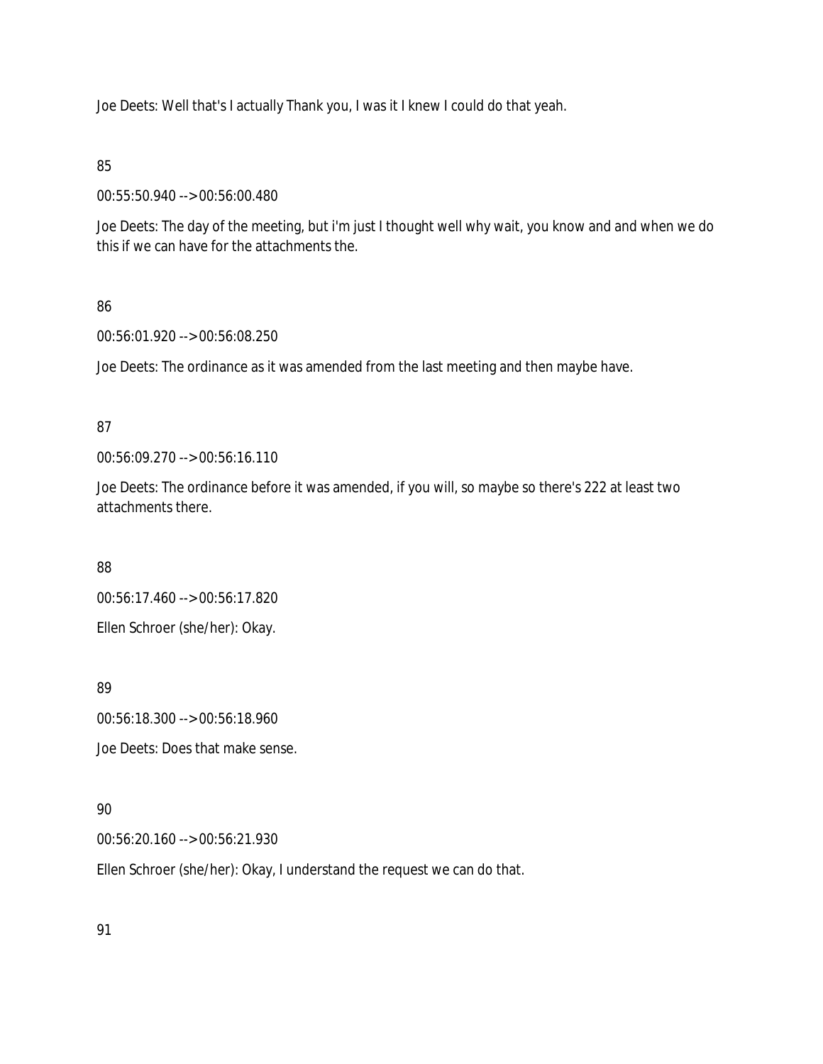Joe Deets: Well that's I actually Thank you, I was it I knew I could do that yeah.

85

00:55:50.940 --> 00:56:00.480

Joe Deets: The day of the meeting, but i'm just I thought well why wait, you know and and when we do this if we can have for the attachments the.

86

00:56:01.920 --> 00:56:08.250

Joe Deets: The ordinance as it was amended from the last meeting and then maybe have.

87

00:56:09.270 --> 00:56:16.110

Joe Deets: The ordinance before it was amended, if you will, so maybe so there's 222 at least two attachments there.

88

00:56:17.460 --> 00:56:17.820

Ellen Schroer (she/her): Okay.

89

00:56:18.300 --> 00:56:18.960

Joe Deets: Does that make sense.

90

00:56:20.160 --> 00:56:21.930

Ellen Schroer (she/her): Okay, I understand the request we can do that.

91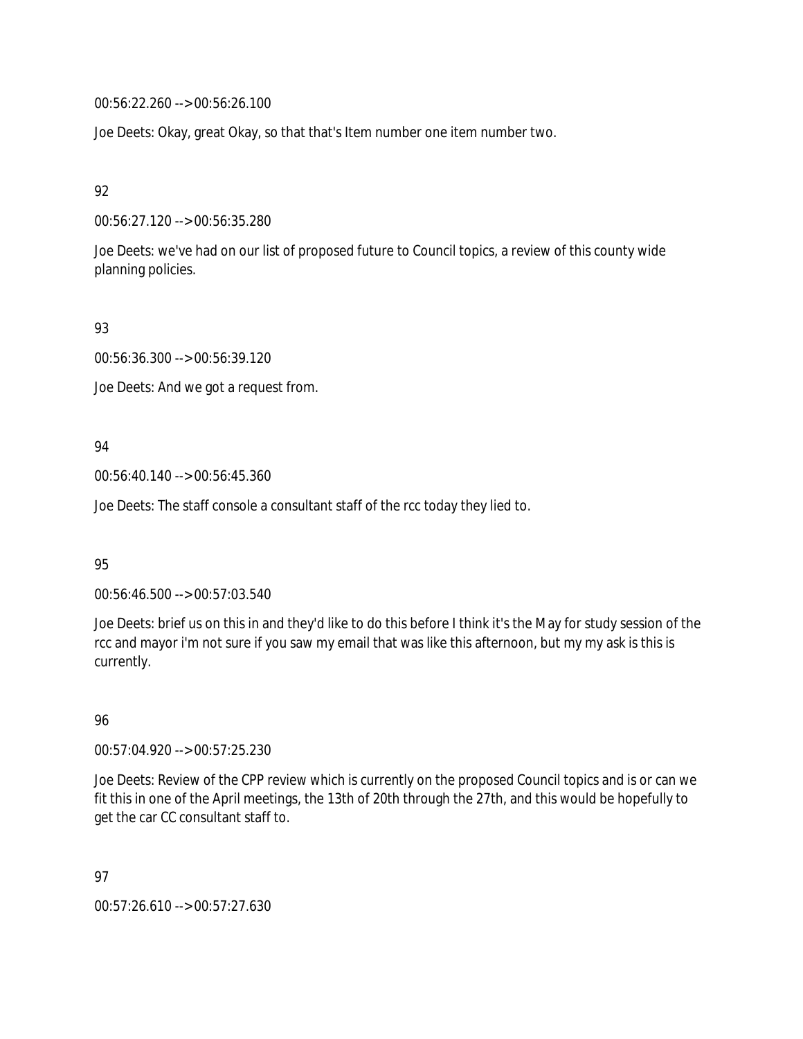00:56:22.260 --> 00:56:26.100

Joe Deets: Okay, great Okay, so that that's Item number one item number two.

92

00:56:27.120 --> 00:56:35.280

Joe Deets: we've had on our list of proposed future to Council topics, a review of this county wide planning policies.

93

00:56:36.300 --> 00:56:39.120

Joe Deets: And we got a request from.

94

00:56:40.140 --> 00:56:45.360

Joe Deets: The staff console a consultant staff of the rcc today they lied to.

95

00:56:46.500 --> 00:57:03.540

Joe Deets: brief us on this in and they'd like to do this before I think it's the May for study session of the rcc and mayor i'm not sure if you saw my email that was like this afternoon, but my my ask is this is currently.

96

00:57:04.920 --> 00:57:25.230

Joe Deets: Review of the CPP review which is currently on the proposed Council topics and is or can we fit this in one of the April meetings, the 13th of 20th through the 27th, and this would be hopefully to get the car CC consultant staff to.

97

00:57:26.610 --> 00:57:27.630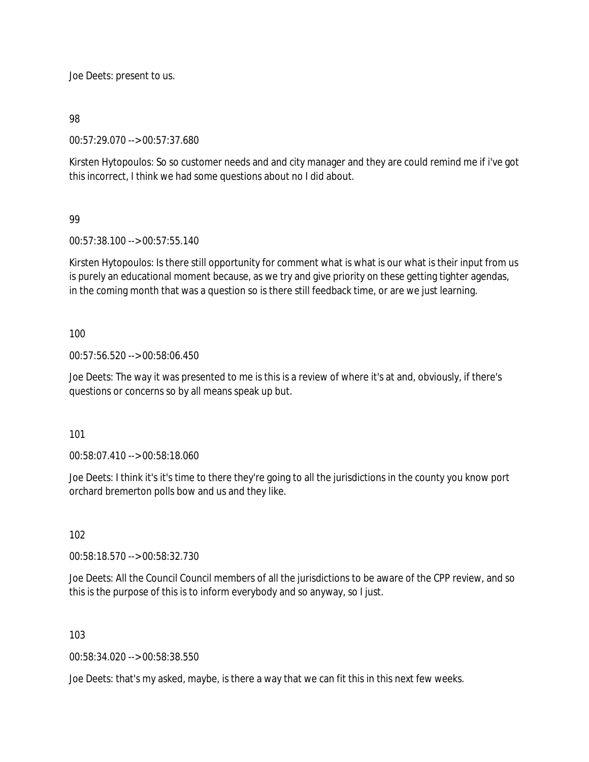Joe Deets: present to us.

98

00:57:29.070 --> 00:57:37.680

Kirsten Hytopoulos: So so customer needs and and city manager and they are could remind me if i've got this incorrect, I think we had some questions about no I did about.

99

00:57:38.100 --> 00:57:55.140

Kirsten Hytopoulos: Is there still opportunity for comment what is what is our what is their input from us is purely an educational moment because, as we try and give priority on these getting tighter agendas, in the coming month that was a question so is there still feedback time, or are we just learning.

100

00:57:56.520 --> 00:58:06.450

Joe Deets: The way it was presented to me is this is a review of where it's at and, obviously, if there's questions or concerns so by all means speak up but.

101

00:58:07.410 --> 00:58:18.060

Joe Deets: I think it's it's time to there they're going to all the jurisdictions in the county you know port orchard bremerton polls bow and us and they like.

102

00:58:18.570 --> 00:58:32.730

Joe Deets: All the Council Council members of all the jurisdictions to be aware of the CPP review, and so this is the purpose of this is to inform everybody and so anyway, so I just.

103

00:58:34.020 --> 00:58:38.550

Joe Deets: that's my asked, maybe, is there a way that we can fit this in this next few weeks.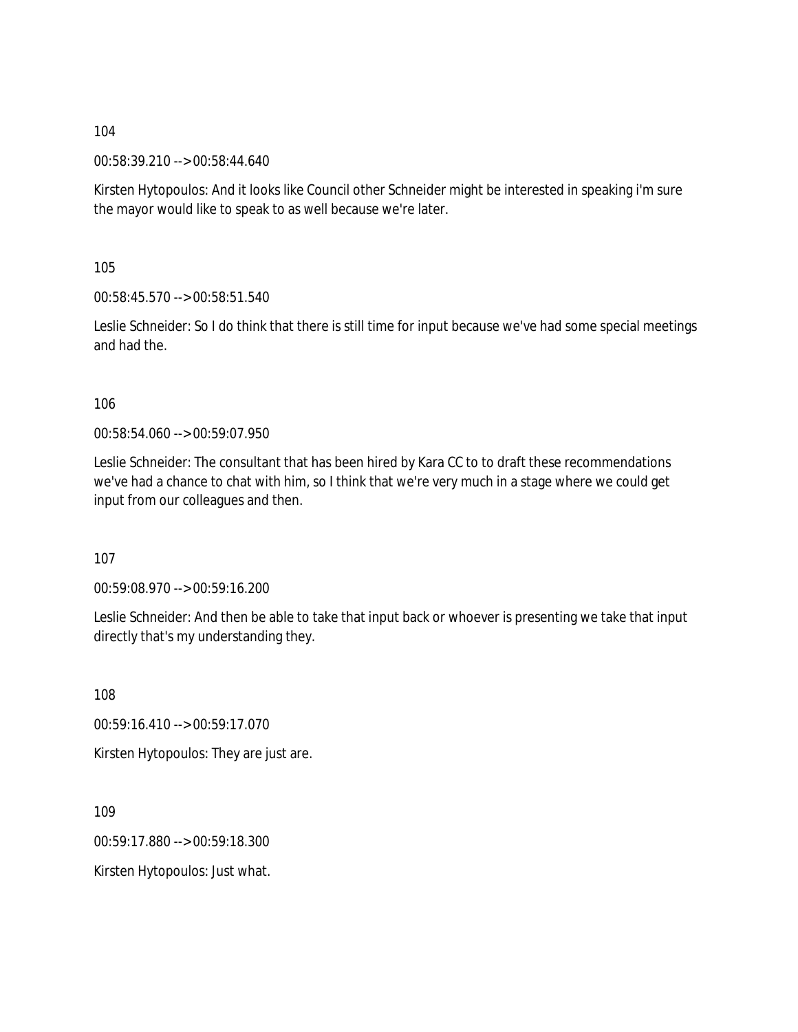104

00:58:39.210 --> 00:58:44.640

Kirsten Hytopoulos: And it looks like Council other Schneider might be interested in speaking i'm sure the mayor would like to speak to as well because we're later.

105

00:58:45.570 --> 00:58:51.540

Leslie Schneider: So I do think that there is still time for input because we've had some special meetings and had the.

106

00:58:54.060 --> 00:59:07.950

Leslie Schneider: The consultant that has been hired by Kara CC to to draft these recommendations we've had a chance to chat with him, so I think that we're very much in a stage where we could get input from our colleagues and then.

107

00:59:08.970 --> 00:59:16.200

Leslie Schneider: And then be able to take that input back or whoever is presenting we take that input directly that's my understanding they.

108

00:59:16.410 --> 00:59:17.070

Kirsten Hytopoulos: They are just are.

109

00:59:17.880 --> 00:59:18.300

Kirsten Hytopoulos: Just what.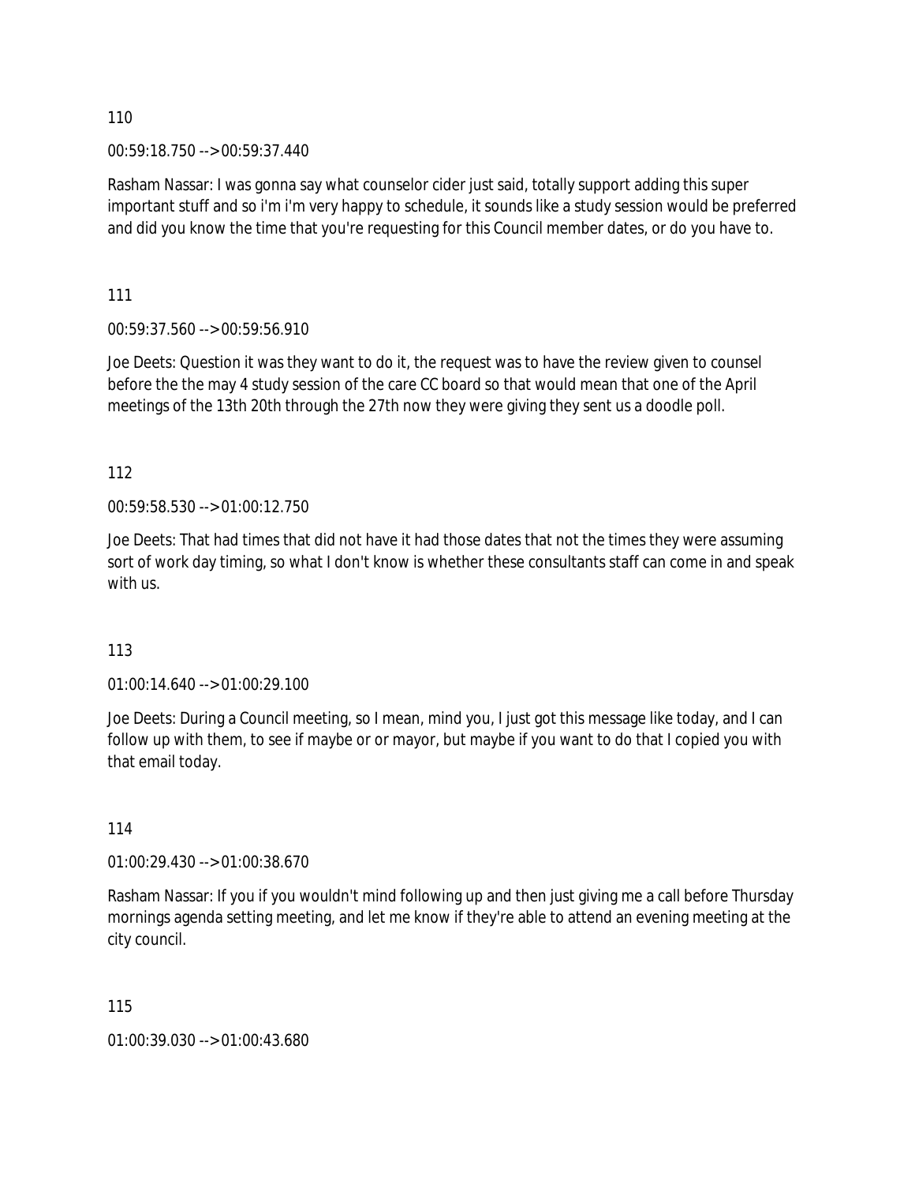110

00:59:18.750 --> 00:59:37.440

Rasham Nassar: I was gonna say what counselor cider just said, totally support adding this super important stuff and so i'm i'm very happy to schedule, it sounds like a study session would be preferred and did you know the time that you're requesting for this Council member dates, or do you have to.

111

00:59:37.560 --> 00:59:56.910

Joe Deets: Question it was they want to do it, the request was to have the review given to counsel before the the may 4 study session of the care CC board so that would mean that one of the April meetings of the 13th 20th through the 27th now they were giving they sent us a doodle poll.

112

00:59:58.530 --> 01:00:12.750

Joe Deets: That had times that did not have it had those dates that not the times they were assuming sort of work day timing, so what I don't know is whether these consultants staff can come in and speak with us.

113

01:00:14.640 --> 01:00:29.100

Joe Deets: During a Council meeting, so I mean, mind you, I just got this message like today, and I can follow up with them, to see if maybe or or mayor, but maybe if you want to do that I copied you with that email today.

114

01:00:29.430 --> 01:00:38.670

Rasham Nassar: If you if you wouldn't mind following up and then just giving me a call before Thursday mornings agenda setting meeting, and let me know if they're able to attend an evening meeting at the city council.

115

01:00:39.030 --> 01:00:43.680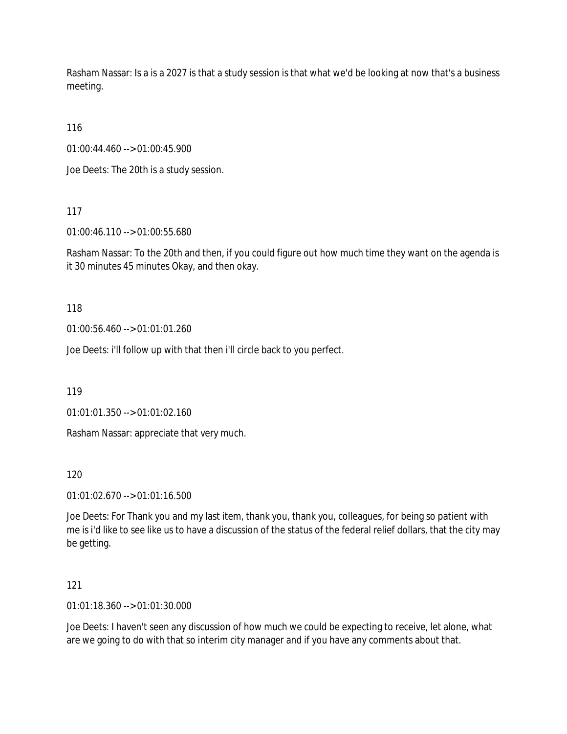Rasham Nassar: Is a is a 2027 is that a study session is that what we'd be looking at now that's a business meeting.

116

01:00:44.460 --> 01:00:45.900

Joe Deets: The 20th is a study session.

117

01:00:46.110 --> 01:00:55.680

Rasham Nassar: To the 20th and then, if you could figure out how much time they want on the agenda is it 30 minutes 45 minutes Okay, and then okay.

118

01:00:56.460 --> 01:01:01.260

Joe Deets: i'll follow up with that then i'll circle back to you perfect.

119

01:01:01.350 --> 01:01:02.160

Rasham Nassar: appreciate that very much.

120

01:01:02.670 --> 01:01:16.500

Joe Deets: For Thank you and my last item, thank you, thank you, colleagues, for being so patient with me is i'd like to see like us to have a discussion of the status of the federal relief dollars, that the city may be getting.

121

01:01:18.360 --> 01:01:30.000

Joe Deets: I haven't seen any discussion of how much we could be expecting to receive, let alone, what are we going to do with that so interim city manager and if you have any comments about that.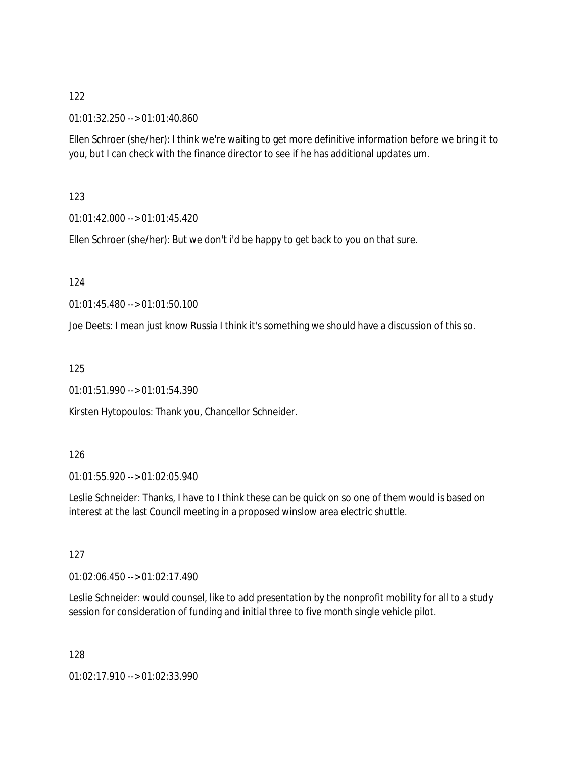122

01:01:32.250 --> 01:01:40.860

Ellen Schroer (she/her): I think we're waiting to get more definitive information before we bring it to you, but I can check with the finance director to see if he has additional updates um.

123

01:01:42.000 --> 01:01:45.420

Ellen Schroer (she/her): But we don't i'd be happy to get back to you on that sure.

124

01:01:45.480 --> 01:01:50.100

Joe Deets: I mean just know Russia I think it's something we should have a discussion of this so.

125

01:01:51.990 --> 01:01:54.390

Kirsten Hytopoulos: Thank you, Chancellor Schneider.

126

01:01:55.920 --> 01:02:05.940

Leslie Schneider: Thanks, I have to I think these can be quick on so one of them would is based on interest at the last Council meeting in a proposed winslow area electric shuttle.

127

01:02:06.450 --> 01:02:17.490

Leslie Schneider: would counsel, like to add presentation by the nonprofit mobility for all to a study session for consideration of funding and initial three to five month single vehicle pilot.

128

01:02:17.910 --> 01:02:33.990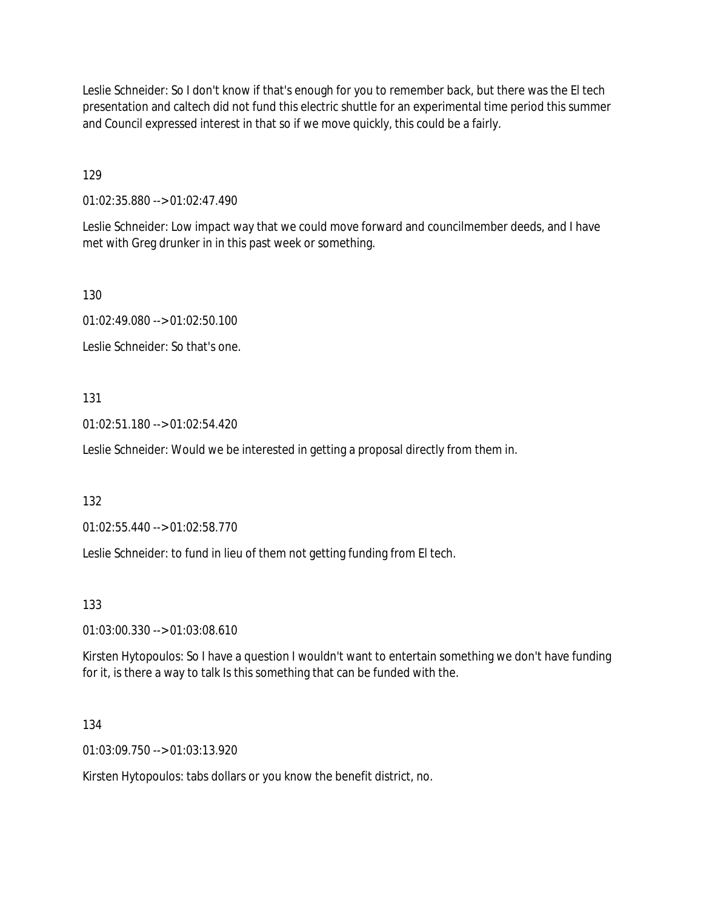Leslie Schneider: So I don't know if that's enough for you to remember back, but there was the El tech presentation and caltech did not fund this electric shuttle for an experimental time period this summer and Council expressed interest in that so if we move quickly, this could be a fairly.

129

01:02:35.880 --> 01:02:47.490

Leslie Schneider: Low impact way that we could move forward and councilmember deeds, and I have met with Greg drunker in in this past week or something.

130

01:02:49.080 --> 01:02:50.100

Leslie Schneider: So that's one.

131

01:02:51.180 --> 01:02:54.420

Leslie Schneider: Would we be interested in getting a proposal directly from them in.

132

01:02:55.440 --> 01:02:58.770

Leslie Schneider: to fund in lieu of them not getting funding from El tech.

133

01:03:00.330 --> 01:03:08.610

Kirsten Hytopoulos: So I have a question I wouldn't want to entertain something we don't have funding for it, is there a way to talk Is this something that can be funded with the.

134

01:03:09.750 --> 01:03:13.920

Kirsten Hytopoulos: tabs dollars or you know the benefit district, no.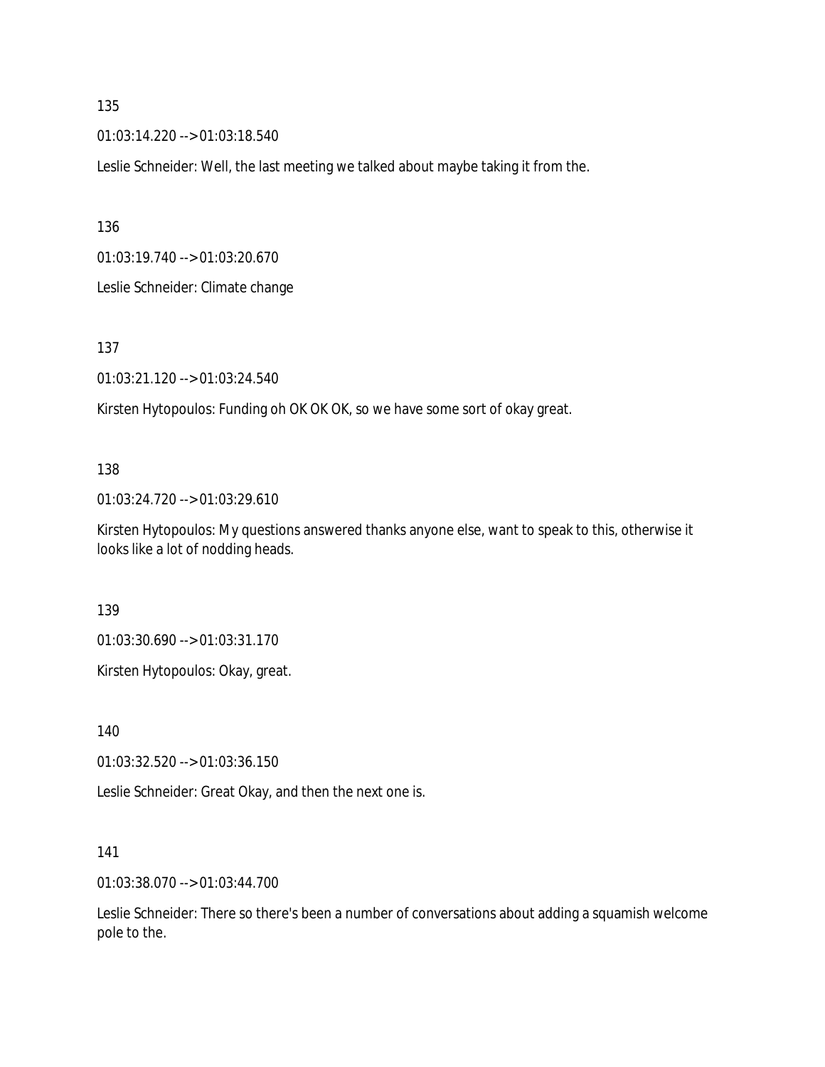135

01:03:14.220 --> 01:03:18.540

Leslie Schneider: Well, the last meeting we talked about maybe taking it from the.

136

01:03:19.740 --> 01:03:20.670

Leslie Schneider: Climate change

137

01:03:21.120 --> 01:03:24.540

Kirsten Hytopoulos: Funding oh OK OK OK, so we have some sort of okay great.

138

01:03:24.720 --> 01:03:29.610

Kirsten Hytopoulos: My questions answered thanks anyone else, want to speak to this, otherwise it looks like a lot of nodding heads.

139

01:03:30.690 --> 01:03:31.170

Kirsten Hytopoulos: Okay, great.

140

01:03:32.520 --> 01:03:36.150

Leslie Schneider: Great Okay, and then the next one is.

141

01:03:38.070 --> 01:03:44.700

Leslie Schneider: There so there's been a number of conversations about adding a squamish welcome pole to the.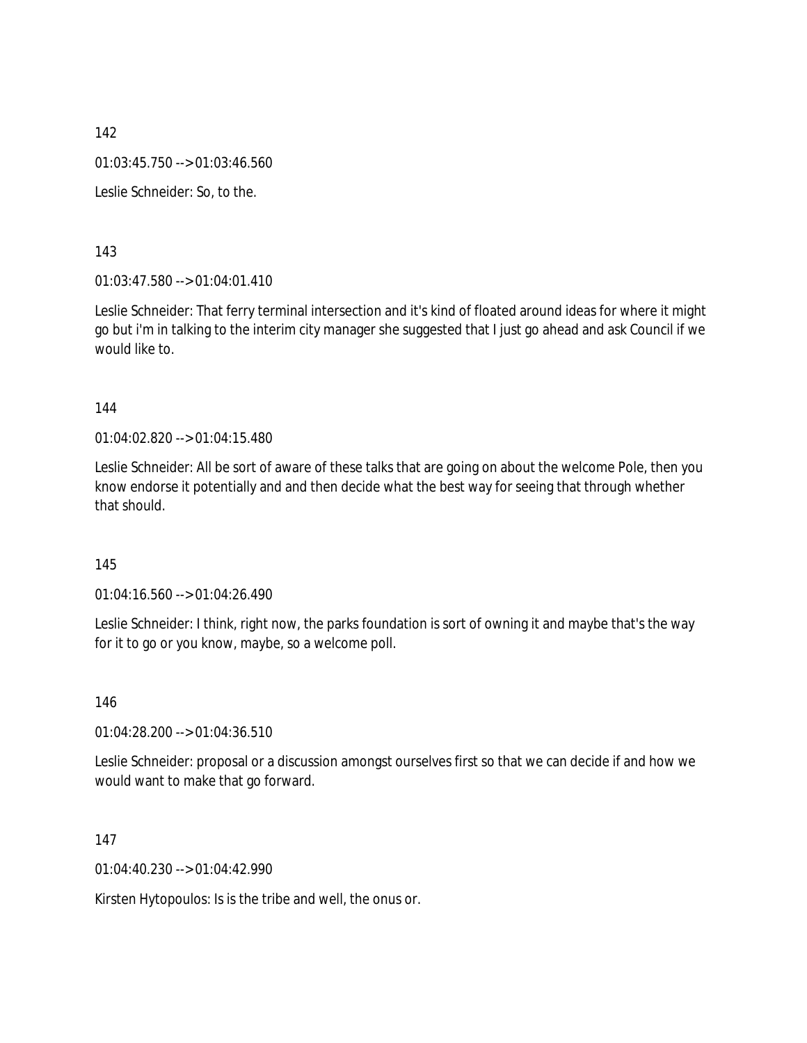142

01:03:45.750 --> 01:03:46.560

Leslie Schneider: So, to the.

143

01:03:47.580 --> 01:04:01.410

Leslie Schneider: That ferry terminal intersection and it's kind of floated around ideas for where it might go but i'm in talking to the interim city manager she suggested that I just go ahead and ask Council if we would like to.

144

01:04:02.820 --> 01:04:15.480

Leslie Schneider: All be sort of aware of these talks that are going on about the welcome Pole, then you know endorse it potentially and and then decide what the best way for seeing that through whether that should.

145

01:04:16.560 --> 01:04:26.490

Leslie Schneider: I think, right now, the parks foundation is sort of owning it and maybe that's the way for it to go or you know, maybe, so a welcome poll.

146

01:04:28.200 --> 01:04:36.510

Leslie Schneider: proposal or a discussion amongst ourselves first so that we can decide if and how we would want to make that go forward.

147

01:04:40.230 --> 01:04:42.990

Kirsten Hytopoulos: Is is the tribe and well, the onus or.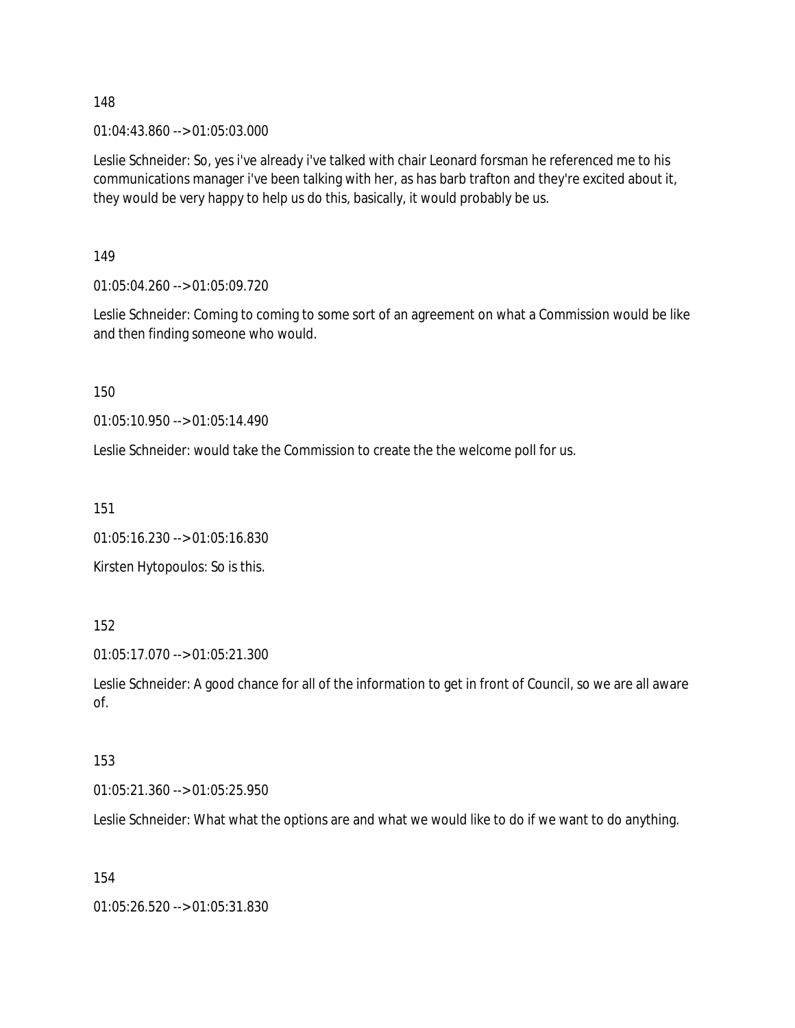148

01:04:43.860 --> 01:05:03.000

Leslie Schneider: So, yes i've already i've talked with chair Leonard forsman he referenced me to his communications manager i've been talking with her, as has barb trafton and they're excited about it, they would be very happy to help us do this, basically, it would probably be us.

149

01:05:04.260 --> 01:05:09.720

Leslie Schneider: Coming to coming to some sort of an agreement on what a Commission would be like and then finding someone who would.

150

01:05:10.950 --> 01:05:14.490

Leslie Schneider: would take the Commission to create the the welcome poll for us.

151

01:05:16.230 --> 01:05:16.830

Kirsten Hytopoulos: So is this.

152

01:05:17.070 --> 01:05:21.300

Leslie Schneider: A good chance for all of the information to get in front of Council, so we are all aware of.

153

01:05:21.360 --> 01:05:25.950

Leslie Schneider: What what the options are and what we would like to do if we want to do anything.

154

01:05:26.520 --> 01:05:31.830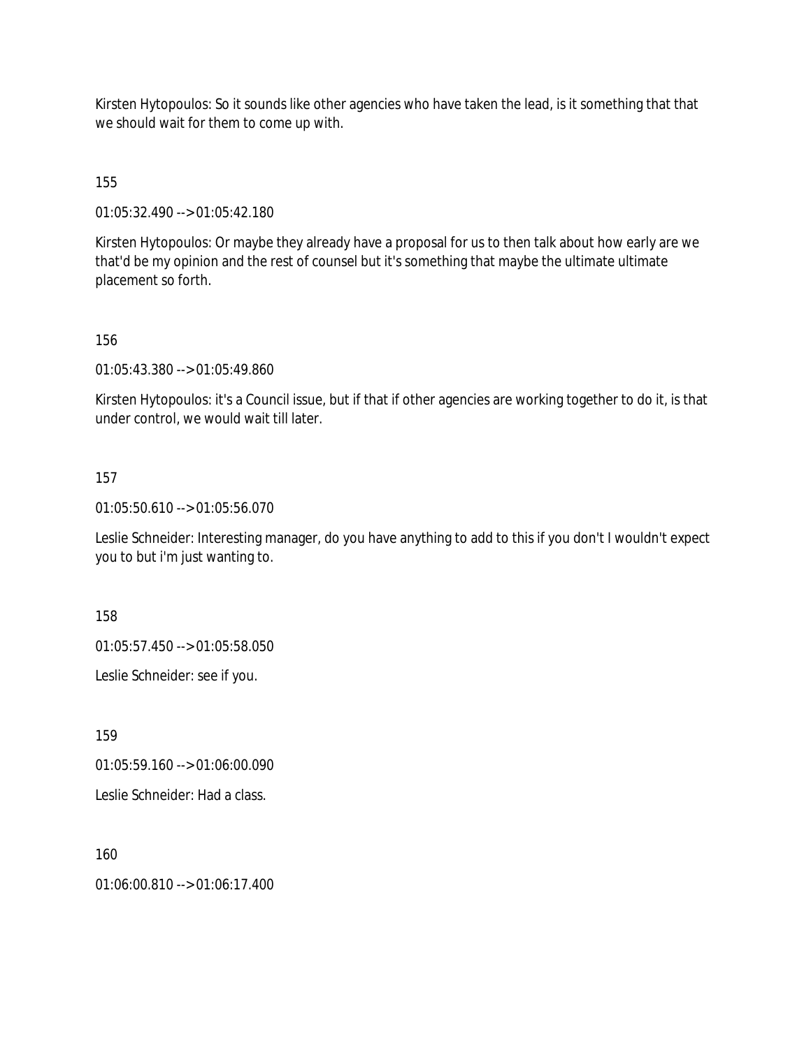Kirsten Hytopoulos: So it sounds like other agencies who have taken the lead, is it something that that we should wait for them to come up with.

155

01:05:32.490 --> 01:05:42.180

Kirsten Hytopoulos: Or maybe they already have a proposal for us to then talk about how early are we that'd be my opinion and the rest of counsel but it's something that maybe the ultimate ultimate placement so forth.

156

01:05:43.380 --> 01:05:49.860

Kirsten Hytopoulos: it's a Council issue, but if that if other agencies are working together to do it, is that under control, we would wait till later.

157

01:05:50.610 --> 01:05:56.070

Leslie Schneider: Interesting manager, do you have anything to add to this if you don't I wouldn't expect you to but i'm just wanting to.

158

01:05:57.450 --> 01:05:58.050

Leslie Schneider: see if you.

159

01:05:59.160 --> 01:06:00.090

Leslie Schneider: Had a class.

160

01:06:00.810 --> 01:06:17.400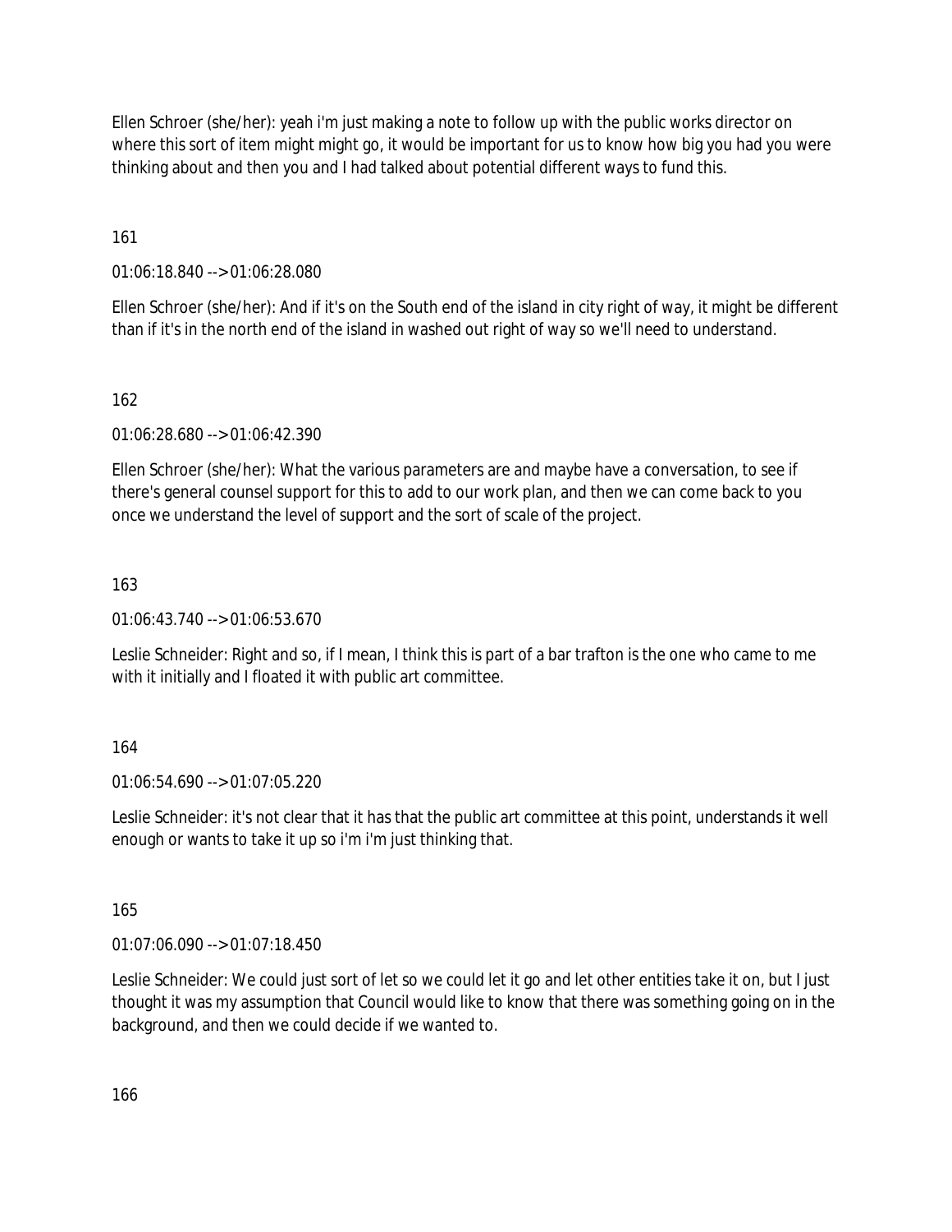Ellen Schroer (she/her): yeah i'm just making a note to follow up with the public works director on where this sort of item might might go, it would be important for us to know how big you had you were thinking about and then you and I had talked about potential different ways to fund this.

161

01:06:18.840 --> 01:06:28.080

Ellen Schroer (she/her): And if it's on the South end of the island in city right of way, it might be different than if it's in the north end of the island in washed out right of way so we'll need to understand.

162

01:06:28.680 --> 01:06:42.390

Ellen Schroer (she/her): What the various parameters are and maybe have a conversation, to see if there's general counsel support for this to add to our work plan, and then we can come back to you once we understand the level of support and the sort of scale of the project.

163

01:06:43.740 --> 01:06:53.670

Leslie Schneider: Right and so, if I mean, I think this is part of a bar trafton is the one who came to me with it initially and I floated it with public art committee.

164

01:06:54.690 --> 01:07:05.220

Leslie Schneider: it's not clear that it has that the public art committee at this point, understands it well enough or wants to take it up so i'm i'm just thinking that.

165

01:07:06.090 --> 01:07:18.450

Leslie Schneider: We could just sort of let so we could let it go and let other entities take it on, but I just thought it was my assumption that Council would like to know that there was something going on in the background, and then we could decide if we wanted to.

166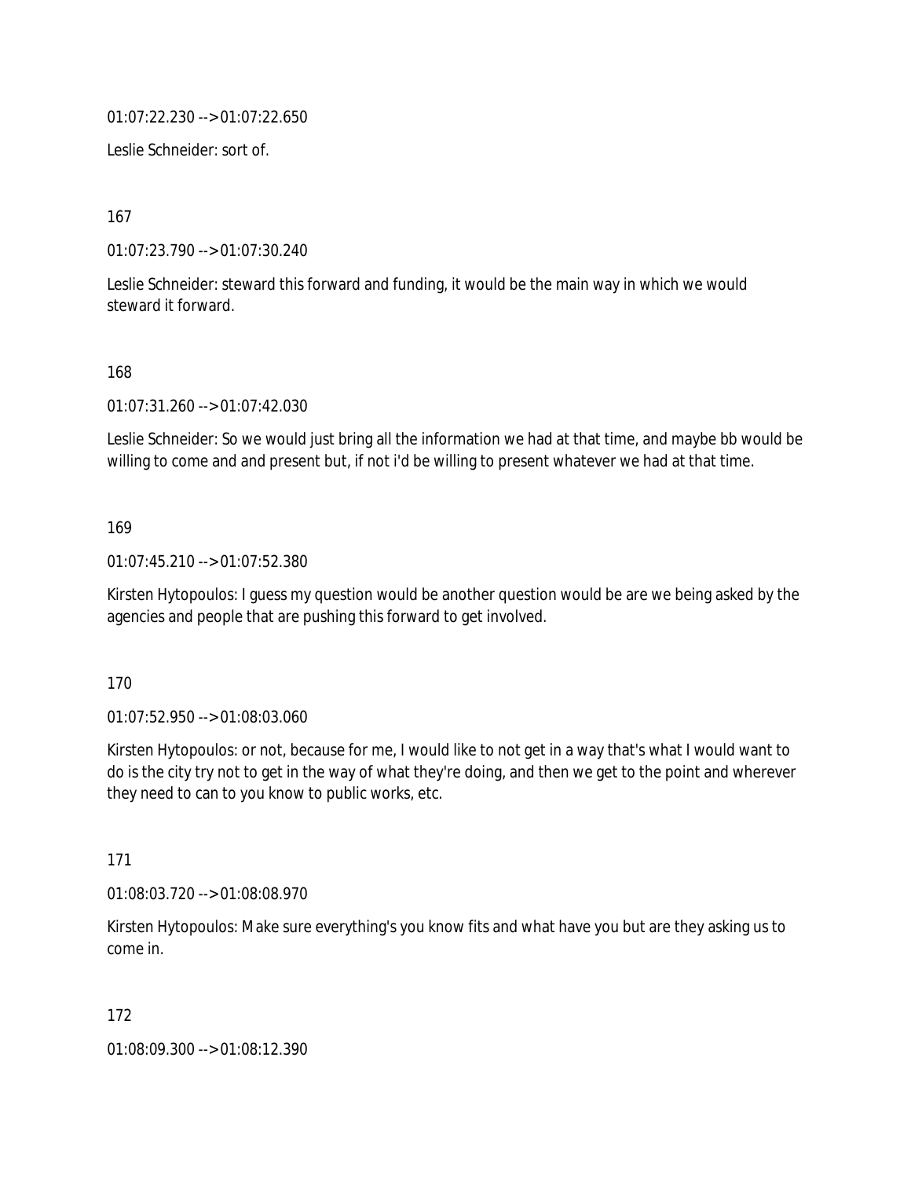01:07:22.230 --> 01:07:22.650

Leslie Schneider: sort of.

167

01:07:23.790 --> 01:07:30.240

Leslie Schneider: steward this forward and funding, it would be the main way in which we would steward it forward.

168

01:07:31.260 --> 01:07:42.030

Leslie Schneider: So we would just bring all the information we had at that time, and maybe bb would be willing to come and and present but, if not i'd be willing to present whatever we had at that time.

169

01:07:45.210 --> 01:07:52.380

Kirsten Hytopoulos: I guess my question would be another question would be are we being asked by the agencies and people that are pushing this forward to get involved.

170

01:07:52.950 --> 01:08:03.060

Kirsten Hytopoulos: or not, because for me, I would like to not get in a way that's what I would want to do is the city try not to get in the way of what they're doing, and then we get to the point and wherever they need to can to you know to public works, etc.

171

01:08:03.720 --> 01:08:08.970

Kirsten Hytopoulos: Make sure everything's you know fits and what have you but are they asking us to come in.

172

01:08:09.300 --> 01:08:12.390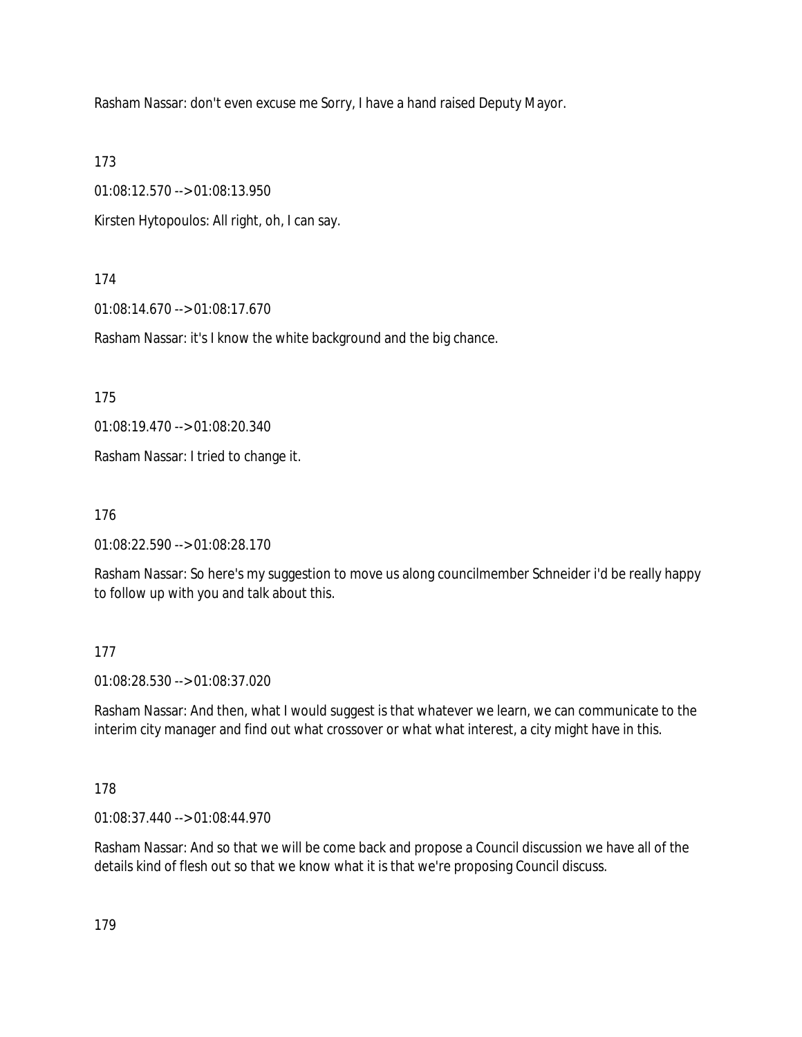Rasham Nassar: don't even excuse me Sorry, I have a hand raised Deputy Mayor.

173

01:08:12.570 --> 01:08:13.950

Kirsten Hytopoulos: All right, oh, I can say.

174

01:08:14.670 --> 01:08:17.670

Rasham Nassar: it's I know the white background and the big chance.

175

01:08:19.470 --> 01:08:20.340

Rasham Nassar: I tried to change it.

176

01:08:22.590 --> 01:08:28.170

Rasham Nassar: So here's my suggestion to move us along councilmember Schneider i'd be really happy to follow up with you and talk about this.

177

01:08:28.530 --> 01:08:37.020

Rasham Nassar: And then, what I would suggest is that whatever we learn, we can communicate to the interim city manager and find out what crossover or what what interest, a city might have in this.

178

01:08:37.440 --> 01:08:44.970

Rasham Nassar: And so that we will be come back and propose a Council discussion we have all of the details kind of flesh out so that we know what it is that we're proposing Council discuss.

179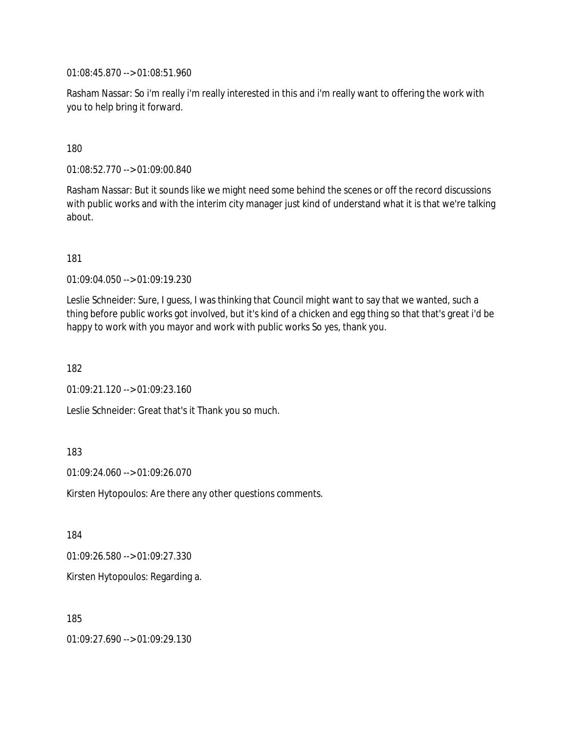01:08:45.870 --> 01:08:51.960

Rasham Nassar: So i'm really i'm really interested in this and i'm really want to offering the work with you to help bring it forward.

180

01:08:52.770 --> 01:09:00.840

Rasham Nassar: But it sounds like we might need some behind the scenes or off the record discussions with public works and with the interim city manager just kind of understand what it is that we're talking about.

181

01:09:04.050 --> 01:09:19.230

Leslie Schneider: Sure, I guess, I was thinking that Council might want to say that we wanted, such a thing before public works got involved, but it's kind of a chicken and egg thing so that that's great i'd be happy to work with you mayor and work with public works So yes, thank you.

182

01:09:21.120 --> 01:09:23.160

Leslie Schneider: Great that's it Thank you so much.

183

01:09:24.060 --> 01:09:26.070

Kirsten Hytopoulos: Are there any other questions comments.

184

01:09:26.580 --> 01:09:27.330

Kirsten Hytopoulos: Regarding a.

185

01:09:27.690 --> 01:09:29.130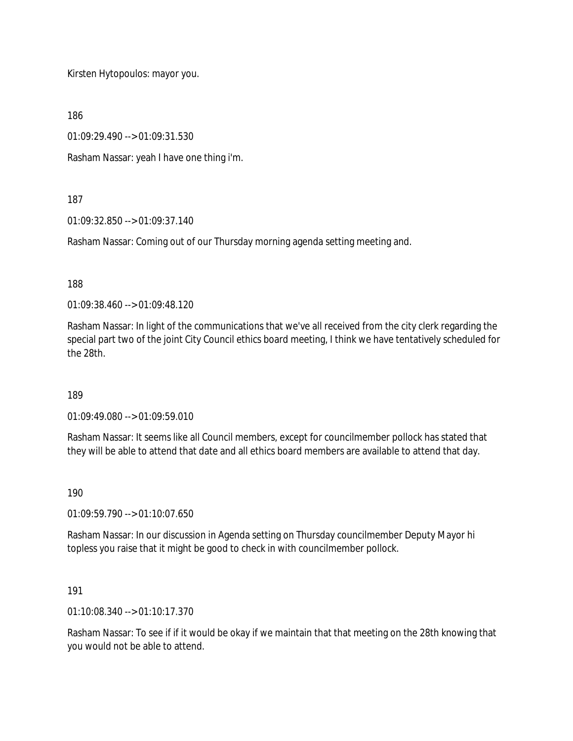Kirsten Hytopoulos: mayor you.

186

01:09:29.490 --> 01:09:31.530

Rasham Nassar: yeah I have one thing i'm.

187

01:09:32.850 --> 01:09:37.140

Rasham Nassar: Coming out of our Thursday morning agenda setting meeting and.

188

01:09:38.460 --> 01:09:48.120

Rasham Nassar: In light of the communications that we've all received from the city clerk regarding the special part two of the joint City Council ethics board meeting, I think we have tentatively scheduled for the 28th.

189

01:09:49.080 --> 01:09:59.010

Rasham Nassar: It seems like all Council members, except for councilmember pollock has stated that they will be able to attend that date and all ethics board members are available to attend that day.

190

01:09:59.790 --> 01:10:07.650

Rasham Nassar: In our discussion in Agenda setting on Thursday councilmember Deputy Mayor hi topless you raise that it might be good to check in with councilmember pollock.

191

01:10:08.340 --> 01:10:17.370

Rasham Nassar: To see if if it would be okay if we maintain that that meeting on the 28th knowing that you would not be able to attend.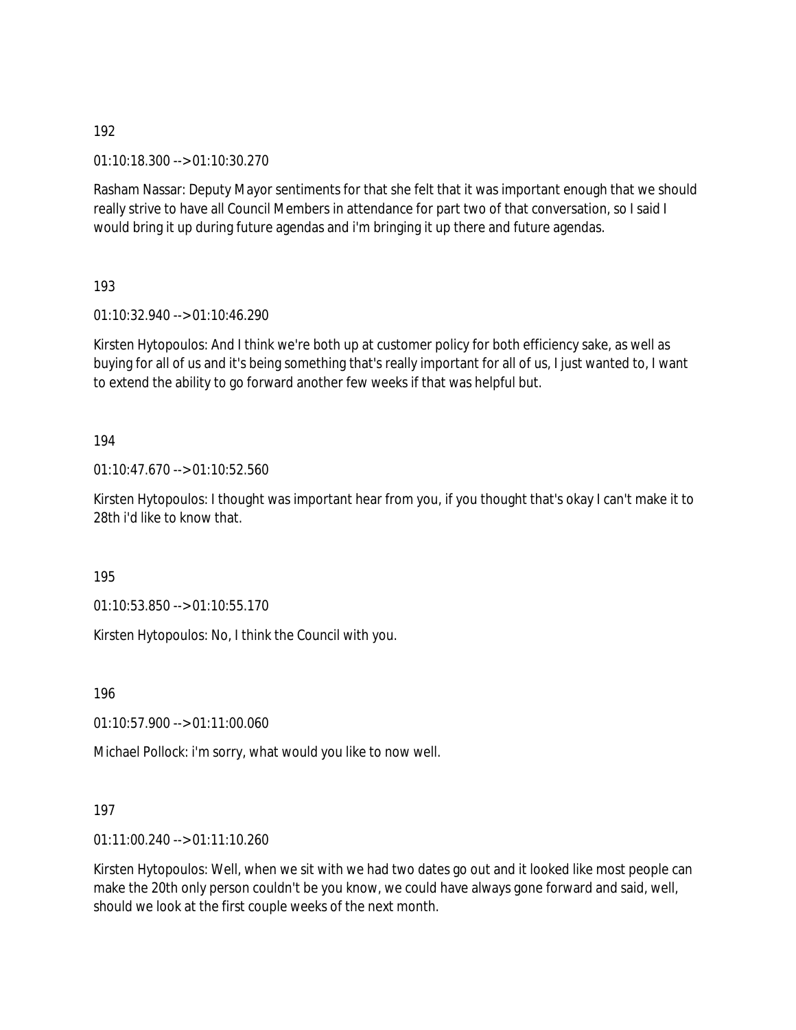192

01:10:18.300 --> 01:10:30.270

Rasham Nassar: Deputy Mayor sentiments for that she felt that it was important enough that we should really strive to have all Council Members in attendance for part two of that conversation, so I said I would bring it up during future agendas and i'm bringing it up there and future agendas.

193

01:10:32.940 --> 01:10:46.290

Kirsten Hytopoulos: And I think we're both up at customer policy for both efficiency sake, as well as buying for all of us and it's being something that's really important for all of us, I just wanted to, I want to extend the ability to go forward another few weeks if that was helpful but.

194

01:10:47.670 --> 01:10:52.560

Kirsten Hytopoulos: I thought was important hear from you, if you thought that's okay I can't make it to 28th i'd like to know that.

195

01:10:53.850 --> 01:10:55.170

Kirsten Hytopoulos: No, I think the Council with you.

196

01:10:57.900 --> 01:11:00.060

Michael Pollock: i'm sorry, what would you like to now well.

197

01:11:00.240 --> 01:11:10.260

Kirsten Hytopoulos: Well, when we sit with we had two dates go out and it looked like most people can make the 20th only person couldn't be you know, we could have always gone forward and said, well, should we look at the first couple weeks of the next month.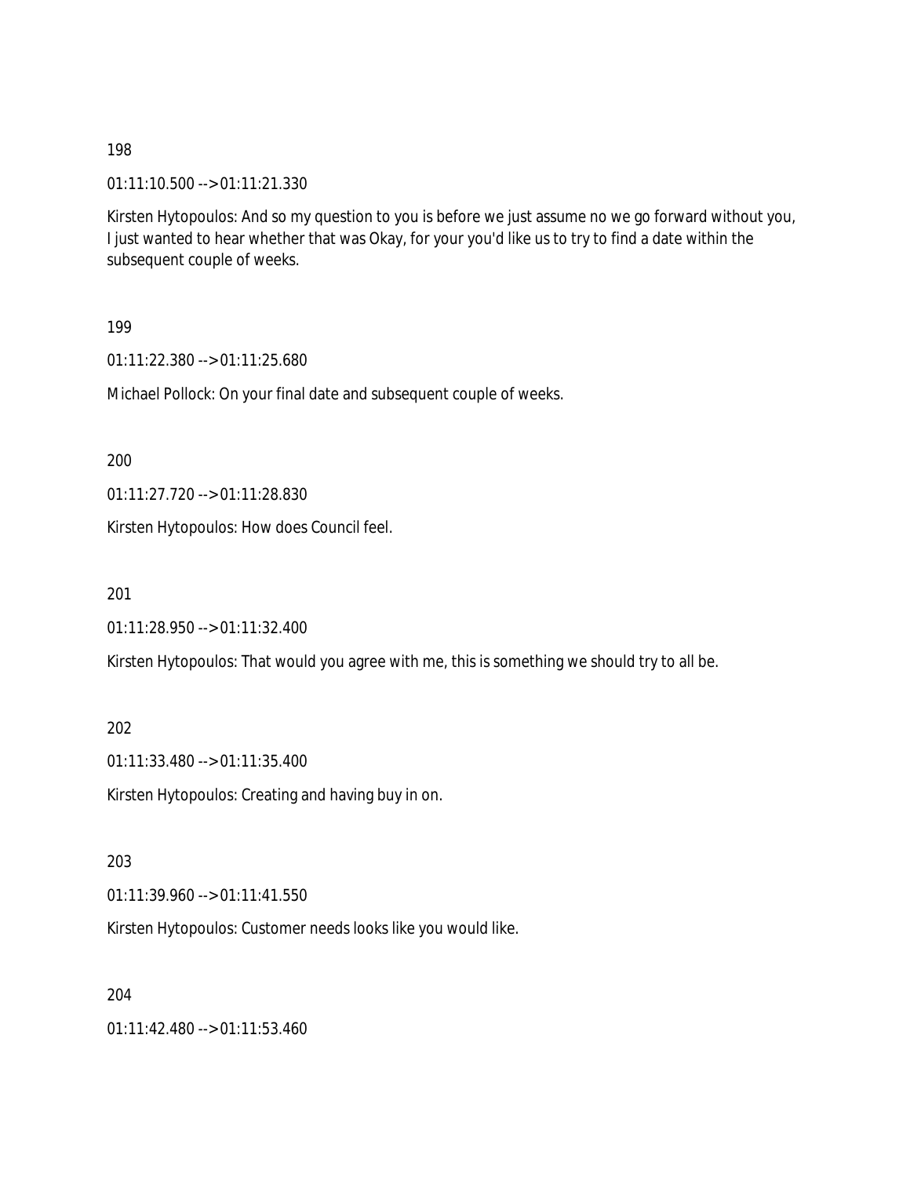198

01:11:10.500 --> 01:11:21.330

Kirsten Hytopoulos: And so my question to you is before we just assume no we go forward without you, I just wanted to hear whether that was Okay, for your you'd like us to try to find a date within the subsequent couple of weeks.

199

01:11:22.380 --> 01:11:25.680

Michael Pollock: On your final date and subsequent couple of weeks.

200

01:11:27.720 --> 01:11:28.830

Kirsten Hytopoulos: How does Council feel.

201

01:11:28.950 --> 01:11:32.400

Kirsten Hytopoulos: That would you agree with me, this is something we should try to all be.

202

01:11:33.480 --> 01:11:35.400

Kirsten Hytopoulos: Creating and having buy in on.

203

01:11:39.960 --> 01:11:41.550

Kirsten Hytopoulos: Customer needs looks like you would like.

204

01:11:42.480 --> 01:11:53.460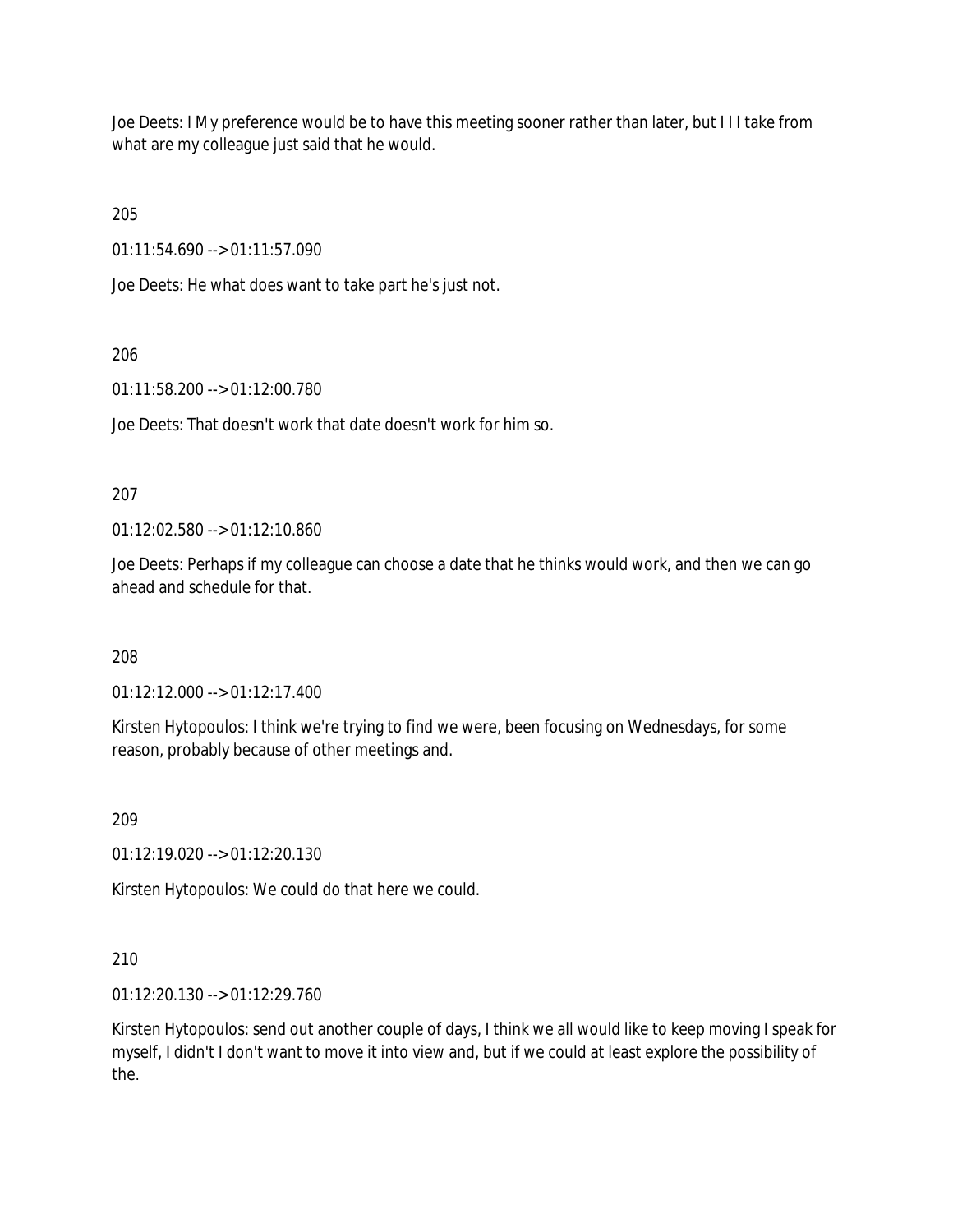Joe Deets: I My preference would be to have this meeting sooner rather than later, but I I I take from what are my colleague just said that he would.

205

01:11:54.690 --> 01:11:57.090

Joe Deets: He what does want to take part he's just not.

206

01:11:58.200 --> 01:12:00.780

Joe Deets: That doesn't work that date doesn't work for him so.

207

01:12:02.580 --> 01:12:10.860

Joe Deets: Perhaps if my colleague can choose a date that he thinks would work, and then we can go ahead and schedule for that.

208

01:12:12.000 --> 01:12:17.400

Kirsten Hytopoulos: I think we're trying to find we were, been focusing on Wednesdays, for some reason, probably because of other meetings and.

209

01:12:19.020 --> 01:12:20.130

Kirsten Hytopoulos: We could do that here we could.

210

01:12:20.130 --> 01:12:29.760

Kirsten Hytopoulos: send out another couple of days, I think we all would like to keep moving I speak for myself, I didn't I don't want to move it into view and, but if we could at least explore the possibility of the.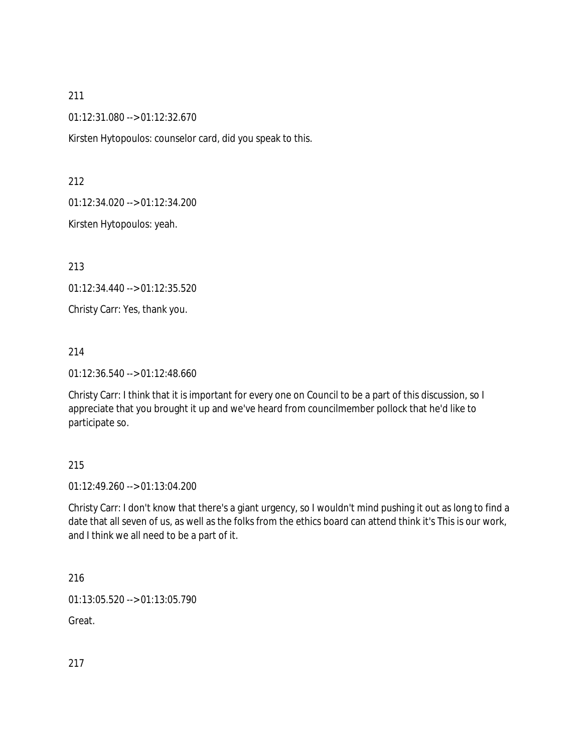211

01:12:31.080 --> 01:12:32.670

Kirsten Hytopoulos: counselor card, did you speak to this.

212

01:12:34.020 --> 01:12:34.200

Kirsten Hytopoulos: yeah.

213

01:12:34.440 --> 01:12:35.520

Christy Carr: Yes, thank you.

214

01:12:36.540 --> 01:12:48.660

Christy Carr: I think that it is important for every one on Council to be a part of this discussion, so I appreciate that you brought it up and we've heard from councilmember pollock that he'd like to participate so.

215

01:12:49.260 --> 01:13:04.200

Christy Carr: I don't know that there's a giant urgency, so I wouldn't mind pushing it out as long to find a date that all seven of us, as well as the folks from the ethics board can attend think it's This is our work, and I think we all need to be a part of it.

216

01:13:05.520 --> 01:13:05.790

Great.

217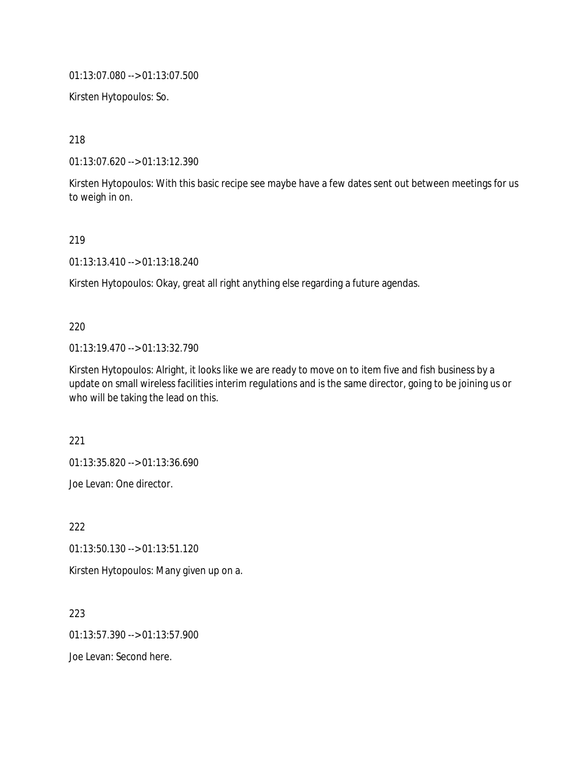01:13:07.080 --> 01:13:07.500

Kirsten Hytopoulos: So.

218

01:13:07.620 --> 01:13:12.390

Kirsten Hytopoulos: With this basic recipe see maybe have a few dates sent out between meetings for us to weigh in on.

219

01:13:13.410 --> 01:13:18.240

Kirsten Hytopoulos: Okay, great all right anything else regarding a future agendas.

220

01:13:19.470 --> 01:13:32.790

Kirsten Hytopoulos: Alright, it looks like we are ready to move on to item five and fish business by a update on small wireless facilities interim regulations and is the same director, going to be joining us or who will be taking the lead on this.

221

01:13:35.820 --> 01:13:36.690

Joe Levan: One director.

222

01:13:50.130 --> 01:13:51.120

Kirsten Hytopoulos: Many given up on a.

223

01:13:57.390 --> 01:13:57.900

Joe Levan: Second here.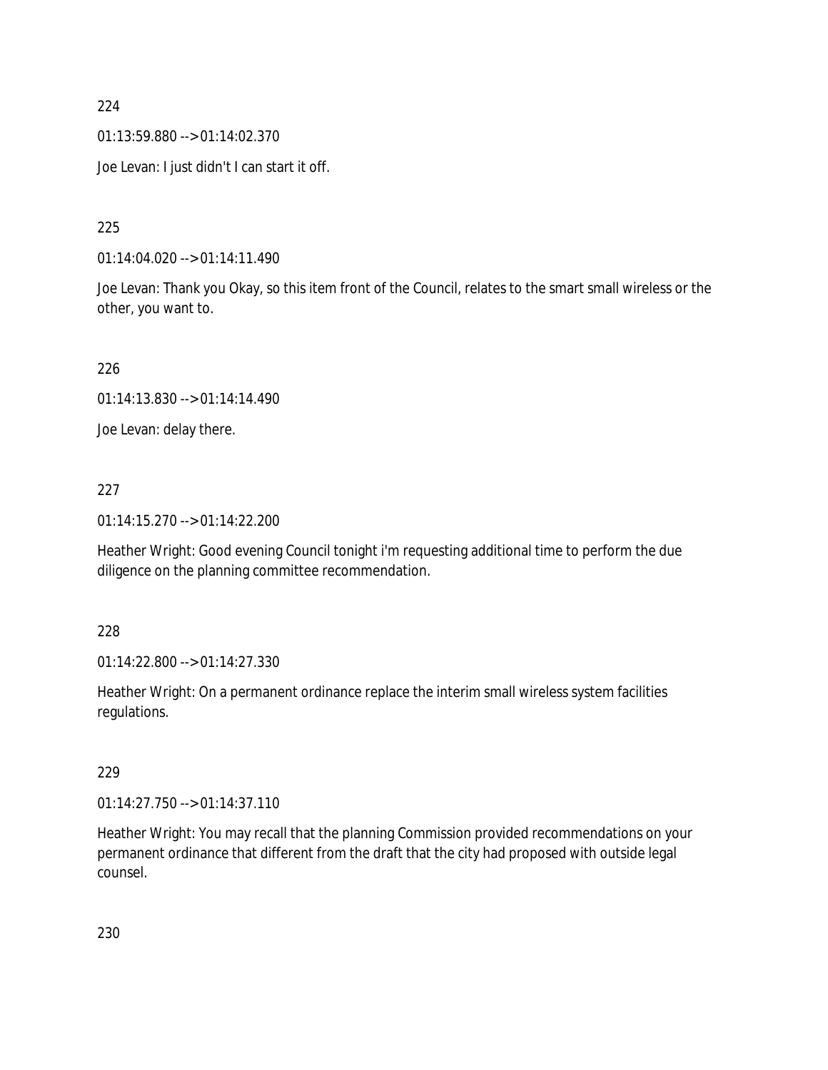224

01:13:59.880 --> 01:14:02.370

Joe Levan: I just didn't I can start it off.

225

01:14:04.020 --> 01:14:11.490

Joe Levan: Thank you Okay, so this item front of the Council, relates to the smart small wireless or the other, you want to.

226

01:14:13.830 --> 01:14:14.490

Joe Levan: delay there.

227

01:14:15.270 --> 01:14:22.200

Heather Wright: Good evening Council tonight i'm requesting additional time to perform the due diligence on the planning committee recommendation.

228

01:14:22.800 --> 01:14:27.330

Heather Wright: On a permanent ordinance replace the interim small wireless system facilities regulations.

229

01:14:27.750 --> 01:14:37.110

Heather Wright: You may recall that the planning Commission provided recommendations on your permanent ordinance that different from the draft that the city had proposed with outside legal counsel.

230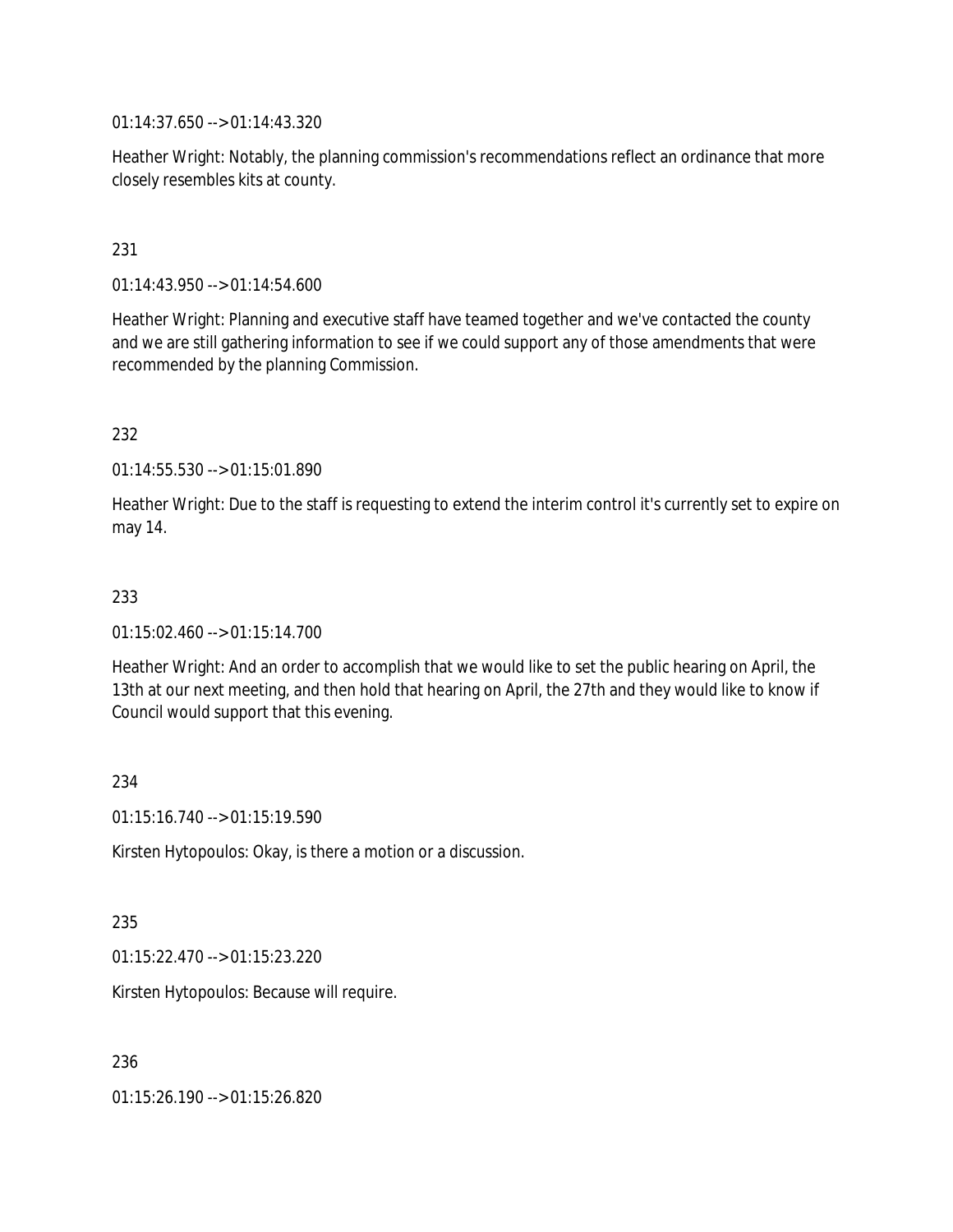01:14:37.650 --> 01:14:43.320

Heather Wright: Notably, the planning commission's recommendations reflect an ordinance that more closely resembles kits at county.

231

01:14:43.950 --> 01:14:54.600

Heather Wright: Planning and executive staff have teamed together and we've contacted the county and we are still gathering information to see if we could support any of those amendments that were recommended by the planning Commission.

232

01:14:55.530 --> 01:15:01.890

Heather Wright: Due to the staff is requesting to extend the interim control it's currently set to expire on may 14.

233

01:15:02.460 --> 01:15:14.700

Heather Wright: And an order to accomplish that we would like to set the public hearing on April, the 13th at our next meeting, and then hold that hearing on April, the 27th and they would like to know if Council would support that this evening.

234

01:15:16.740 --> 01:15:19.590

Kirsten Hytopoulos: Okay, is there a motion or a discussion.

235

01:15:22.470 --> 01:15:23.220

Kirsten Hytopoulos: Because will require.

236

01:15:26.190 --> 01:15:26.820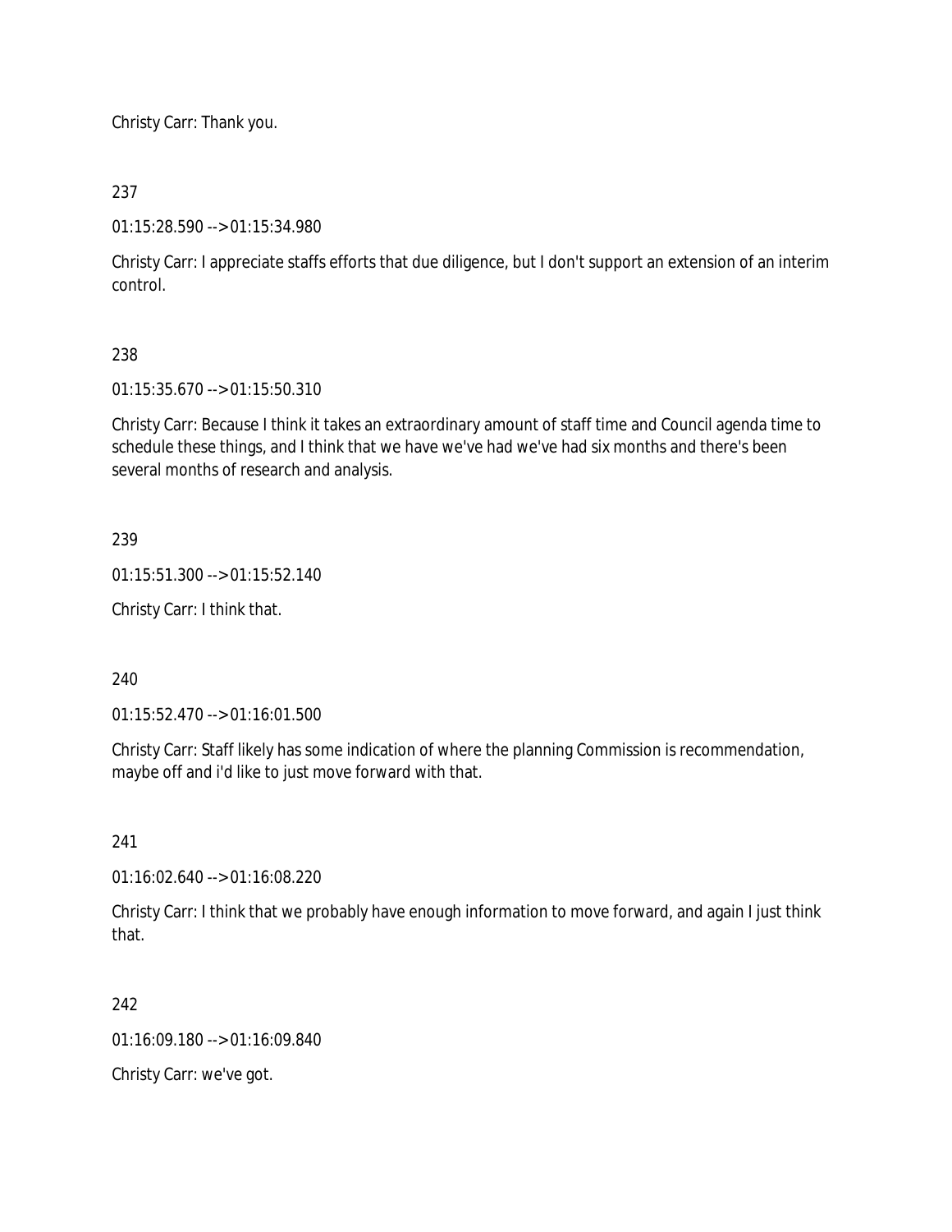Christy Carr: Thank you.

237

01:15:28.590 --> 01:15:34.980

Christy Carr: I appreciate staffs efforts that due diligence, but I don't support an extension of an interim control.

238

01:15:35.670 --> 01:15:50.310

Christy Carr: Because I think it takes an extraordinary amount of staff time and Council agenda time to schedule these things, and I think that we have we've had we've had six months and there's been several months of research and analysis.

239

01:15:51.300 --> 01:15:52.140

Christy Carr: I think that.

240

01:15:52.470 --> 01:16:01.500

Christy Carr: Staff likely has some indication of where the planning Commission is recommendation, maybe off and i'd like to just move forward with that.

241

01:16:02.640 --> 01:16:08.220

Christy Carr: I think that we probably have enough information to move forward, and again I just think that.

242

01:16:09.180 --> 01:16:09.840

Christy Carr: we've got.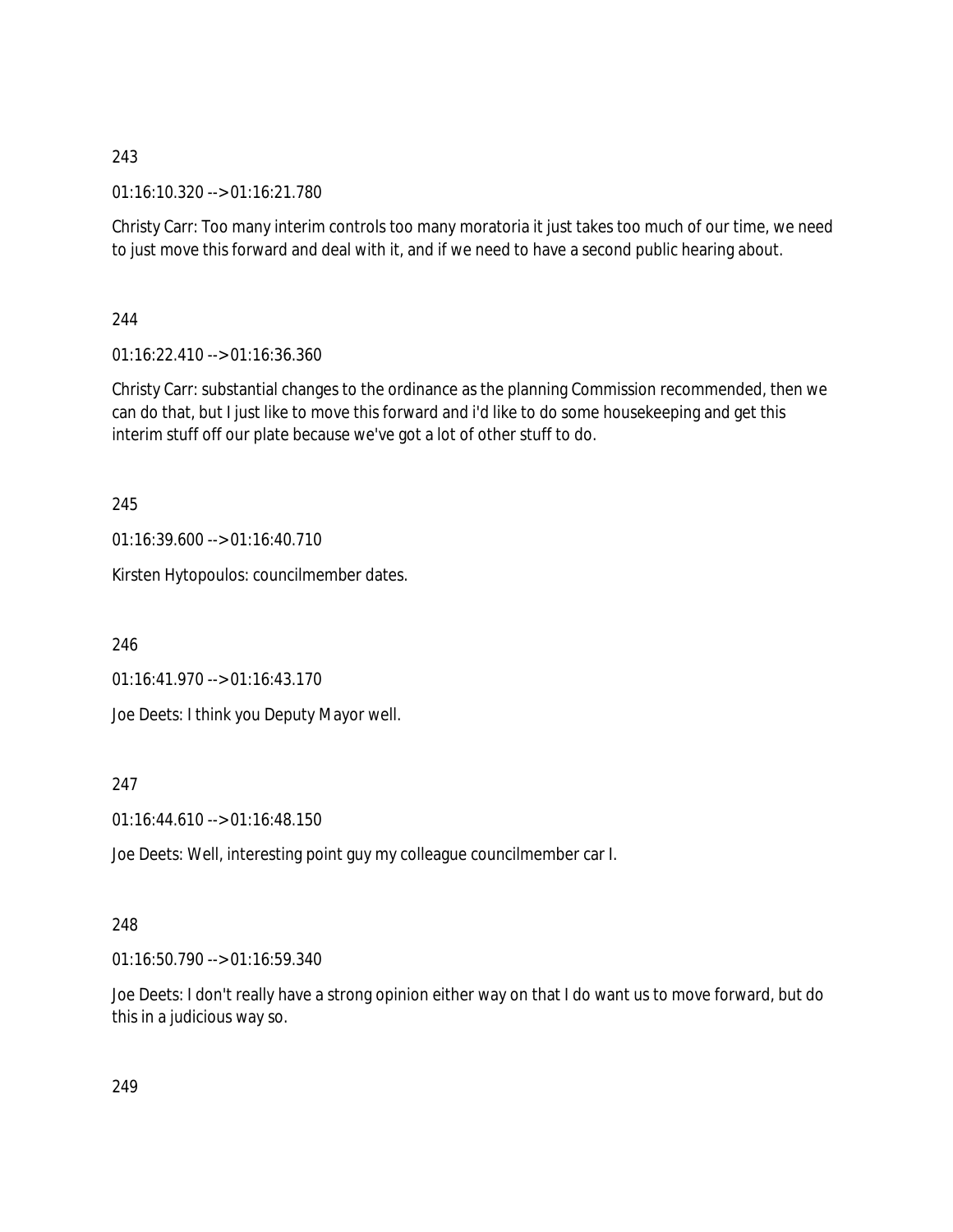243

01:16:10.320 --> 01:16:21.780

Christy Carr: Too many interim controls too many moratoria it just takes too much of our time, we need to just move this forward and deal with it, and if we need to have a second public hearing about.

244

01:16:22.410 --> 01:16:36.360

Christy Carr: substantial changes to the ordinance as the planning Commission recommended, then we can do that, but I just like to move this forward and i'd like to do some housekeeping and get this interim stuff off our plate because we've got a lot of other stuff to do.

245

01:16:39.600 --> 01:16:40.710

Kirsten Hytopoulos: councilmember dates.

246

01:16:41.970 --> 01:16:43.170

Joe Deets: I think you Deputy Mayor well.

247

01:16:44.610 --> 01:16:48.150

Joe Deets: Well, interesting point guy my colleague councilmember car I.

248

01:16:50.790 --> 01:16:59.340

Joe Deets: I don't really have a strong opinion either way on that I do want us to move forward, but do this in a judicious way so.

249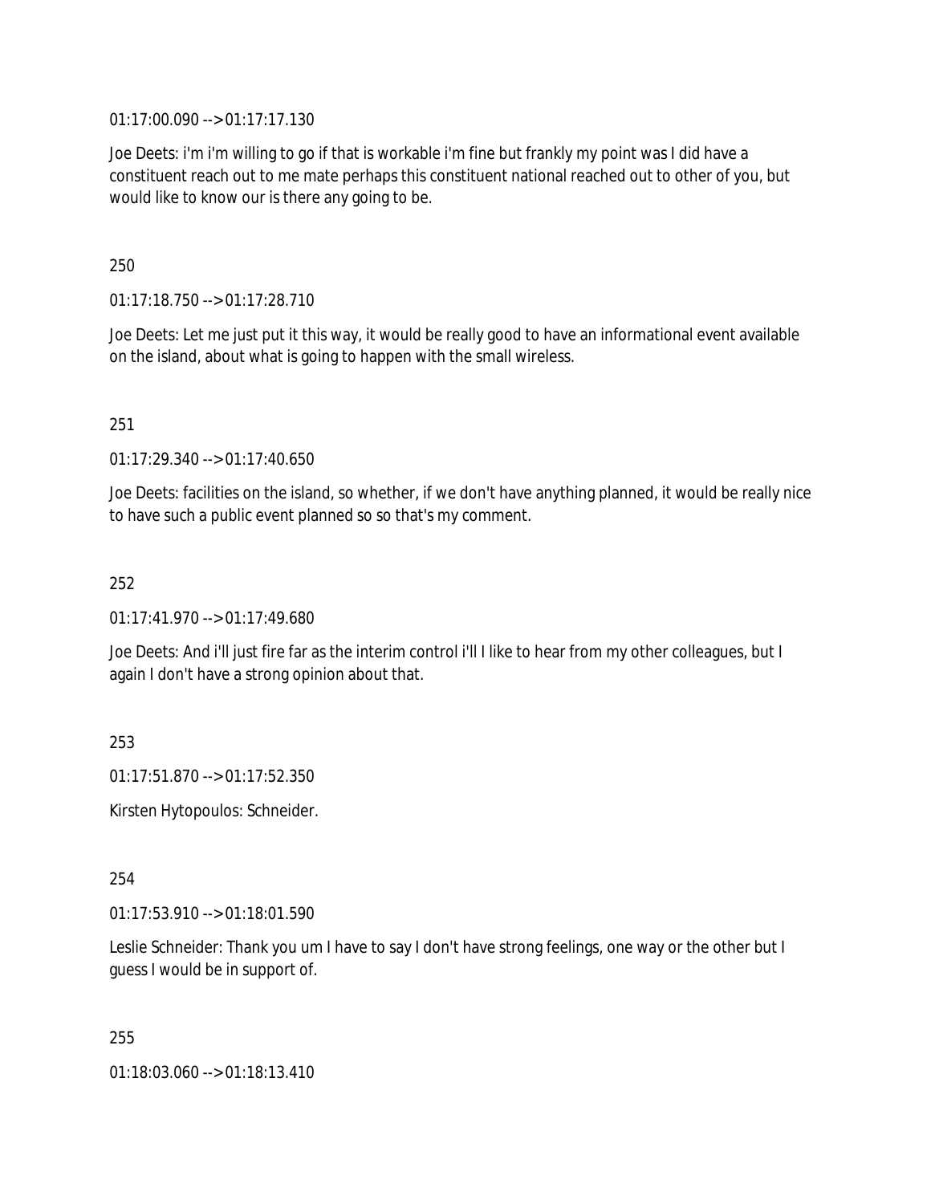01:17:00.090 --> 01:17:17.130

Joe Deets: i'm i'm willing to go if that is workable i'm fine but frankly my point was I did have a constituent reach out to me mate perhaps this constituent national reached out to other of you, but would like to know our is there any going to be.

250

01:17:18.750 --> 01:17:28.710

Joe Deets: Let me just put it this way, it would be really good to have an informational event available on the island, about what is going to happen with the small wireless.

251

01:17:29.340 --> 01:17:40.650

Joe Deets: facilities on the island, so whether, if we don't have anything planned, it would be really nice to have such a public event planned so so that's my comment.

252

01:17:41.970 --> 01:17:49.680

Joe Deets: And i'll just fire far as the interim control i'll I like to hear from my other colleagues, but I again I don't have a strong opinion about that.

253

01:17:51.870 --> 01:17:52.350

Kirsten Hytopoulos: Schneider.

254

01:17:53.910 --> 01:18:01.590

Leslie Schneider: Thank you um I have to say I don't have strong feelings, one way or the other but I guess I would be in support of.

255

01:18:03.060 --> 01:18:13.410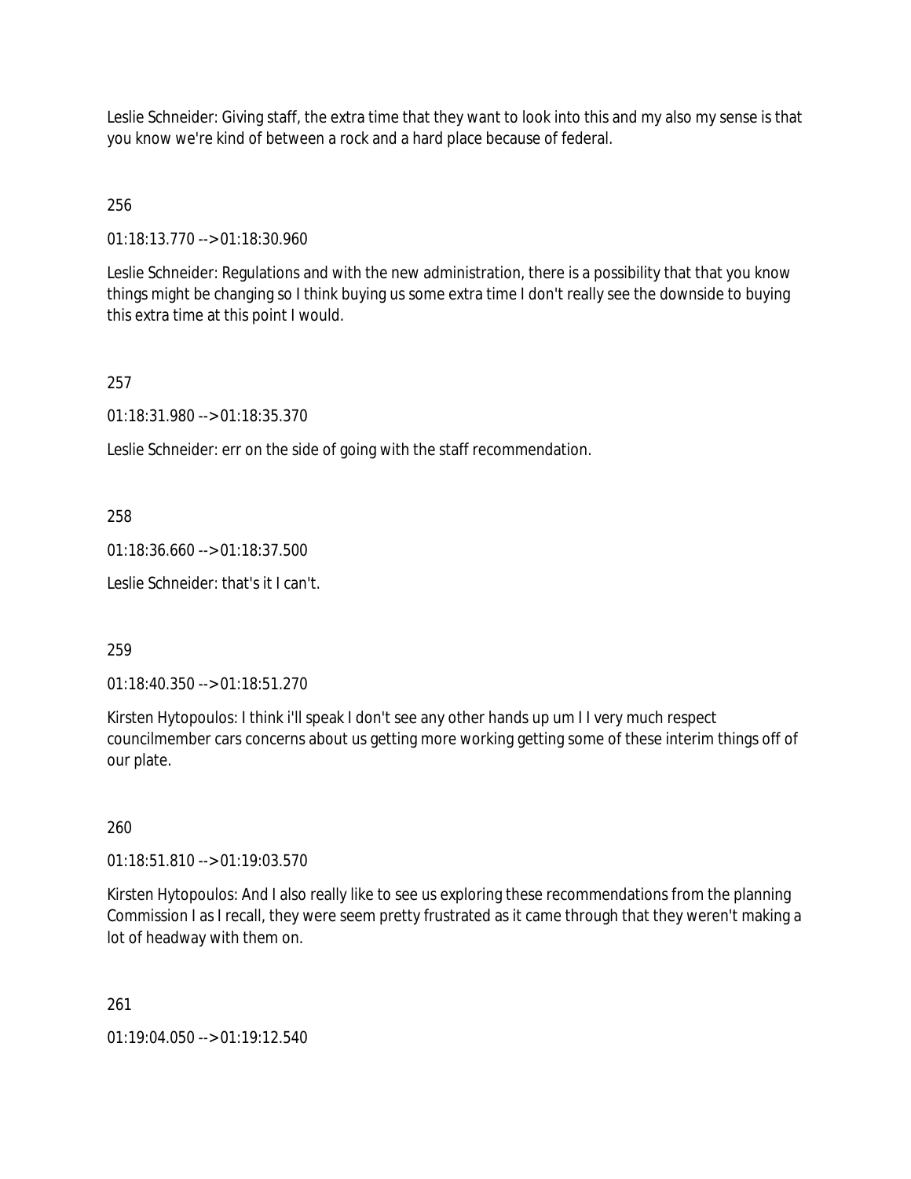Leslie Schneider: Giving staff, the extra time that they want to look into this and my also my sense is that you know we're kind of between a rock and a hard place because of federal.

256

01:18:13.770 --> 01:18:30.960

Leslie Schneider: Regulations and with the new administration, there is a possibility that that you know things might be changing so I think buying us some extra time I don't really see the downside to buying this extra time at this point I would.

257

01:18:31.980 --> 01:18:35.370

Leslie Schneider: err on the side of going with the staff recommendation.

258

01:18:36.660 --> 01:18:37.500

Leslie Schneider: that's it I can't.

259

01:18:40.350 --> 01:18:51.270

Kirsten Hytopoulos: I think i'll speak I don't see any other hands up um I I very much respect councilmember cars concerns about us getting more working getting some of these interim things off of our plate.

260

01:18:51.810 --> 01:19:03.570

Kirsten Hytopoulos: And I also really like to see us exploring these recommendations from the planning Commission I as I recall, they were seem pretty frustrated as it came through that they weren't making a lot of headway with them on.

261

01:19:04.050 --> 01:19:12.540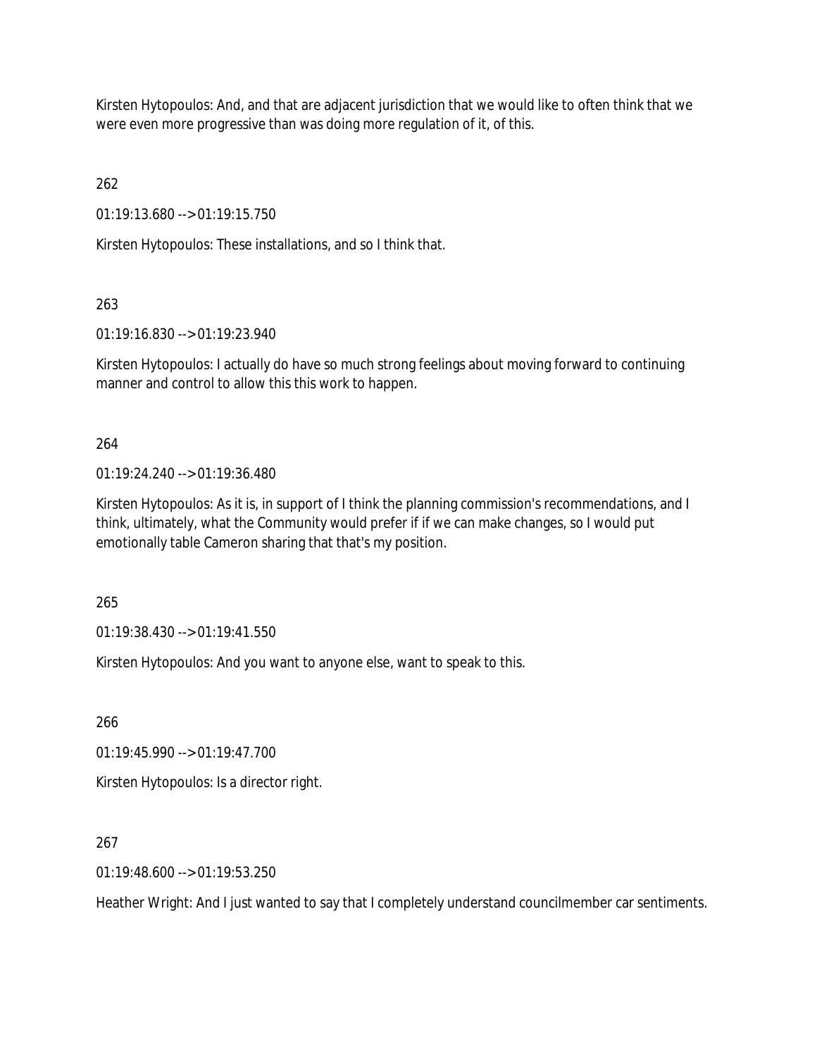Kirsten Hytopoulos: And, and that are adjacent jurisdiction that we would like to often think that we were even more progressive than was doing more regulation of it, of this.

262

01:19:13.680 --> 01:19:15.750

Kirsten Hytopoulos: These installations, and so I think that.

263

01:19:16.830 --> 01:19:23.940

Kirsten Hytopoulos: I actually do have so much strong feelings about moving forward to continuing manner and control to allow this this work to happen.

264

01:19:24.240 --> 01:19:36.480

Kirsten Hytopoulos: As it is, in support of I think the planning commission's recommendations, and I think, ultimately, what the Community would prefer if if we can make changes, so I would put emotionally table Cameron sharing that that's my position.

265

01:19:38.430 --> 01:19:41.550

Kirsten Hytopoulos: And you want to anyone else, want to speak to this.

266

01:19:45.990 --> 01:19:47.700

Kirsten Hytopoulos: Is a director right.

267

01:19:48.600 --> 01:19:53.250

Heather Wright: And I just wanted to say that I completely understand councilmember car sentiments.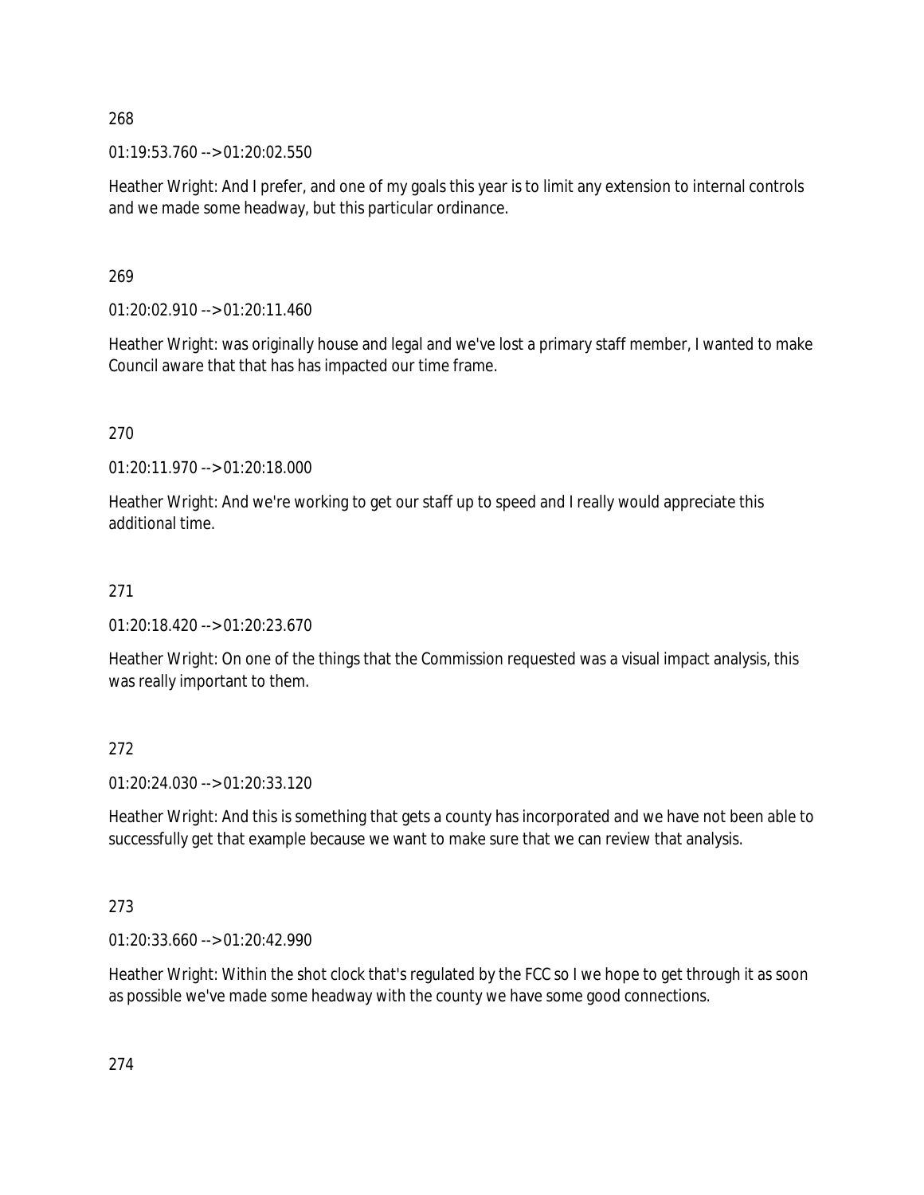268

01:19:53.760 --> 01:20:02.550

Heather Wright: And I prefer, and one of my goals this year is to limit any extension to internal controls and we made some headway, but this particular ordinance.

269

01:20:02.910 --> 01:20:11.460

Heather Wright: was originally house and legal and we've lost a primary staff member, I wanted to make Council aware that that has has impacted our time frame.

270

01:20:11.970 --> 01:20:18.000

Heather Wright: And we're working to get our staff up to speed and I really would appreciate this additional time.

271

01:20:18.420 --> 01:20:23.670

Heather Wright: On one of the things that the Commission requested was a visual impact analysis, this was really important to them.

272

01:20:24.030 --> 01:20:33.120

Heather Wright: And this is something that gets a county has incorporated and we have not been able to successfully get that example because we want to make sure that we can review that analysis.

273

01:20:33.660 --> 01:20:42.990

Heather Wright: Within the shot clock that's regulated by the FCC so I we hope to get through it as soon as possible we've made some headway with the county we have some good connections.

274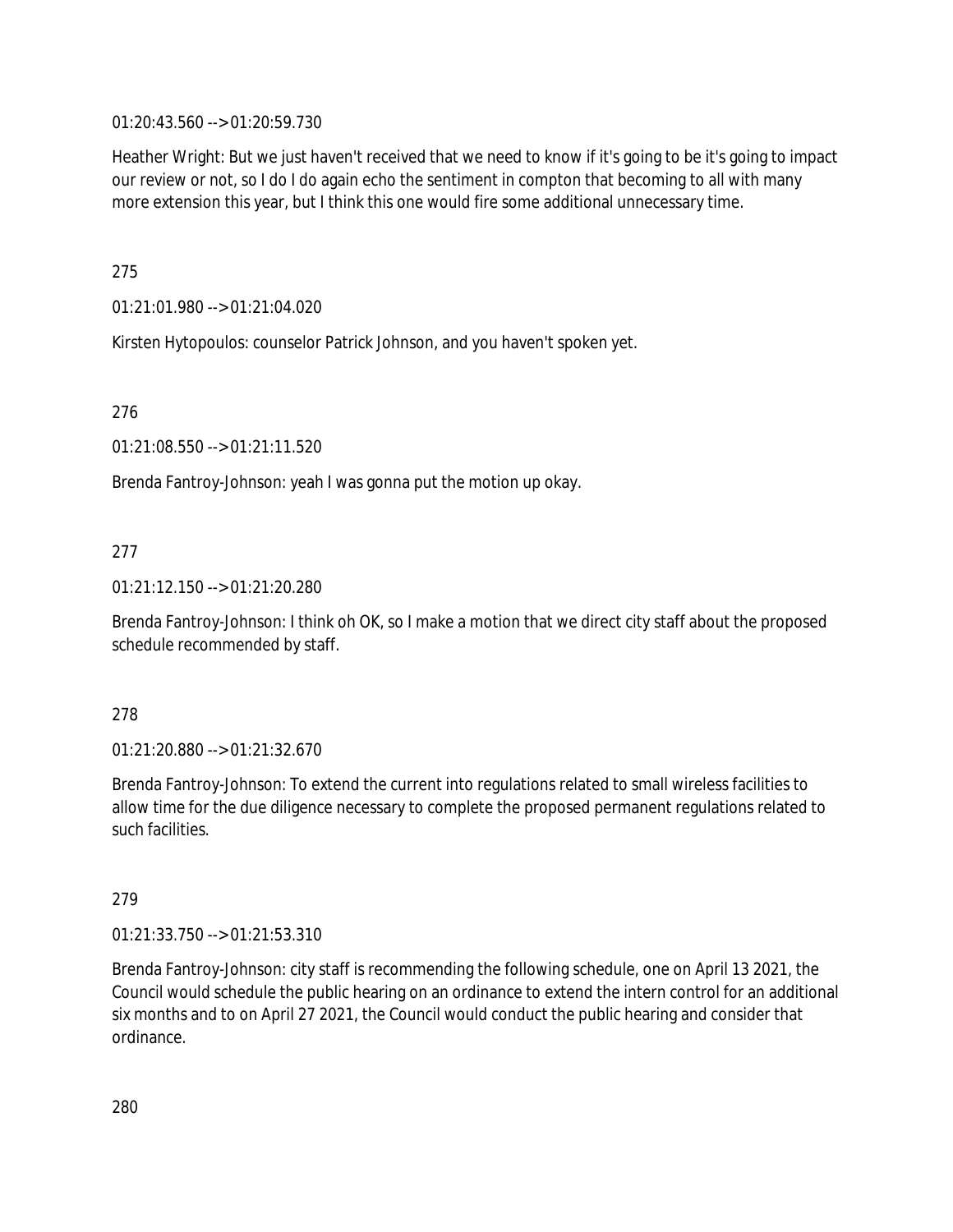01:20:43.560 --> 01:20:59.730

Heather Wright: But we just haven't received that we need to know if it's going to be it's going to impact our review or not, so I do I do again echo the sentiment in compton that becoming to all with many more extension this year, but I think this one would fire some additional unnecessary time.

275

01:21:01.980 --> 01:21:04.020

Kirsten Hytopoulos: counselor Patrick Johnson, and you haven't spoken yet.

276

01:21:08.550 --> 01:21:11.520

Brenda Fantroy-Johnson: yeah I was gonna put the motion up okay.

277

01:21:12.150 --> 01:21:20.280

Brenda Fantroy-Johnson: I think oh OK, so I make a motion that we direct city staff about the proposed schedule recommended by staff.

278

01:21:20.880 --> 01:21:32.670

Brenda Fantroy-Johnson: To extend the current into regulations related to small wireless facilities to allow time for the due diligence necessary to complete the proposed permanent regulations related to such facilities.

279

01:21:33.750 --> 01:21:53.310

Brenda Fantroy-Johnson: city staff is recommending the following schedule, one on April 13 2021, the Council would schedule the public hearing on an ordinance to extend the intern control for an additional six months and to on April 27 2021, the Council would conduct the public hearing and consider that ordinance.

280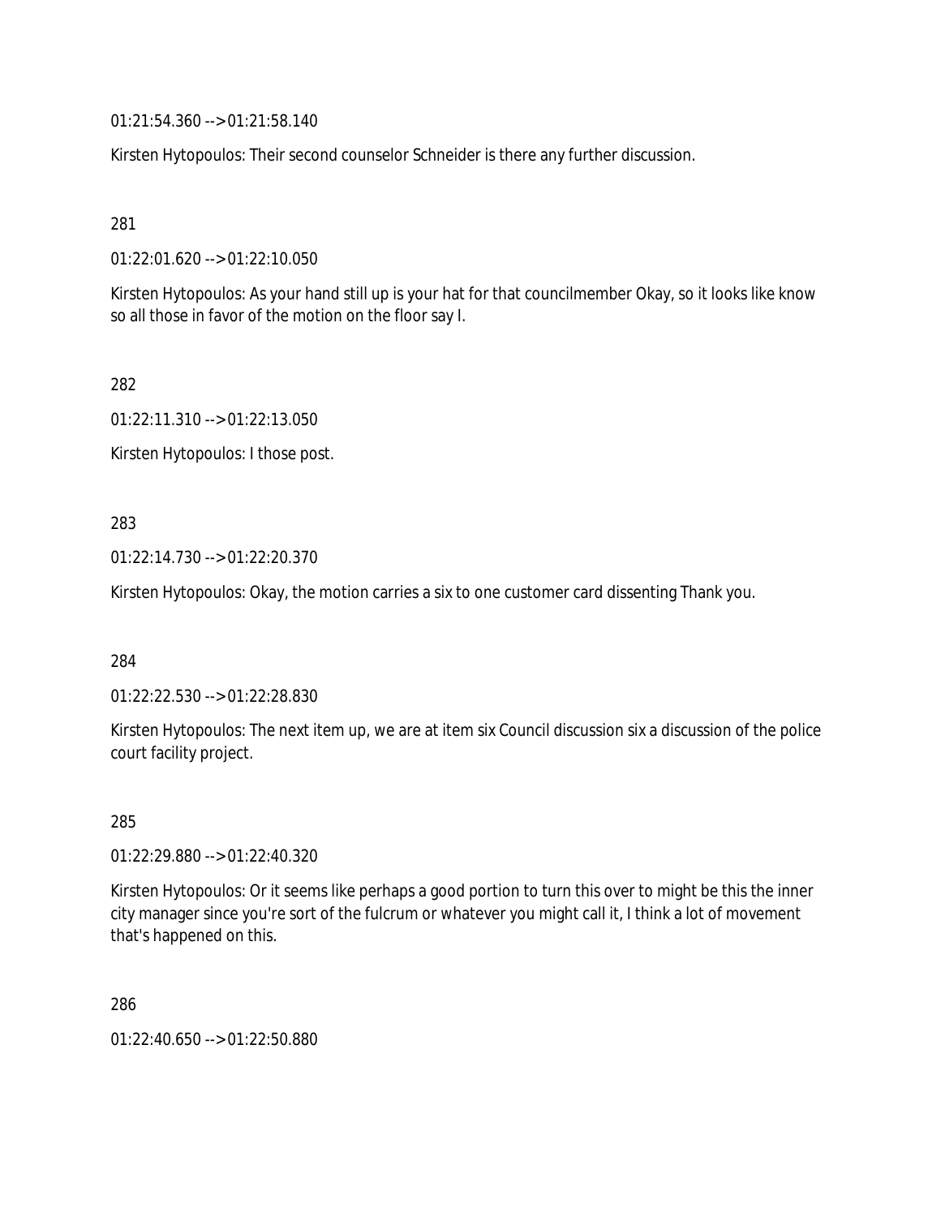01:21:54.360 --> 01:21:58.140

Kirsten Hytopoulos: Their second counselor Schneider is there any further discussion.

281

01:22:01.620 --> 01:22:10.050

Kirsten Hytopoulos: As your hand still up is your hat for that councilmember Okay, so it looks like know so all those in favor of the motion on the floor say I.

282

01:22:11.310 --> 01:22:13.050

Kirsten Hytopoulos: I those post.

283

01:22:14.730 --> 01:22:20.370

Kirsten Hytopoulos: Okay, the motion carries a six to one customer card dissenting Thank you.

284

01:22:22.530 --> 01:22:28.830

Kirsten Hytopoulos: The next item up, we are at item six Council discussion six a discussion of the police court facility project.

285

01:22:29.880 --> 01:22:40.320

Kirsten Hytopoulos: Or it seems like perhaps a good portion to turn this over to might be this the inner city manager since you're sort of the fulcrum or whatever you might call it, I think a lot of movement that's happened on this.

286

01:22:40.650 --> 01:22:50.880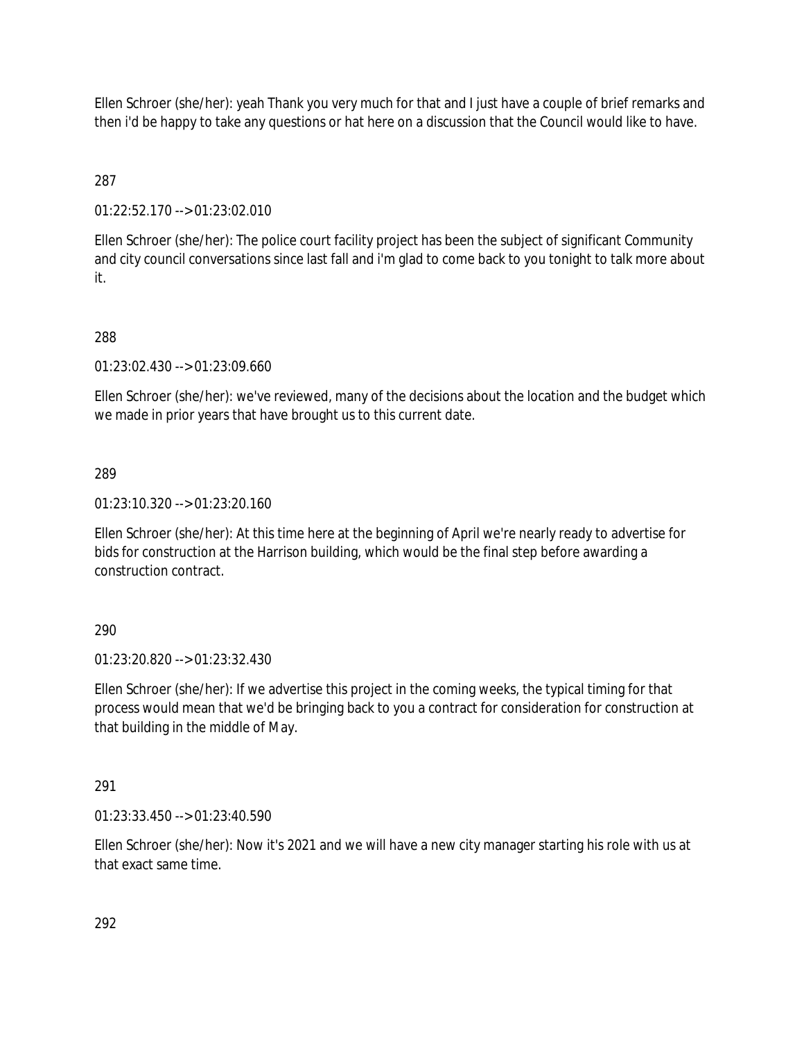Ellen Schroer (she/her): yeah Thank you very much for that and I just have a couple of brief remarks and then i'd be happy to take any questions or hat here on a discussion that the Council would like to have.

287

01:22:52.170 --> 01:23:02.010

Ellen Schroer (she/her): The police court facility project has been the subject of significant Community and city council conversations since last fall and i'm glad to come back to you tonight to talk more about it.

288

01:23:02.430 --> 01:23:09.660

Ellen Schroer (she/her): we've reviewed, many of the decisions about the location and the budget which we made in prior years that have brought us to this current date.

289

01:23:10.320 --> 01:23:20.160

Ellen Schroer (she/her): At this time here at the beginning of April we're nearly ready to advertise for bids for construction at the Harrison building, which would be the final step before awarding a construction contract.

290

01:23:20.820 --> 01:23:32.430

Ellen Schroer (she/her): If we advertise this project in the coming weeks, the typical timing for that process would mean that we'd be bringing back to you a contract for consideration for construction at that building in the middle of May.

291

01:23:33.450 --> 01:23:40.590

Ellen Schroer (she/her): Now it's 2021 and we will have a new city manager starting his role with us at that exact same time.

292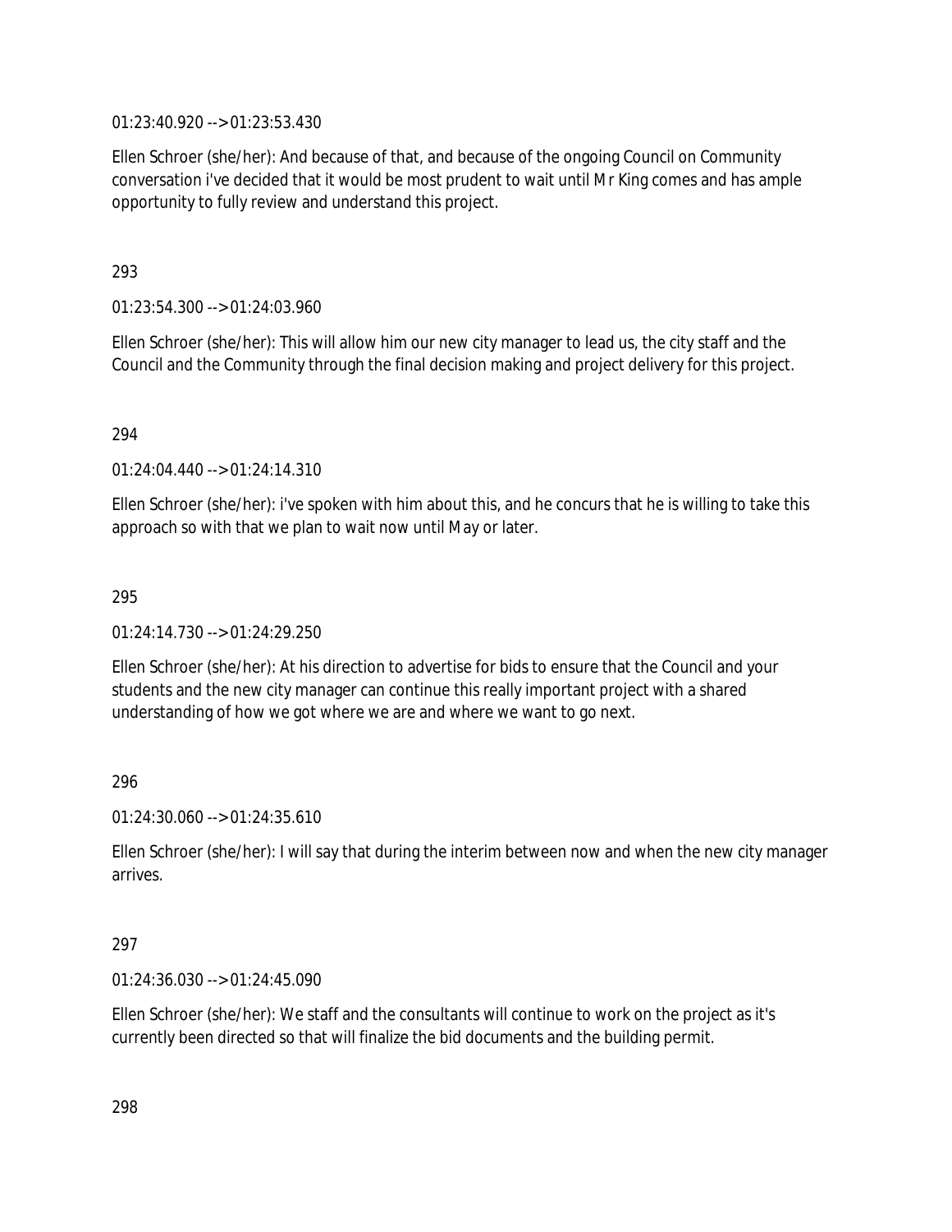01:23:40.920 --> 01:23:53.430

Ellen Schroer (she/her): And because of that, and because of the ongoing Council on Community conversation i've decided that it would be most prudent to wait until Mr King comes and has ample opportunity to fully review and understand this project.

293

01:23:54.300 --> 01:24:03.960

Ellen Schroer (she/her): This will allow him our new city manager to lead us, the city staff and the Council and the Community through the final decision making and project delivery for this project.

294

01:24:04.440 --> 01:24:14.310

Ellen Schroer (she/her): i've spoken with him about this, and he concurs that he is willing to take this approach so with that we plan to wait now until May or later.

295

01:24:14.730 --> 01:24:29.250

Ellen Schroer (she/her): At his direction to advertise for bids to ensure that the Council and your students and the new city manager can continue this really important project with a shared understanding of how we got where we are and where we want to go next.

296

01:24:30.060 --> 01:24:35.610

Ellen Schroer (she/her): I will say that during the interim between now and when the new city manager arrives.

297

01:24:36.030 --> 01:24:45.090

Ellen Schroer (she/her): We staff and the consultants will continue to work on the project as it's currently been directed so that will finalize the bid documents and the building permit.

298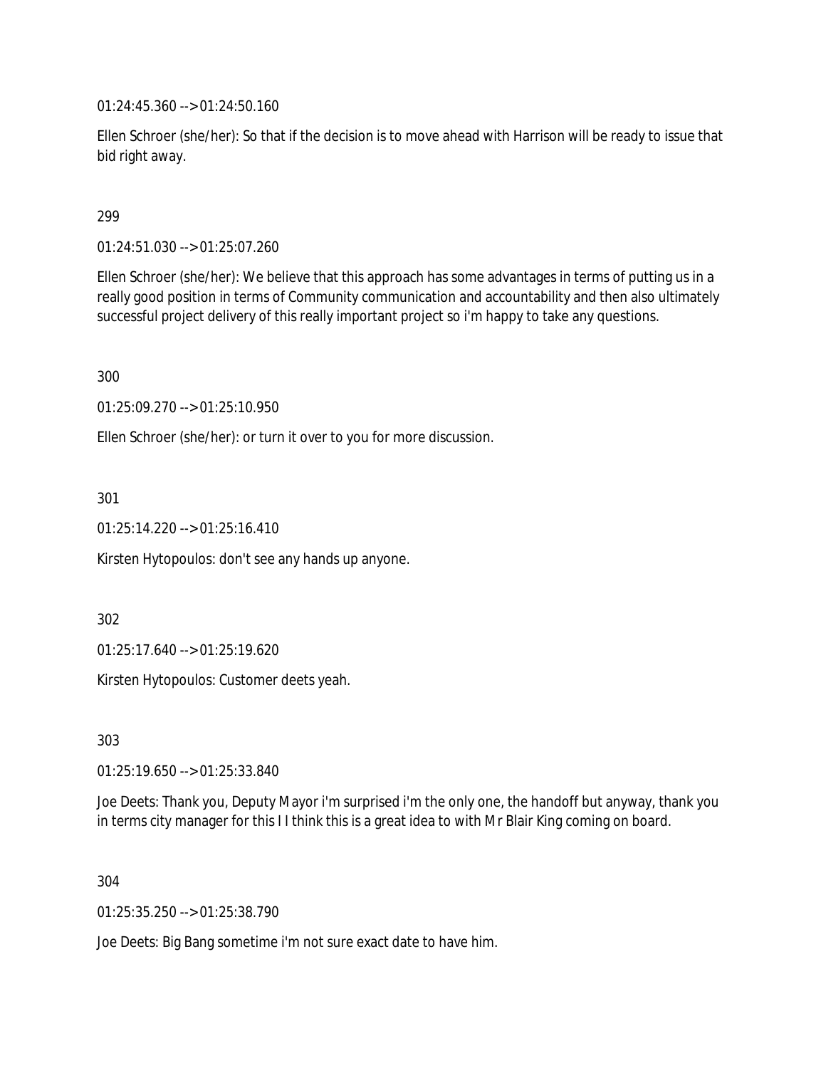01:24:45.360 --> 01:24:50.160

Ellen Schroer (she/her): So that if the decision is to move ahead with Harrison will be ready to issue that bid right away.

299

01:24:51.030 --> 01:25:07.260

Ellen Schroer (she/her): We believe that this approach has some advantages in terms of putting us in a really good position in terms of Community communication and accountability and then also ultimately successful project delivery of this really important project so i'm happy to take any questions.

300

01:25:09.270 --> 01:25:10.950

Ellen Schroer (she/her): or turn it over to you for more discussion.

301

01:25:14.220 --> 01:25:16.410

Kirsten Hytopoulos: don't see any hands up anyone.

302

01:25:17.640 --> 01:25:19.620

Kirsten Hytopoulos: Customer deets yeah.

303

01:25:19.650 --> 01:25:33.840

Joe Deets: Thank you, Deputy Mayor i'm surprised i'm the only one, the handoff but anyway, thank you in terms city manager for this I I think this is a great idea to with Mr Blair King coming on board.

304

01:25:35.250 --> 01:25:38.790

Joe Deets: Big Bang sometime i'm not sure exact date to have him.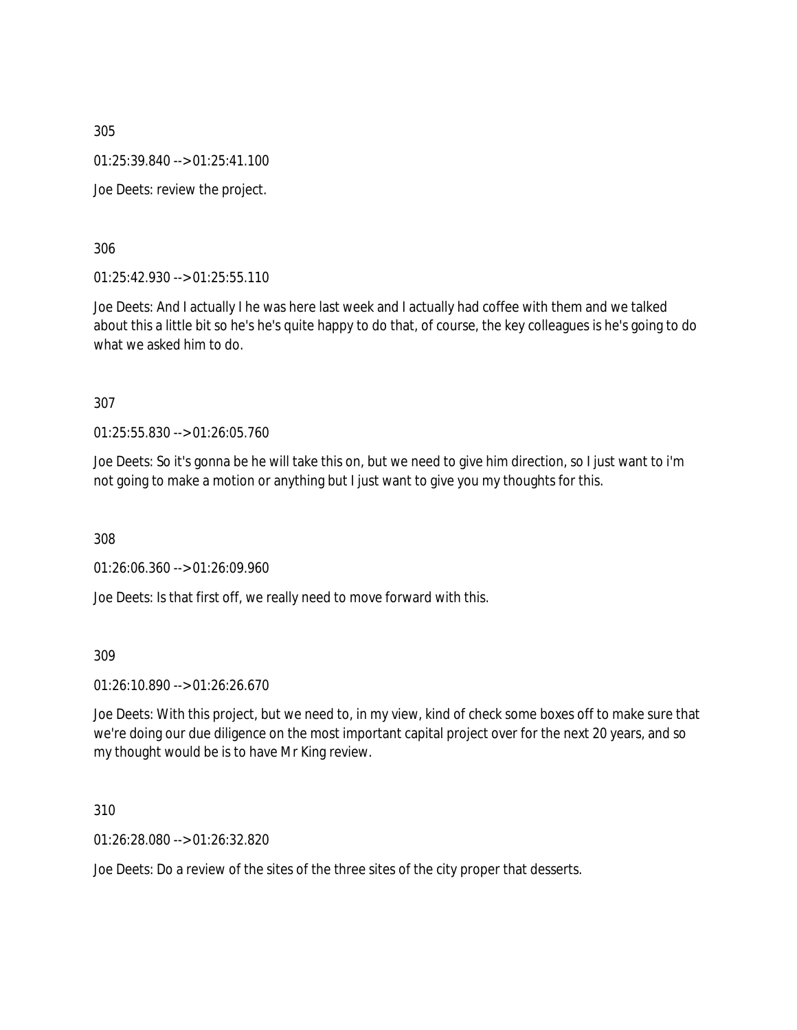305

01:25:39.840 --> 01:25:41.100

Joe Deets: review the project.

306

01:25:42.930 --> 01:25:55.110

Joe Deets: And I actually I he was here last week and I actually had coffee with them and we talked about this a little bit so he's he's quite happy to do that, of course, the key colleagues is he's going to do what we asked him to do.

307

01:25:55.830 --> 01:26:05.760

Joe Deets: So it's gonna be he will take this on, but we need to give him direction, so I just want to i'm not going to make a motion or anything but I just want to give you my thoughts for this.

308

01:26:06.360 --> 01:26:09.960

Joe Deets: Is that first off, we really need to move forward with this.

309

01:26:10.890 --> 01:26:26.670

Joe Deets: With this project, but we need to, in my view, kind of check some boxes off to make sure that we're doing our due diligence on the most important capital project over for the next 20 years, and so my thought would be is to have Mr King review.

310

01:26:28.080 --> 01:26:32.820

Joe Deets: Do a review of the sites of the three sites of the city proper that desserts.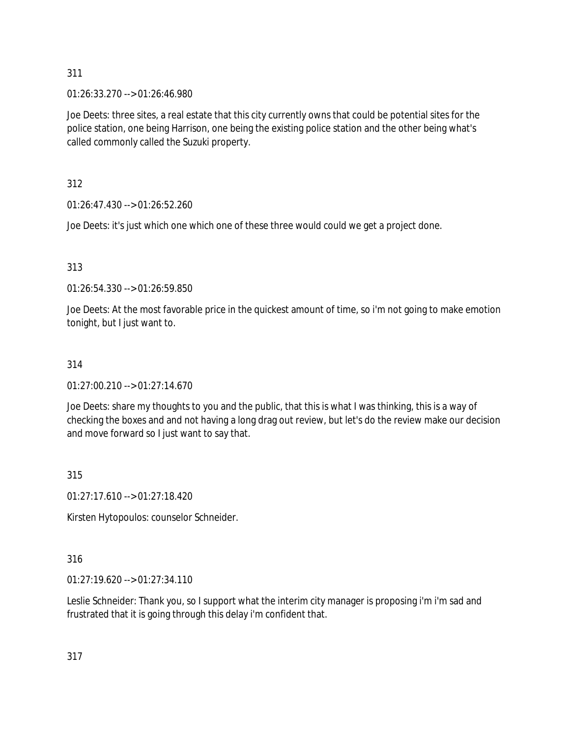311

01:26:33.270 --> 01:26:46.980

Joe Deets: three sites, a real estate that this city currently owns that could be potential sites for the police station, one being Harrison, one being the existing police station and the other being what's called commonly called the Suzuki property.

312

01:26:47.430 --> 01:26:52.260

Joe Deets: it's just which one which one of these three would could we get a project done.

313

01:26:54.330 --> 01:26:59.850

Joe Deets: At the most favorable price in the quickest amount of time, so i'm not going to make emotion tonight, but I just want to.

314

01:27:00.210 --> 01:27:14.670

Joe Deets: share my thoughts to you and the public, that this is what I was thinking, this is a way of checking the boxes and and not having a long drag out review, but let's do the review make our decision and move forward so I just want to say that.

315

01:27:17.610 --> 01:27:18.420

Kirsten Hytopoulos: counselor Schneider.

316

01:27:19.620 --> 01:27:34.110

Leslie Schneider: Thank you, so I support what the interim city manager is proposing i'm i'm sad and frustrated that it is going through this delay i'm confident that.

317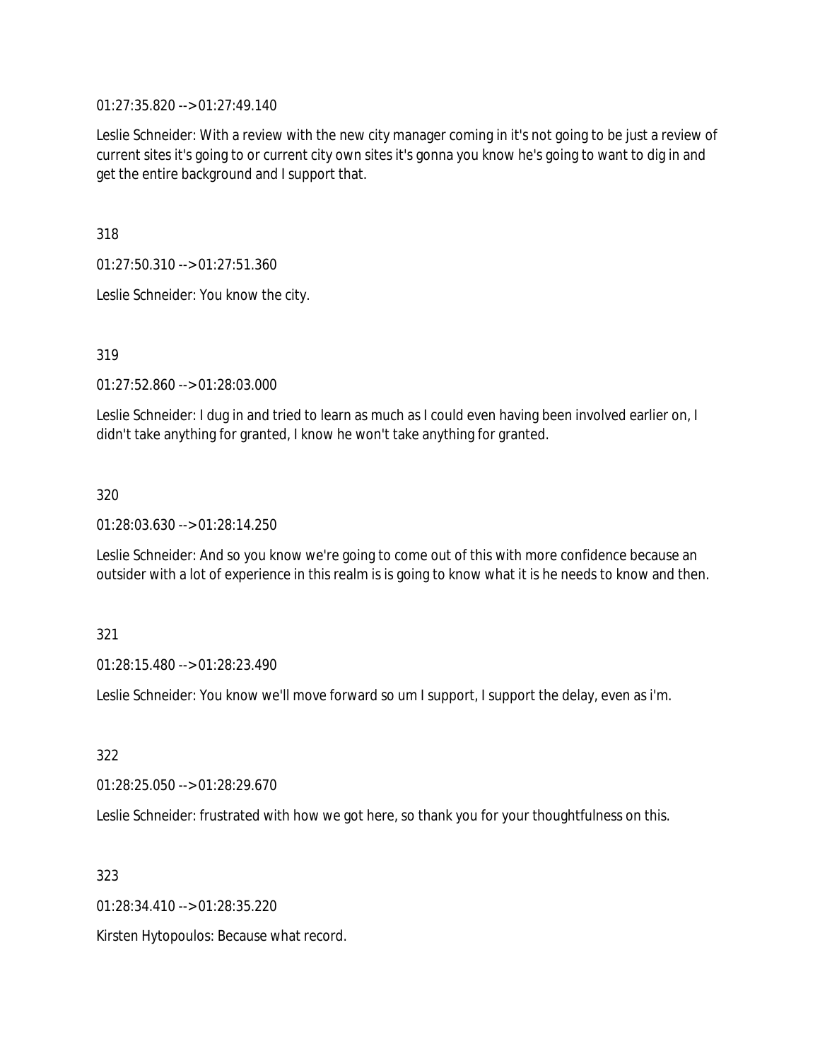01:27:35.820 --> 01:27:49.140

Leslie Schneider: With a review with the new city manager coming in it's not going to be just a review of current sites it's going to or current city own sites it's gonna you know he's going to want to dig in and get the entire background and I support that.

318

01:27:50.310 --> 01:27:51.360

Leslie Schneider: You know the city.

319

01:27:52.860 --> 01:28:03.000

Leslie Schneider: I dug in and tried to learn as much as I could even having been involved earlier on, I didn't take anything for granted, I know he won't take anything for granted.

320

01:28:03.630 --> 01:28:14.250

Leslie Schneider: And so you know we're going to come out of this with more confidence because an outsider with a lot of experience in this realm is is going to know what it is he needs to know and then.

321

01:28:15.480 --> 01:28:23.490

Leslie Schneider: You know we'll move forward so um I support, I support the delay, even as i'm.

322

01:28:25.050 --> 01:28:29.670

Leslie Schneider: frustrated with how we got here, so thank you for your thoughtfulness on this.

323

01:28:34.410 --> 01:28:35.220

Kirsten Hytopoulos: Because what record.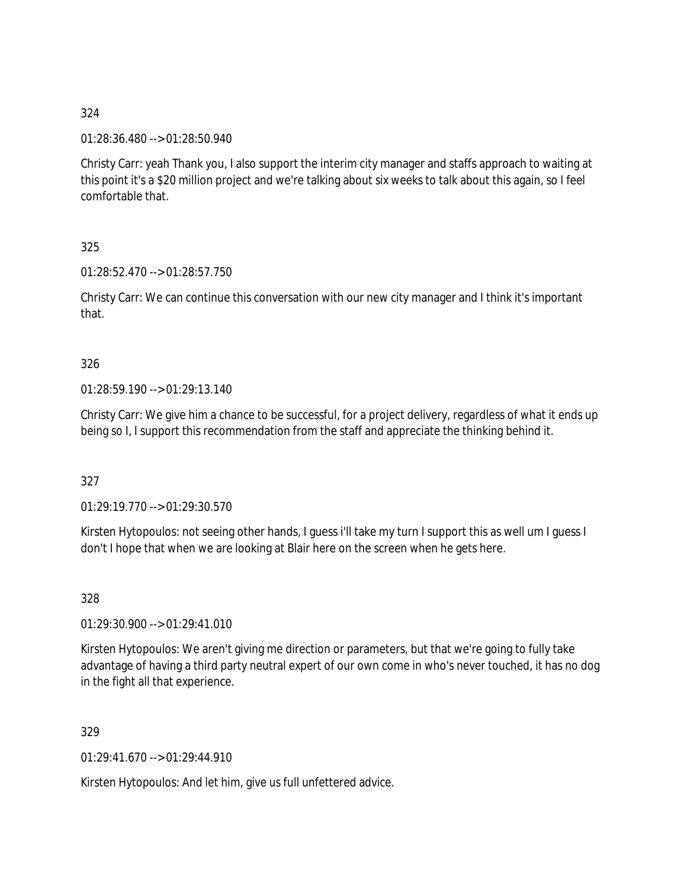324

01:28:36.480 --> 01:28:50.940

Christy Carr: yeah Thank you, I also support the interim city manager and staffs approach to waiting at this point it's a $20 million project and we're talking about six weeks to talk about this again, so I feel comfortable that.

325

01:28:52.470 --> 01:28:57.750

Christy Carr: We can continue this conversation with our new city manager and I think it's important that.

326

01:28:59.190 --> 01:29:13.140

Christy Carr: We give him a chance to be successful, for a project delivery, regardless of what it ends up being so I, I support this recommendation from the staff and appreciate the thinking behind it.

327

01:29:19.770 --> 01:29:30.570

Kirsten Hytopoulos: not seeing other hands, I guess i'll take my turn I support this as well um I guess I don't I hope that when we are looking at Blair here on the screen when he gets here.

328

01:29:30.900 --> 01:29:41.010

Kirsten Hytopoulos: We aren't giving me direction or parameters, but that we're going to fully take advantage of having a third party neutral expert of our own come in who's never touched, it has no dog in the fight all that experience.

329

01:29:41.670 --> 01:29:44.910

Kirsten Hytopoulos: And let him, give us full unfettered advice.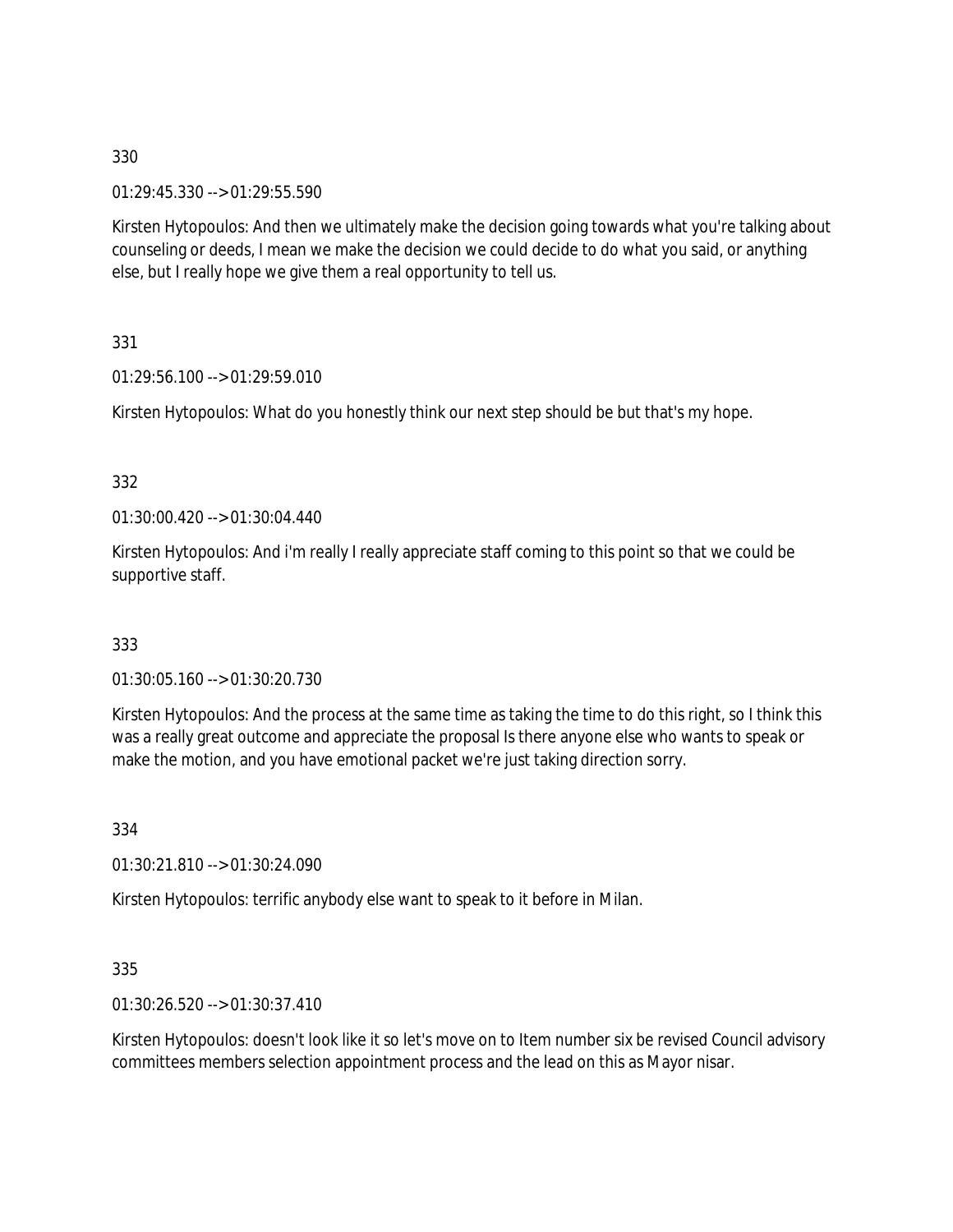330

01:29:45.330 --> 01:29:55.590

Kirsten Hytopoulos: And then we ultimately make the decision going towards what you're talking about counseling or deeds, I mean we make the decision we could decide to do what you said, or anything else, but I really hope we give them a real opportunity to tell us.

331

01:29:56.100 --> 01:29:59.010

Kirsten Hytopoulos: What do you honestly think our next step should be but that's my hope.

332

01:30:00.420 --> 01:30:04.440

Kirsten Hytopoulos: And i'm really I really appreciate staff coming to this point so that we could be supportive staff.

333

01:30:05.160 --> 01:30:20.730

Kirsten Hytopoulos: And the process at the same time as taking the time to do this right, so I think this was a really great outcome and appreciate the proposal Is there anyone else who wants to speak or make the motion, and you have emotional packet we're just taking direction sorry.

334

01:30:21.810 --> 01:30:24.090

Kirsten Hytopoulos: terrific anybody else want to speak to it before in Milan.

335

01:30:26.520 --> 01:30:37.410

Kirsten Hytopoulos: doesn't look like it so let's move on to Item number six be revised Council advisory committees members selection appointment process and the lead on this as Mayor nisar.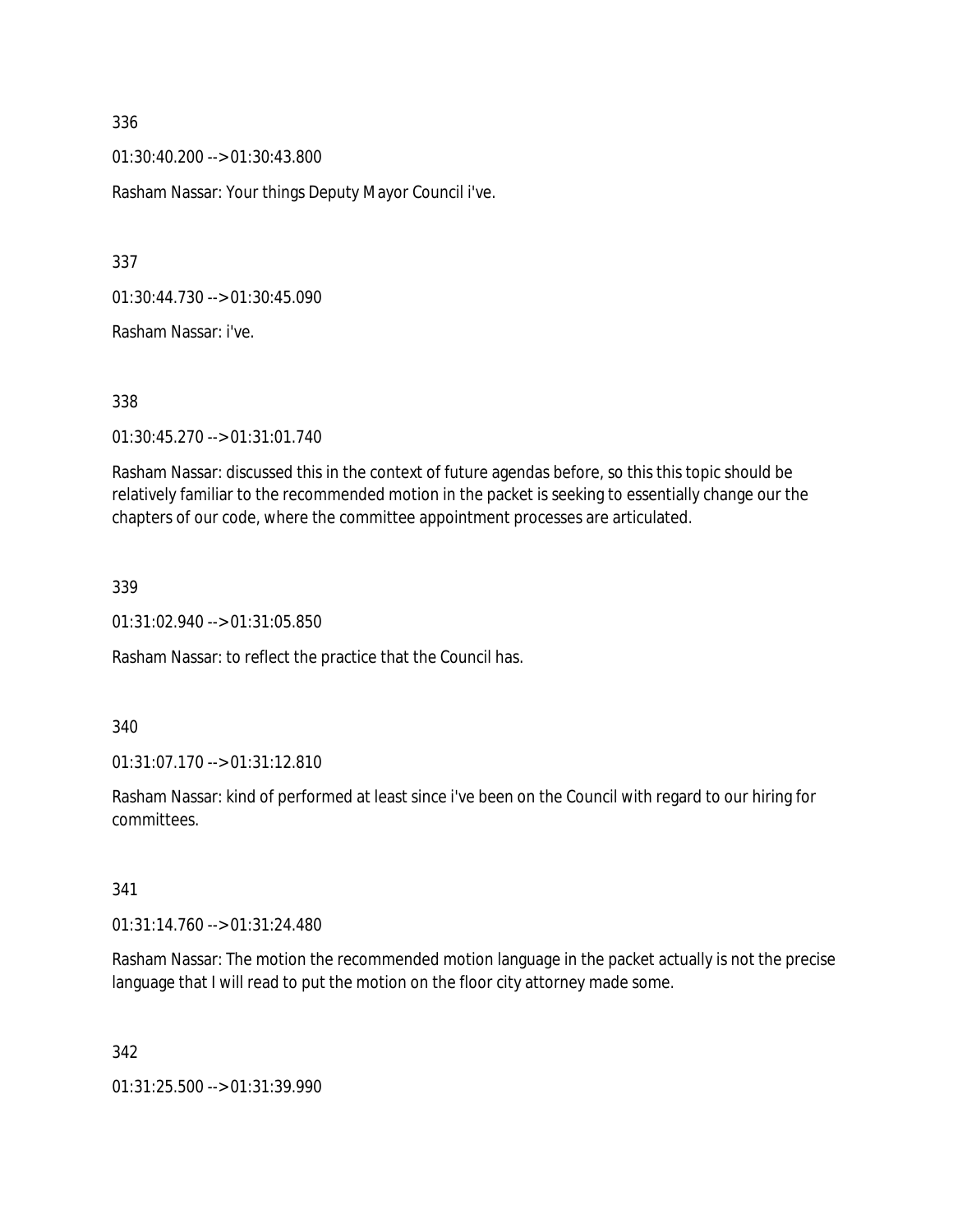336

01:30:40.200 --> 01:30:43.800

Rasham Nassar: Your things Deputy Mayor Council i've.

337

01:30:44.730 --> 01:30:45.090

Rasham Nassar: i've.

338

01:30:45.270 --> 01:31:01.740

Rasham Nassar: discussed this in the context of future agendas before, so this this topic should be relatively familiar to the recommended motion in the packet is seeking to essentially change our the chapters of our code, where the committee appointment processes are articulated.

339

01:31:02.940 --> 01:31:05.850

Rasham Nassar: to reflect the practice that the Council has.

340

01:31:07.170 --> 01:31:12.810

Rasham Nassar: kind of performed at least since i've been on the Council with regard to our hiring for committees.

341

01:31:14.760 --> 01:31:24.480

Rasham Nassar: The motion the recommended motion language in the packet actually is not the precise language that I will read to put the motion on the floor city attorney made some.

342

01:31:25.500 --> 01:31:39.990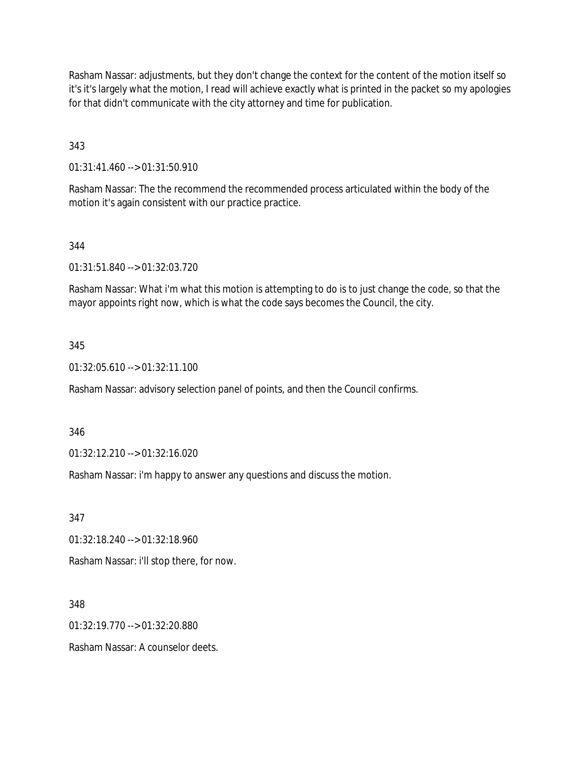Rasham Nassar: adjustments, but they don't change the context for the content of the motion itself so it's it's largely what the motion, I read will achieve exactly what is printed in the packet so my apologies for that didn't communicate with the city attorney and time for publication.

343

01:31:41.460 --> 01:31:50.910

Rasham Nassar: The the recommend the recommended process articulated within the body of the motion it's again consistent with our practice practice.

344

01:31:51.840 --> 01:32:03.720

Rasham Nassar: What i'm what this motion is attempting to do is to just change the code, so that the mayor appoints right now, which is what the code says becomes the Council, the city.

345

01:32:05.610 --> 01:32:11.100

Rasham Nassar: advisory selection panel of points, and then the Council confirms.

346

01:32:12.210 --> 01:32:16.020

Rasham Nassar: i'm happy to answer any questions and discuss the motion.

347

01:32:18.240 --> 01:32:18.960

Rasham Nassar: i'll stop there, for now.

348

01:32:19.770 --> 01:32:20.880

Rasham Nassar: A counselor deets.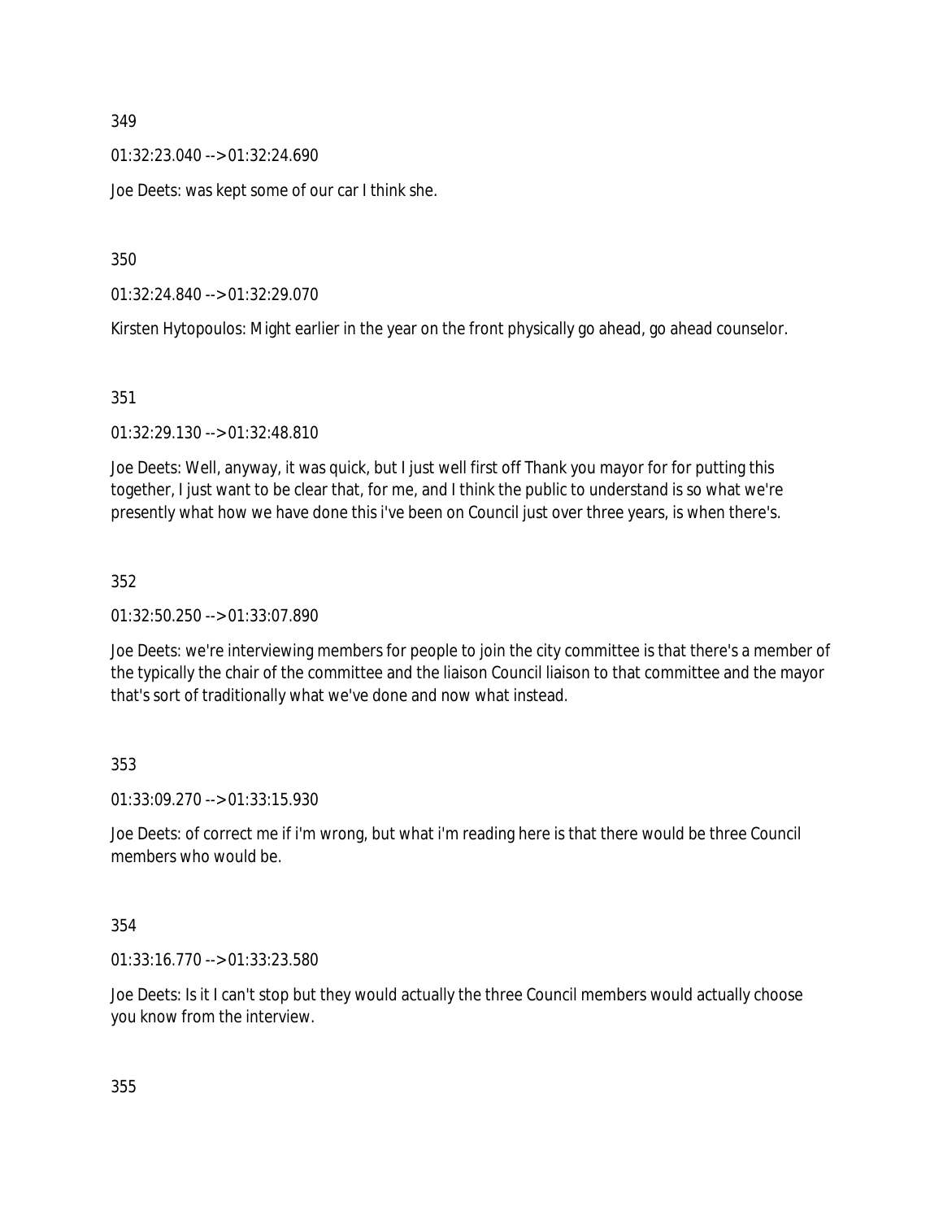349

01:32:23.040 --> 01:32:24.690

Joe Deets: was kept some of our car I think she.

350

01:32:24.840 --> 01:32:29.070

Kirsten Hytopoulos: Might earlier in the year on the front physically go ahead, go ahead counselor.

351

01:32:29.130 --> 01:32:48.810

Joe Deets: Well, anyway, it was quick, but I just well first off Thank you mayor for for putting this together, I just want to be clear that, for me, and I think the public to understand is so what we're presently what how we have done this i've been on Council just over three years, is when there's.

352

01:32:50.250 --> 01:33:07.890

Joe Deets: we're interviewing members for people to join the city committee is that there's a member of the typically the chair of the committee and the liaison Council liaison to that committee and the mayor that's sort of traditionally what we've done and now what instead.

353

01:33:09.270 --> 01:33:15.930

Joe Deets: of correct me if i'm wrong, but what i'm reading here is that there would be three Council members who would be.

354

01:33:16.770 --> 01:33:23.580

Joe Deets: Is it I can't stop but they would actually the three Council members would actually choose you know from the interview.

355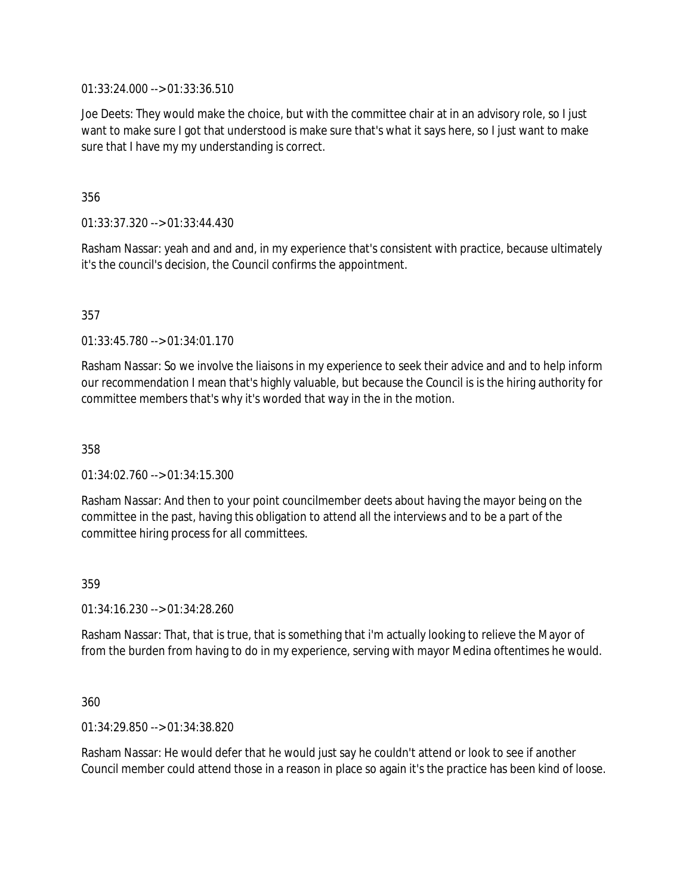01:33:24.000 --> 01:33:36.510

Joe Deets: They would make the choice, but with the committee chair at in an advisory role, so I just want to make sure I got that understood is make sure that's what it says here, so I just want to make sure that I have my my understanding is correct.

356

01:33:37.320 --> 01:33:44.430

Rasham Nassar: yeah and and and, in my experience that's consistent with practice, because ultimately it's the council's decision, the Council confirms the appointment.

357

01:33:45.780 --> 01:34:01.170

Rasham Nassar: So we involve the liaisons in my experience to seek their advice and and to help inform our recommendation I mean that's highly valuable, but because the Council is is the hiring authority for committee members that's why it's worded that way in the in the motion.

358

01:34:02.760 --> 01:34:15.300

Rasham Nassar: And then to your point councilmember deets about having the mayor being on the committee in the past, having this obligation to attend all the interviews and to be a part of the committee hiring process for all committees.

359

01:34:16.230 --> 01:34:28.260

Rasham Nassar: That, that is true, that is something that i'm actually looking to relieve the Mayor of from the burden from having to do in my experience, serving with mayor Medina oftentimes he would.

360

01:34:29.850 --> 01:34:38.820

Rasham Nassar: He would defer that he would just say he couldn't attend or look to see if another Council member could attend those in a reason in place so again it's the practice has been kind of loose.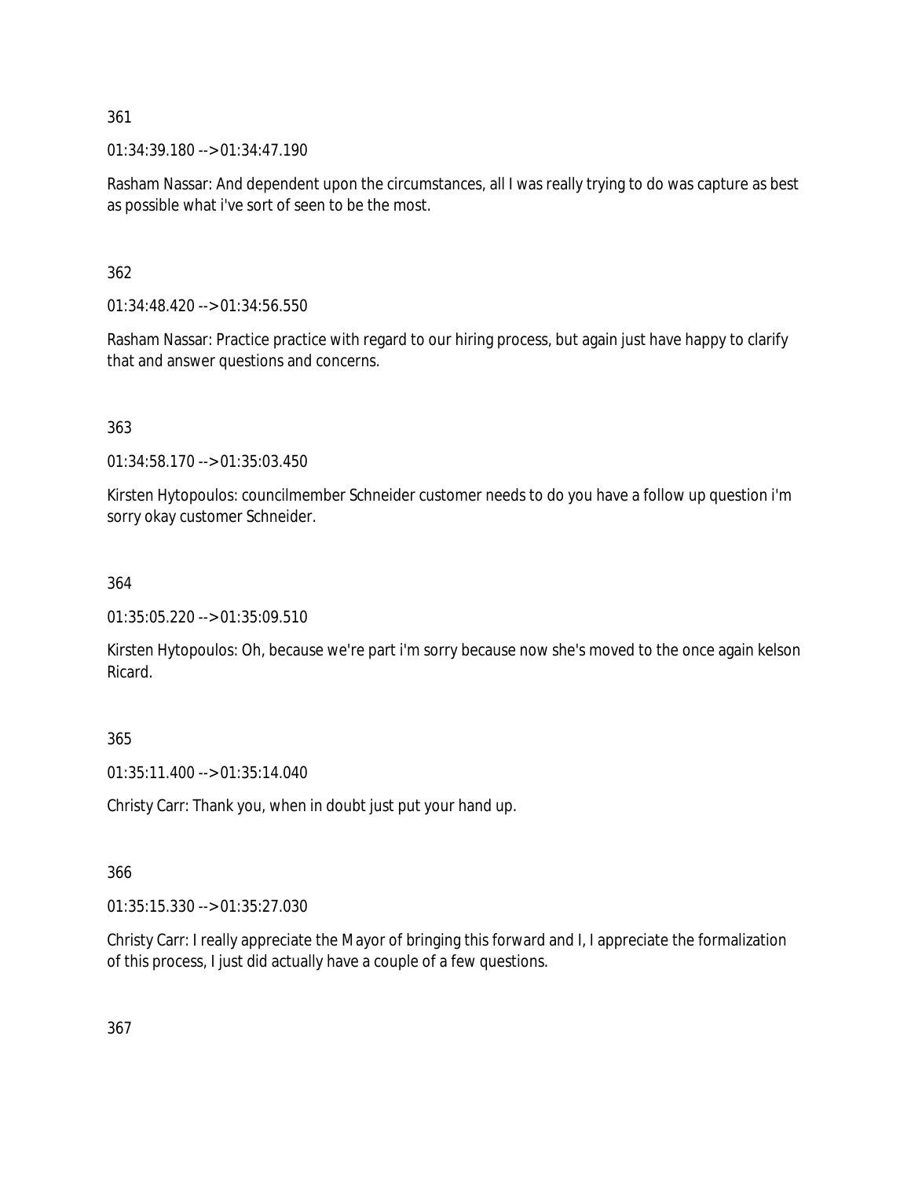361

01:34:39.180 --> 01:34:47.190

Rasham Nassar: And dependent upon the circumstances, all I was really trying to do was capture as best as possible what i've sort of seen to be the most.

362

01:34:48.420 --> 01:34:56.550

Rasham Nassar: Practice practice with regard to our hiring process, but again just have happy to clarify that and answer questions and concerns.

363

01:34:58.170 --> 01:35:03.450

Kirsten Hytopoulos: councilmember Schneider customer needs to do you have a follow up question i'm sorry okay customer Schneider.

364

01:35:05.220 --> 01:35:09.510

Kirsten Hytopoulos: Oh, because we're part i'm sorry because now she's moved to the once again kelson Ricard.

365

01:35:11.400 --> 01:35:14.040

Christy Carr: Thank you, when in doubt just put your hand up.

366

01:35:15.330 --> 01:35:27.030

Christy Carr: I really appreciate the Mayor of bringing this forward and I, I appreciate the formalization of this process, I just did actually have a couple of a few questions.

367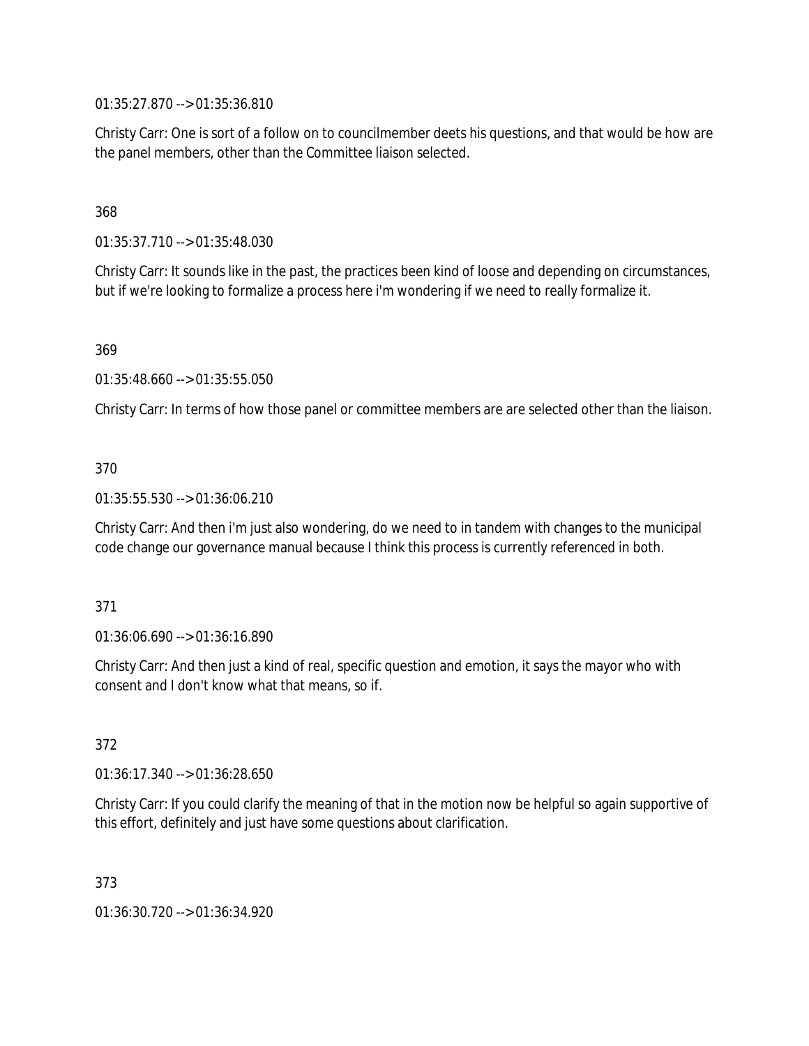01:35:27.870 --> 01:35:36.810

Christy Carr: One is sort of a follow on to councilmember deets his questions, and that would be how are the panel members, other than the Committee liaison selected.

368

01:35:37.710 --> 01:35:48.030

Christy Carr: It sounds like in the past, the practices been kind of loose and depending on circumstances, but if we're looking to formalize a process here i'm wondering if we need to really formalize it.

369

01:35:48.660 --> 01:35:55.050

Christy Carr: In terms of how those panel or committee members are are selected other than the liaison.

370

01:35:55.530 --> 01:36:06.210

Christy Carr: And then i'm just also wondering, do we need to in tandem with changes to the municipal code change our governance manual because I think this process is currently referenced in both.

371

01:36:06.690 --> 01:36:16.890

Christy Carr: And then just a kind of real, specific question and emotion, it says the mayor who with consent and I don't know what that means, so if.

372

01:36:17.340 --> 01:36:28.650

Christy Carr: If you could clarify the meaning of that in the motion now be helpful so again supportive of this effort, definitely and just have some questions about clarification.

373

01:36:30.720 --> 01:36:34.920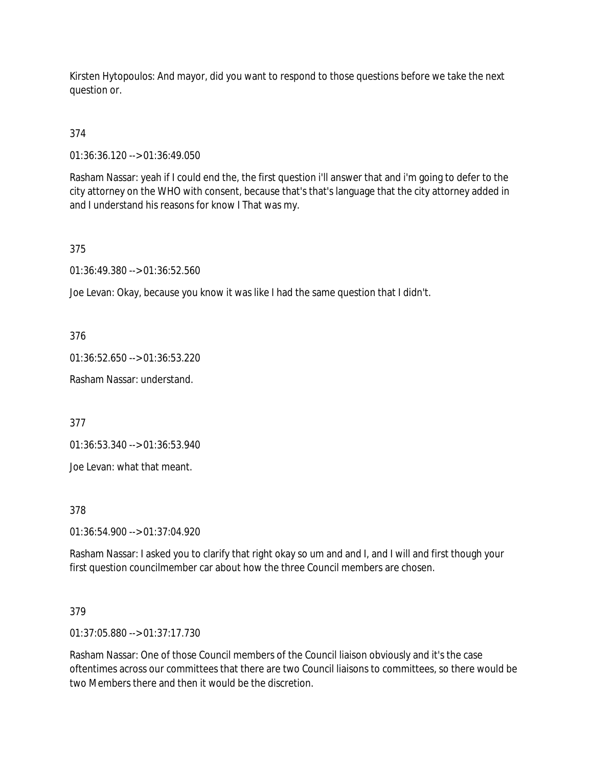Kirsten Hytopoulos: And mayor, did you want to respond to those questions before we take the next question or.

374

01:36:36.120 --> 01:36:49.050

Rasham Nassar: yeah if I could end the, the first question i'll answer that and i'm going to defer to the city attorney on the WHO with consent, because that's that's language that the city attorney added in and I understand his reasons for know I That was my.

375

01:36:49.380 --> 01:36:52.560

Joe Levan: Okay, because you know it was like I had the same question that I didn't.

376

01:36:52.650 --> 01:36:53.220

Rasham Nassar: understand.

377

01:36:53.340 --> 01:36:53.940

Joe Levan: what that meant.

378

01:36:54.900 --> 01:37:04.920

Rasham Nassar: I asked you to clarify that right okay so um and and I, and I will and first though your first question councilmember car about how the three Council members are chosen.

379

01:37:05.880 --> 01:37:17.730

Rasham Nassar: One of those Council members of the Council liaison obviously and it's the case oftentimes across our committees that there are two Council liaisons to committees, so there would be two Members there and then it would be the discretion.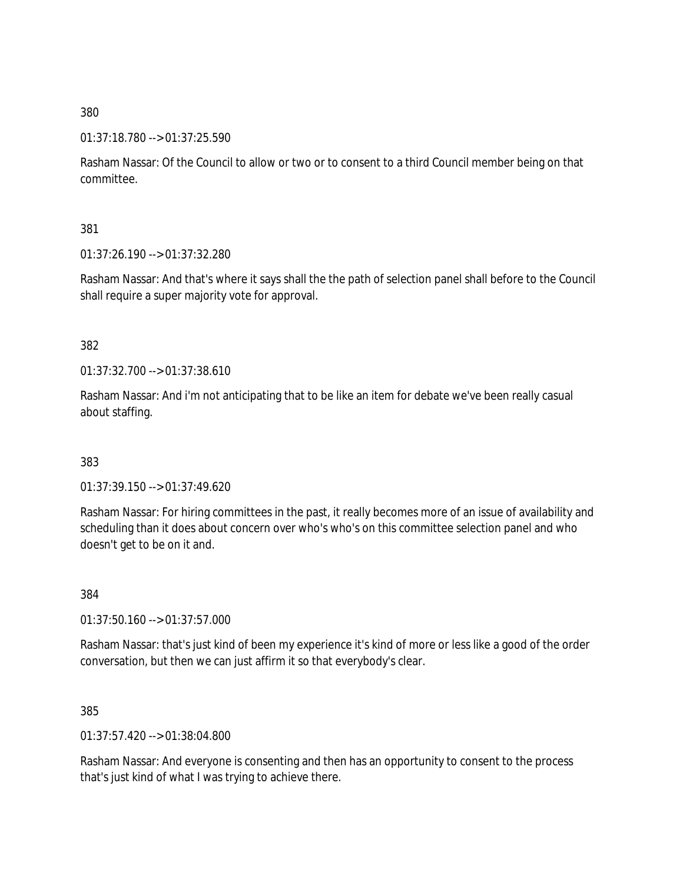380

01:37:18.780 --> 01:37:25.590

Rasham Nassar: Of the Council to allow or two or to consent to a third Council member being on that committee.

381

01:37:26.190 --> 01:37:32.280

Rasham Nassar: And that's where it says shall the the path of selection panel shall before to the Council shall require a super majority vote for approval.

382

01:37:32.700 --> 01:37:38.610

Rasham Nassar: And i'm not anticipating that to be like an item for debate we've been really casual about staffing.

383

01:37:39.150 --> 01:37:49.620

Rasham Nassar: For hiring committees in the past, it really becomes more of an issue of availability and scheduling than it does about concern over who's who's on this committee selection panel and who doesn't get to be on it and.

384

01:37:50.160 --> 01:37:57.000

Rasham Nassar: that's just kind of been my experience it's kind of more or less like a good of the order conversation, but then we can just affirm it so that everybody's clear.

385

01:37:57.420 --> 01:38:04.800

Rasham Nassar: And everyone is consenting and then has an opportunity to consent to the process that's just kind of what I was trying to achieve there.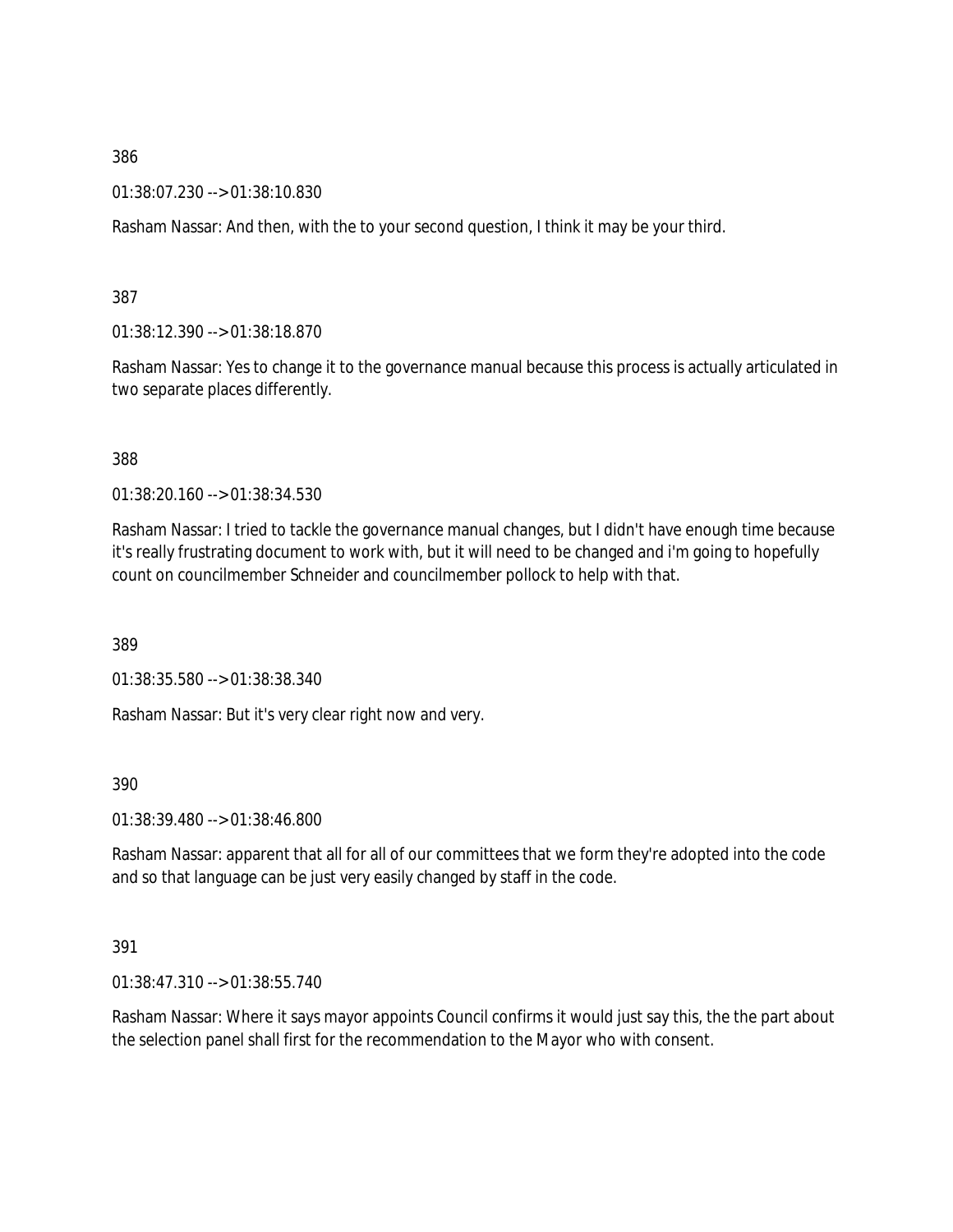386

01:38:07.230 --> 01:38:10.830

Rasham Nassar: And then, with the to your second question, I think it may be your third.

387

01:38:12.390 --> 01:38:18.870

Rasham Nassar: Yes to change it to the governance manual because this process is actually articulated in two separate places differently.

388

01:38:20.160 --> 01:38:34.530

Rasham Nassar: I tried to tackle the governance manual changes, but I didn't have enough time because it's really frustrating document to work with, but it will need to be changed and i'm going to hopefully count on councilmember Schneider and councilmember pollock to help with that.

389

01:38:35.580 --> 01:38:38.340

Rasham Nassar: But it's very clear right now and very.

390

01:38:39.480 --> 01:38:46.800

Rasham Nassar: apparent that all for all of our committees that we form they're adopted into the code and so that language can be just very easily changed by staff in the code.

391

01:38:47.310 --> 01:38:55.740

Rasham Nassar: Where it says mayor appoints Council confirms it would just say this, the the part about the selection panel shall first for the recommendation to the Mayor who with consent.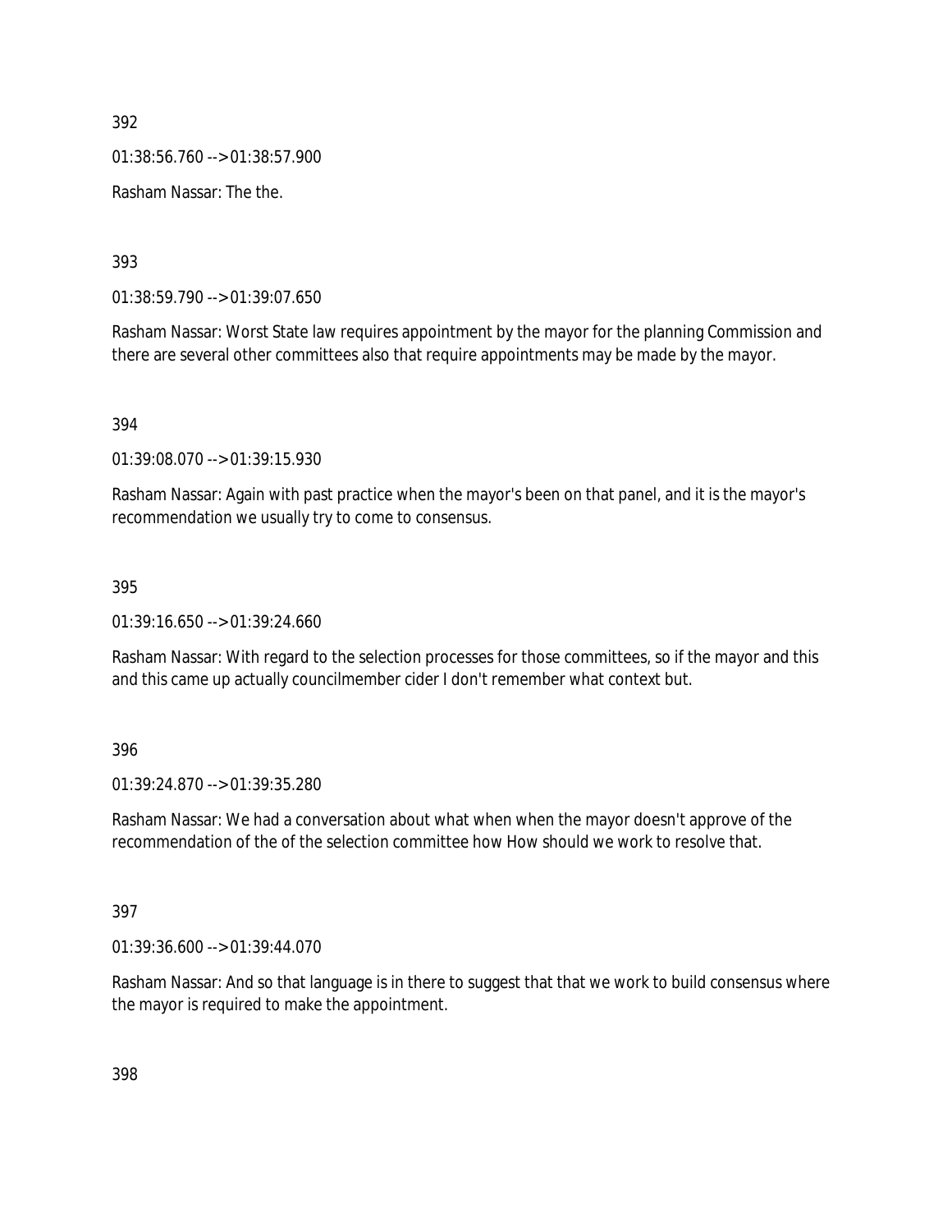392

01:38:56.760 --> 01:38:57.900

Rasham Nassar: The the.

393

01:38:59.790 --> 01:39:07.650

Rasham Nassar: Worst State law requires appointment by the mayor for the planning Commission and there are several other committees also that require appointments may be made by the mayor.

394

01:39:08.070 --> 01:39:15.930

Rasham Nassar: Again with past practice when the mayor's been on that panel, and it is the mayor's recommendation we usually try to come to consensus.

395

01:39:16.650 --> 01:39:24.660

Rasham Nassar: With regard to the selection processes for those committees, so if the mayor and this and this came up actually councilmember cider I don't remember what context but.

396

01:39:24.870 --> 01:39:35.280

Rasham Nassar: We had a conversation about what when when the mayor doesn't approve of the recommendation of the of the selection committee how How should we work to resolve that.

397

01:39:36.600 --> 01:39:44.070

Rasham Nassar: And so that language is in there to suggest that that we work to build consensus where the mayor is required to make the appointment.

398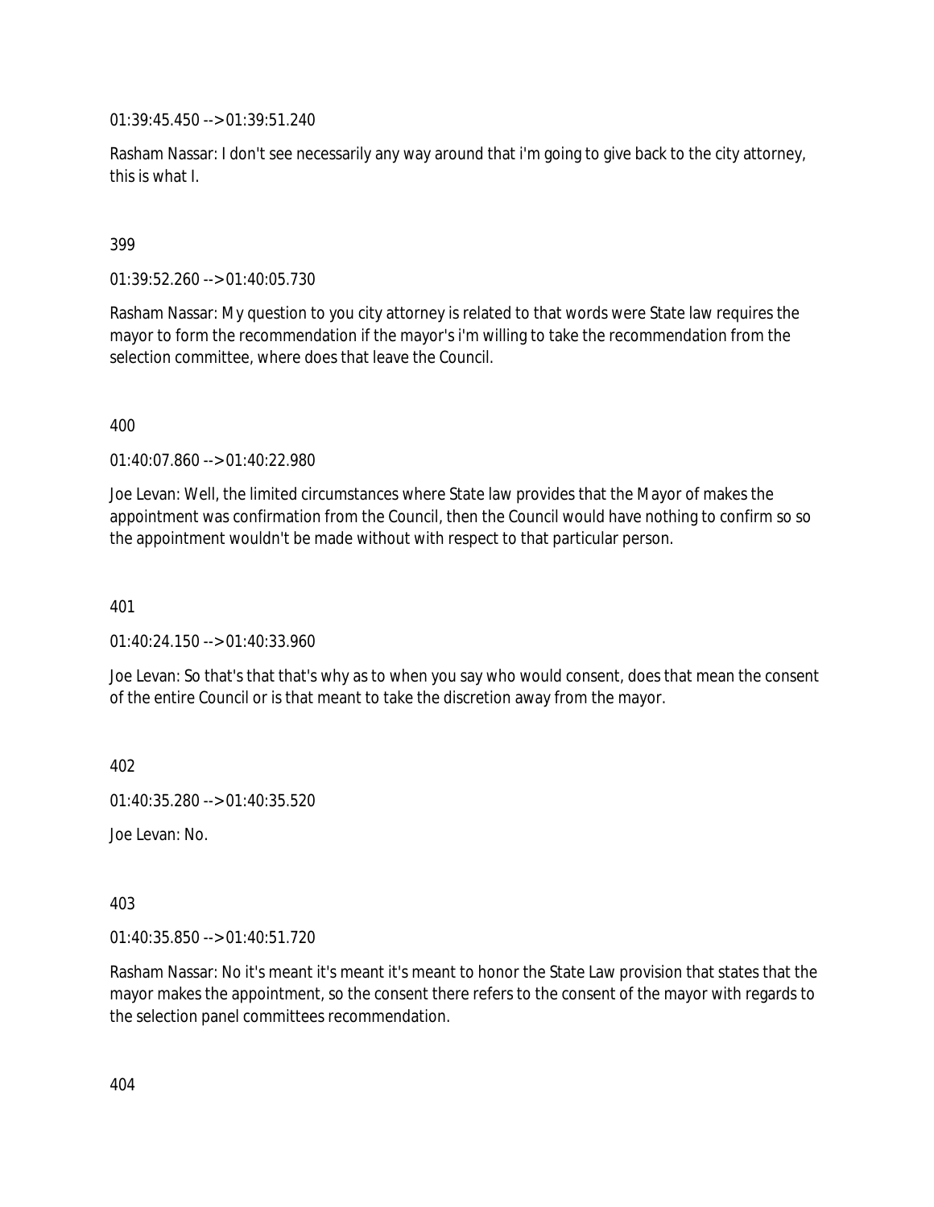01:39:45.450 --> 01:39:51.240

Rasham Nassar: I don't see necessarily any way around that i'm going to give back to the city attorney, this is what I.

399

01:39:52.260 --> 01:40:05.730

Rasham Nassar: My question to you city attorney is related to that words were State law requires the mayor to form the recommendation if the mayor's i'm willing to take the recommendation from the selection committee, where does that leave the Council.

400

01:40:07.860 --> 01:40:22.980

Joe Levan: Well, the limited circumstances where State law provides that the Mayor of makes the appointment was confirmation from the Council, then the Council would have nothing to confirm so so the appointment wouldn't be made without with respect to that particular person.

401

01:40:24.150 --> 01:40:33.960

Joe Levan: So that's that that's why as to when you say who would consent, does that mean the consent of the entire Council or is that meant to take the discretion away from the mayor.

402

01:40:35.280 --> 01:40:35.520

Joe Levan: No.

403

01:40:35.850 --> 01:40:51.720

Rasham Nassar: No it's meant it's meant it's meant to honor the State Law provision that states that the mayor makes the appointment, so the consent there refers to the consent of the mayor with regards to the selection panel committees recommendation.

404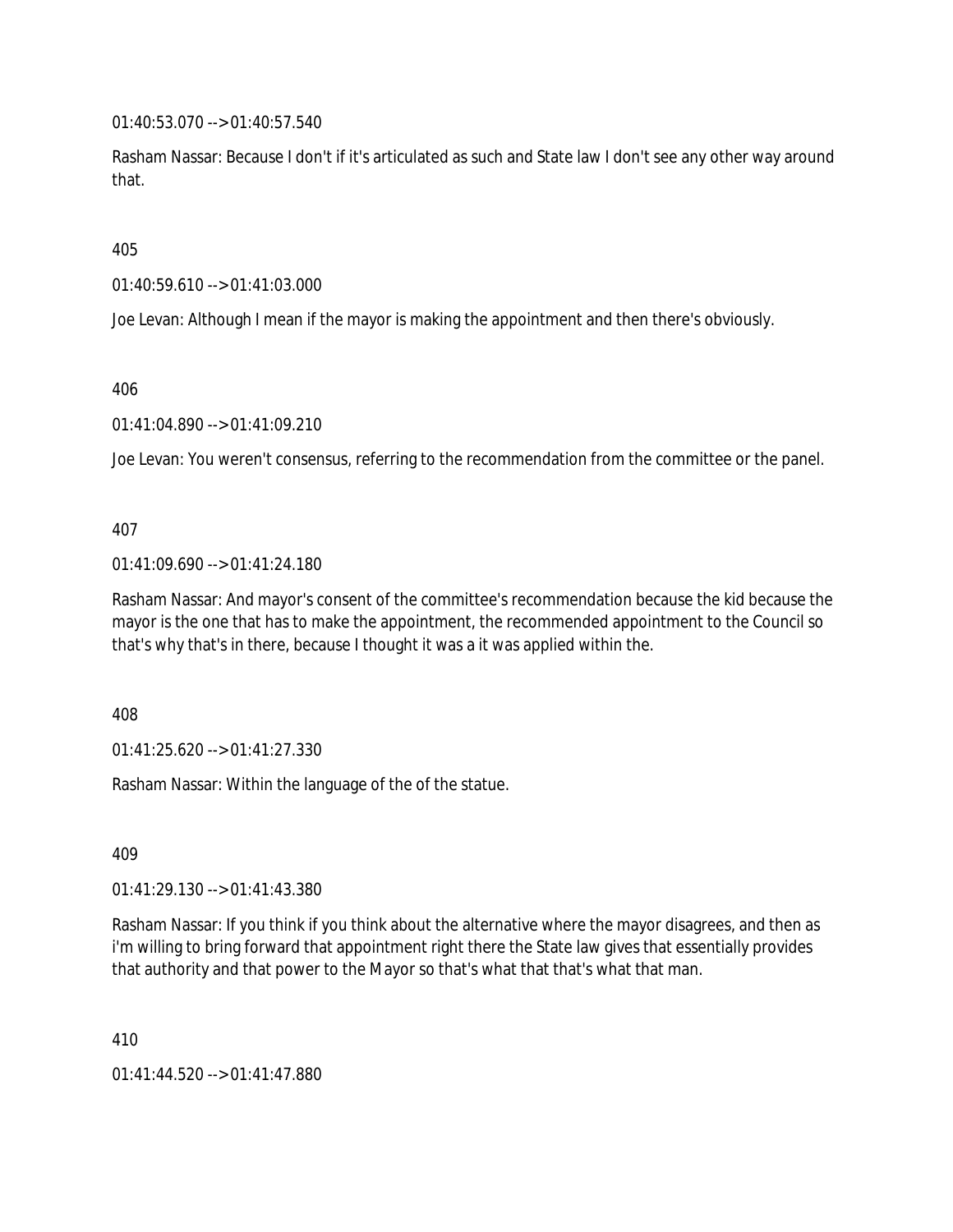01:40:53.070 --> 01:40:57.540

Rasham Nassar: Because I don't if it's articulated as such and State law I don't see any other way around that.

405

01:40:59.610 --> 01:41:03.000

Joe Levan: Although I mean if the mayor is making the appointment and then there's obviously.

406

01:41:04.890 --> 01:41:09.210

Joe Levan: You weren't consensus, referring to the recommendation from the committee or the panel.

407

01:41:09.690 --> 01:41:24.180

Rasham Nassar: And mayor's consent of the committee's recommendation because the kid because the mayor is the one that has to make the appointment, the recommended appointment to the Council so that's why that's in there, because I thought it was a it was applied within the.

408

01:41:25.620 --> 01:41:27.330

Rasham Nassar: Within the language of the of the statue.

409

01:41:29.130 --> 01:41:43.380

Rasham Nassar: If you think if you think about the alternative where the mayor disagrees, and then as i'm willing to bring forward that appointment right there the State law gives that essentially provides that authority and that power to the Mayor so that's what that that's what that man.

410

01:41:44.520 --> 01:41:47.880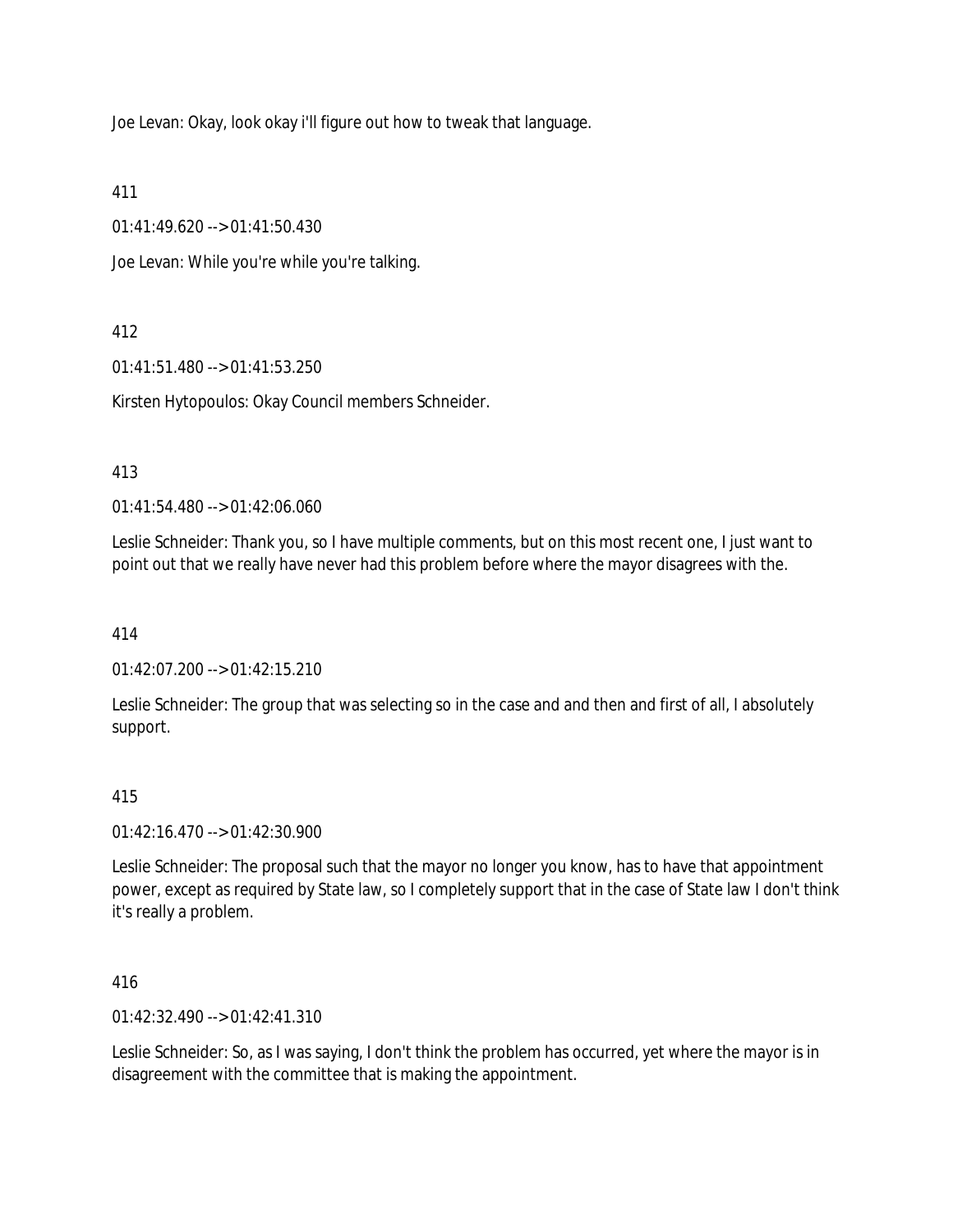Joe Levan: Okay, look okay i'll figure out how to tweak that language.

411

01:41:49.620 --> 01:41:50.430

Joe Levan: While you're while you're talking.

412

01:41:51.480 --> 01:41:53.250

Kirsten Hytopoulos: Okay Council members Schneider.

413

01:41:54.480 --> 01:42:06.060

Leslie Schneider: Thank you, so I have multiple comments, but on this most recent one, I just want to point out that we really have never had this problem before where the mayor disagrees with the.

414

01:42:07.200 --> 01:42:15.210

Leslie Schneider: The group that was selecting so in the case and and then and first of all, I absolutely support.

415

01:42:16.470 --> 01:42:30.900

Leslie Schneider: The proposal such that the mayor no longer you know, has to have that appointment power, except as required by State law, so I completely support that in the case of State law I don't think it's really a problem.

416

01:42:32.490 --> 01:42:41.310

Leslie Schneider: So, as I was saying, I don't think the problem has occurred, yet where the mayor is in disagreement with the committee that is making the appointment.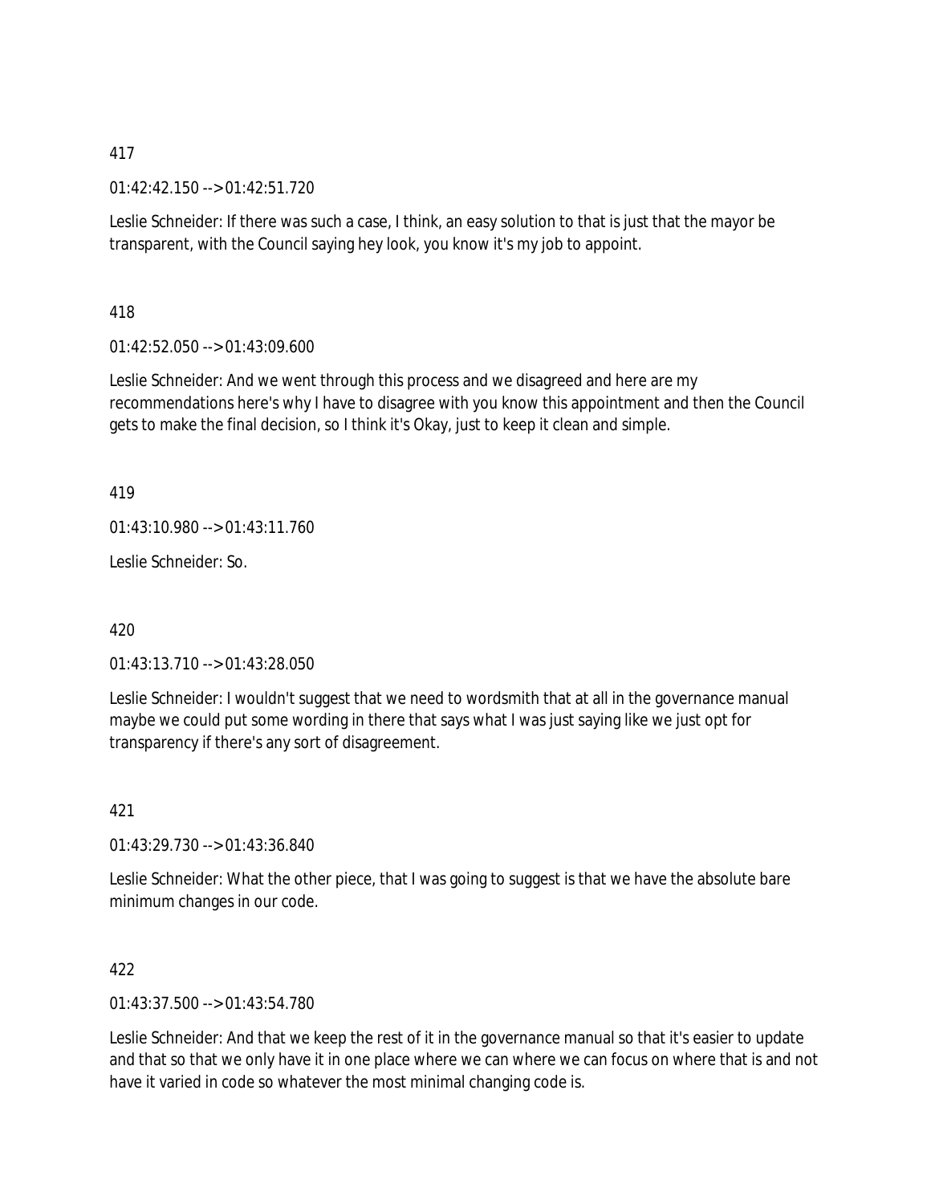417

01:42:42.150 --> 01:42:51.720

Leslie Schneider: If there was such a case, I think, an easy solution to that is just that the mayor be transparent, with the Council saying hey look, you know it's my job to appoint.

418

01:42:52.050 --> 01:43:09.600

Leslie Schneider: And we went through this process and we disagreed and here are my recommendations here's why I have to disagree with you know this appointment and then the Council gets to make the final decision, so I think it's Okay, just to keep it clean and simple.

419

01:43:10.980 --> 01:43:11.760

Leslie Schneider: So.

420

01:43:13.710 --> 01:43:28.050

Leslie Schneider: I wouldn't suggest that we need to wordsmith that at all in the governance manual maybe we could put some wording in there that says what I was just saying like we just opt for transparency if there's any sort of disagreement.

421

01:43:29.730 --> 01:43:36.840

Leslie Schneider: What the other piece, that I was going to suggest is that we have the absolute bare minimum changes in our code.

422

01:43:37.500 --> 01:43:54.780

Leslie Schneider: And that we keep the rest of it in the governance manual so that it's easier to update and that so that we only have it in one place where we can where we can focus on where that is and not have it varied in code so whatever the most minimal changing code is.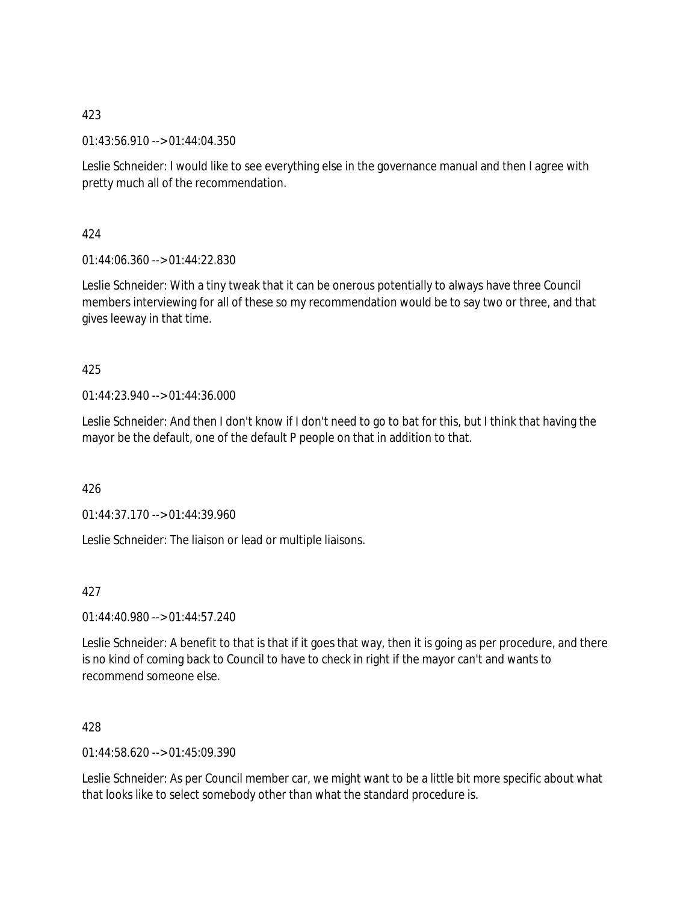423

01:43:56.910 --> 01:44:04.350

Leslie Schneider: I would like to see everything else in the governance manual and then I agree with pretty much all of the recommendation.

424

01:44:06.360 --> 01:44:22.830

Leslie Schneider: With a tiny tweak that it can be onerous potentially to always have three Council members interviewing for all of these so my recommendation would be to say two or three, and that gives leeway in that time.

425

01:44:23.940 --> 01:44:36.000

Leslie Schneider: And then I don't know if I don't need to go to bat for this, but I think that having the mayor be the default, one of the default P people on that in addition to that.

426

01:44:37.170 --> 01:44:39.960

Leslie Schneider: The liaison or lead or multiple liaisons.

427

01:44:40.980 --> 01:44:57.240

Leslie Schneider: A benefit to that is that if it goes that way, then it is going as per procedure, and there is no kind of coming back to Council to have to check in right if the mayor can't and wants to recommend someone else.

428

01:44:58.620 --> 01:45:09.390

Leslie Schneider: As per Council member car, we might want to be a little bit more specific about what that looks like to select somebody other than what the standard procedure is.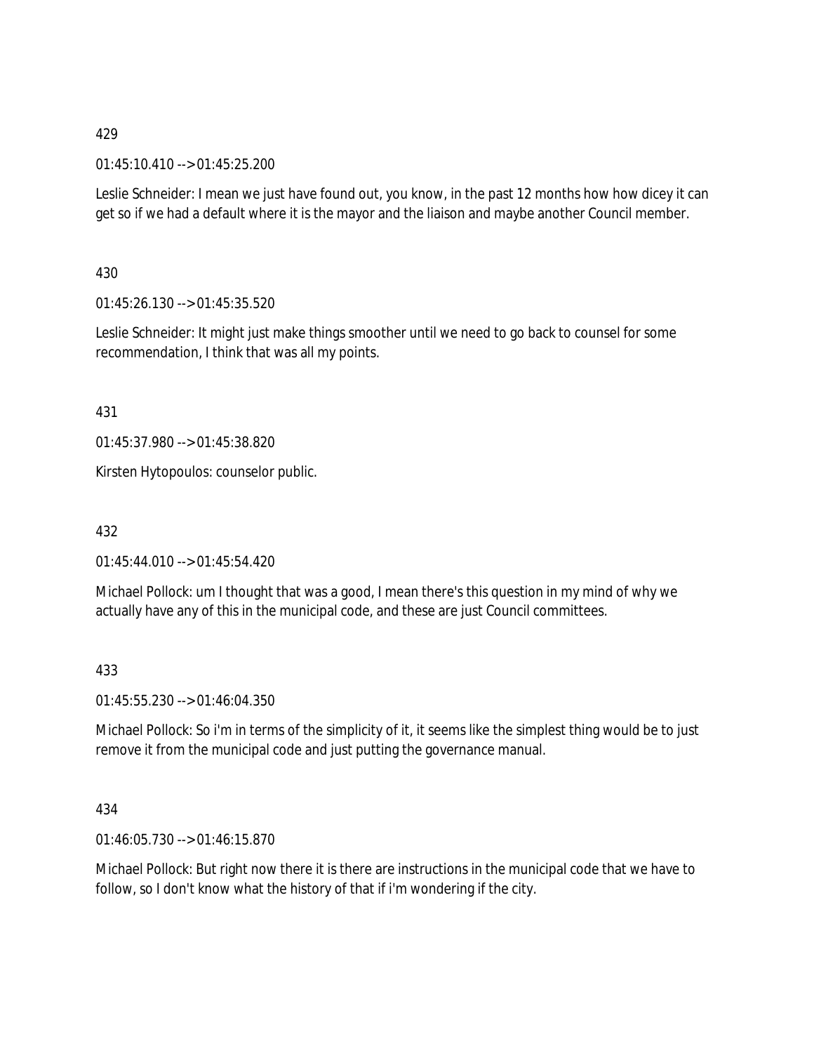429

01:45:10.410 --> 01:45:25.200

Leslie Schneider: I mean we just have found out, you know, in the past 12 months how how dicey it can get so if we had a default where it is the mayor and the liaison and maybe another Council member.

430

01:45:26.130 --> 01:45:35.520

Leslie Schneider: It might just make things smoother until we need to go back to counsel for some recommendation, I think that was all my points.

431

01:45:37.980 --> 01:45:38.820

Kirsten Hytopoulos: counselor public.

432

01:45:44.010 --> 01:45:54.420

Michael Pollock: um I thought that was a good, I mean there's this question in my mind of why we actually have any of this in the municipal code, and these are just Council committees.

433

01:45:55.230 --> 01:46:04.350

Michael Pollock: So i'm in terms of the simplicity of it, it seems like the simplest thing would be to just remove it from the municipal code and just putting the governance manual.

434

01:46:05.730 --> 01:46:15.870

Michael Pollock: But right now there it is there are instructions in the municipal code that we have to follow, so I don't know what the history of that if i'm wondering if the city.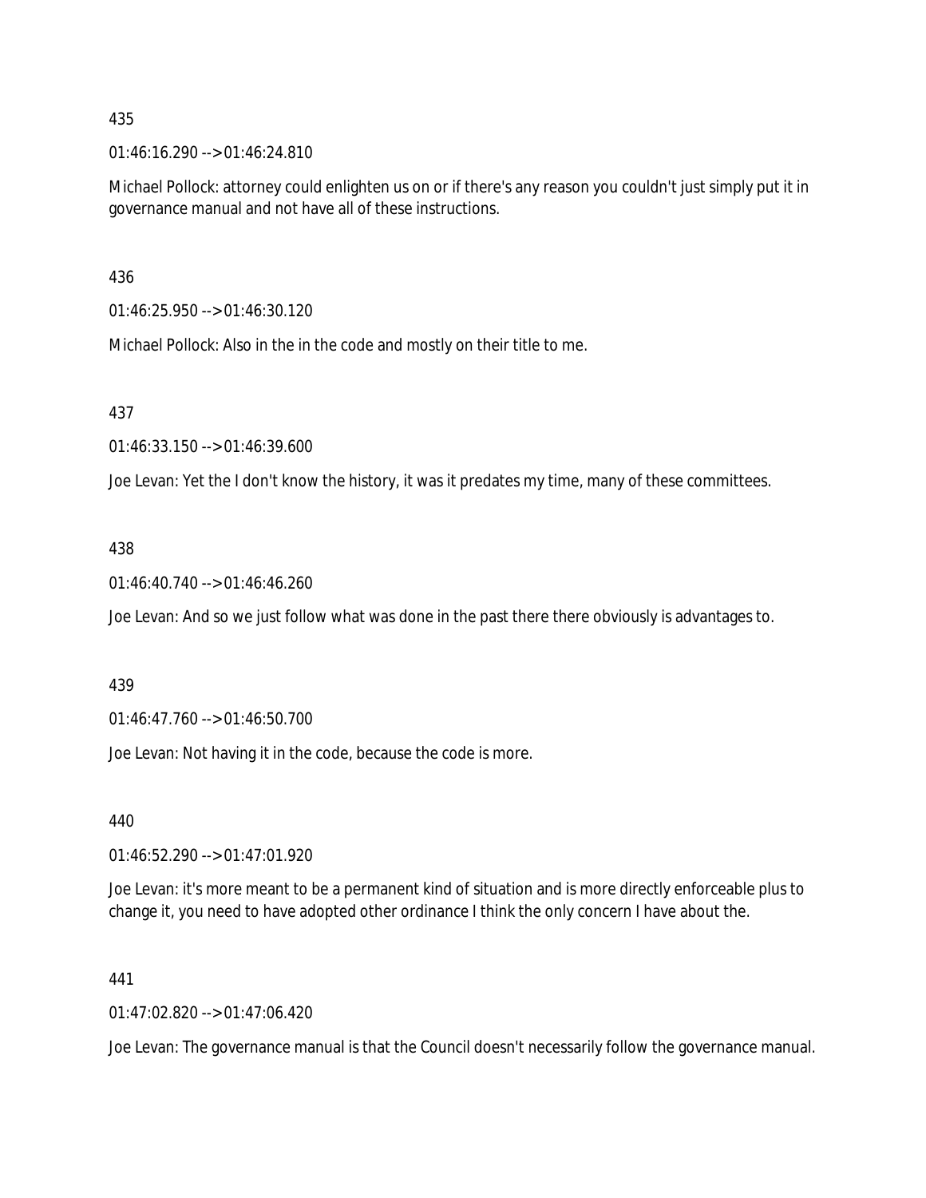435

01:46:16.290 --> 01:46:24.810

Michael Pollock: attorney could enlighten us on or if there's any reason you couldn't just simply put it in governance manual and not have all of these instructions.

436

01:46:25.950 --> 01:46:30.120

Michael Pollock: Also in the in the code and mostly on their title to me.

437

01:46:33.150 --> 01:46:39.600

Joe Levan: Yet the I don't know the history, it was it predates my time, many of these committees.

438

01:46:40.740 --> 01:46:46.260

Joe Levan: And so we just follow what was done in the past there there obviously is advantages to.

439

01:46:47.760 --> 01:46:50.700

Joe Levan: Not having it in the code, because the code is more.

440

01:46:52.290 --> 01:47:01.920

Joe Levan: it's more meant to be a permanent kind of situation and is more directly enforceable plus to change it, you need to have adopted other ordinance I think the only concern I have about the.

441

01:47:02.820 --> 01:47:06.420

Joe Levan: The governance manual is that the Council doesn't necessarily follow the governance manual.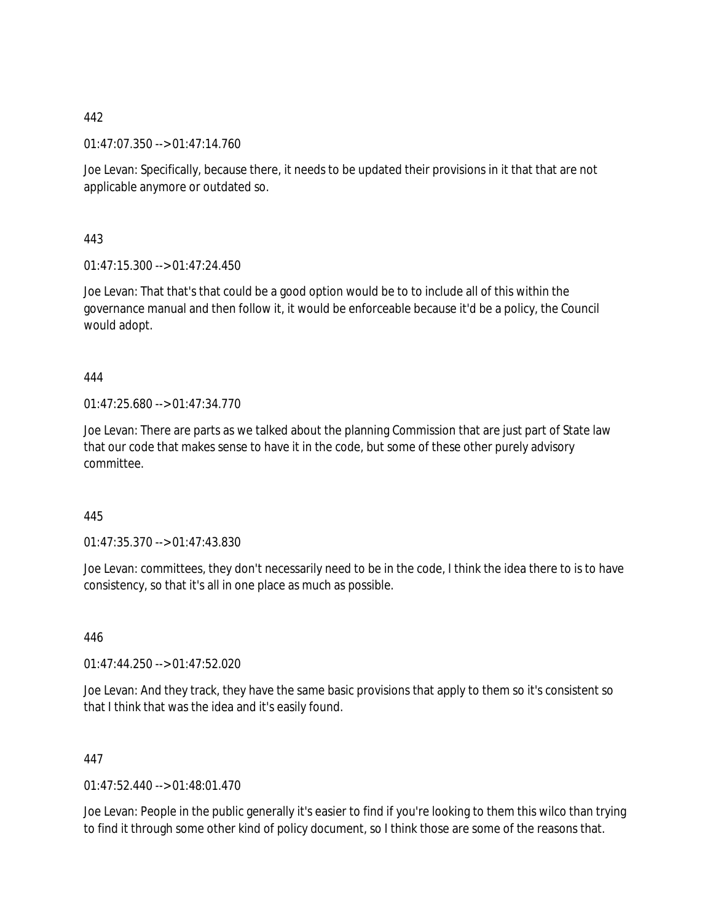442

01:47:07.350 --> 01:47:14.760

Joe Levan: Specifically, because there, it needs to be updated their provisions in it that that are not applicable anymore or outdated so.

443

01:47:15.300 --> 01:47:24.450

Joe Levan: That that's that could be a good option would be to to include all of this within the governance manual and then follow it, it would be enforceable because it'd be a policy, the Council would adopt.

444

01:47:25.680 --> 01:47:34.770

Joe Levan: There are parts as we talked about the planning Commission that are just part of State law that our code that makes sense to have it in the code, but some of these other purely advisory committee.

445

01:47:35.370 --> 01:47:43.830

Joe Levan: committees, they don't necessarily need to be in the code, I think the idea there to is to have consistency, so that it's all in one place as much as possible.

446

01:47:44.250 --> 01:47:52.020

Joe Levan: And they track, they have the same basic provisions that apply to them so it's consistent so that I think that was the idea and it's easily found.

447

01:47:52.440 --> 01:48:01.470

Joe Levan: People in the public generally it's easier to find if you're looking to them this wilco than trying to find it through some other kind of policy document, so I think those are some of the reasons that.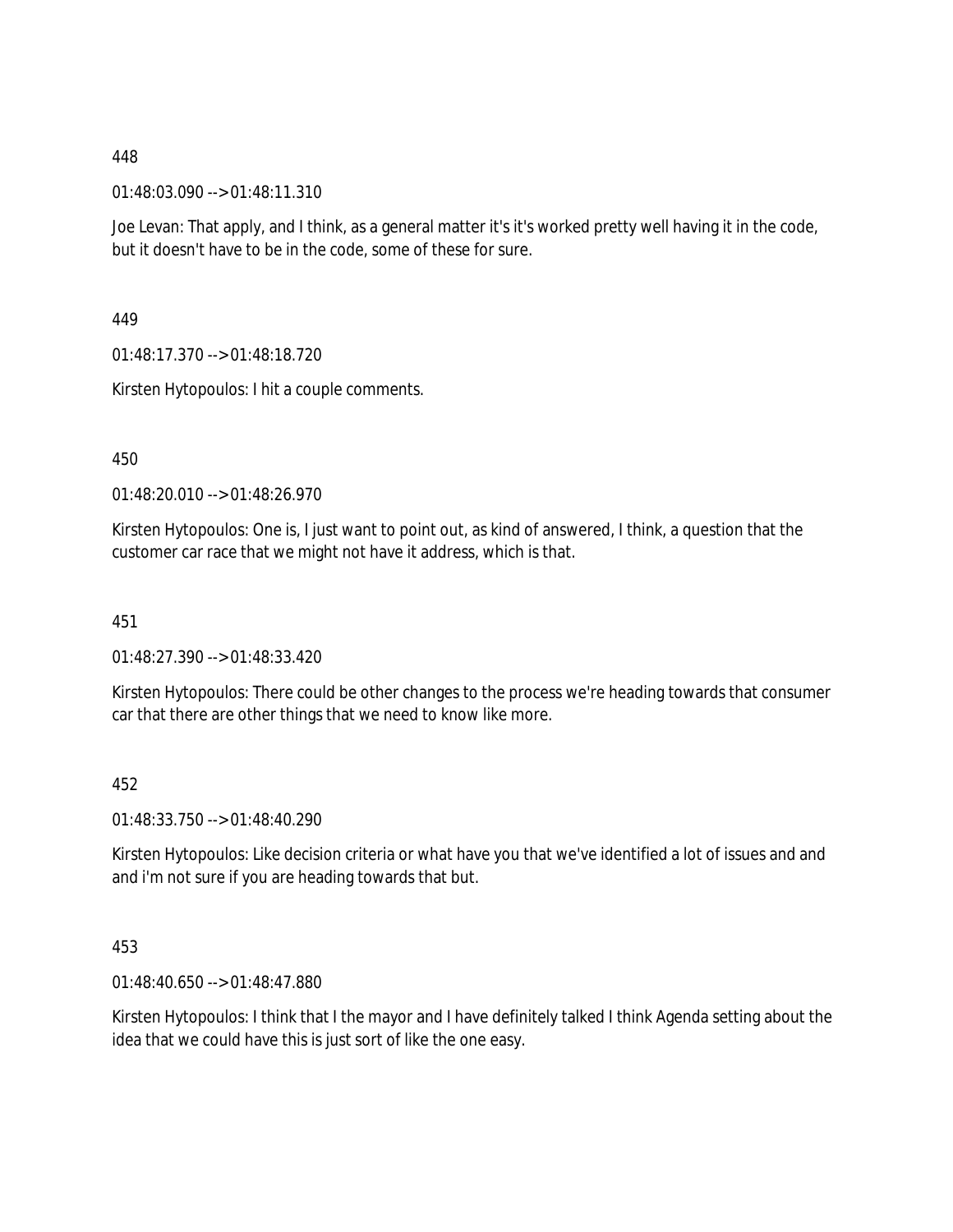448

01:48:03.090 --> 01:48:11.310

Joe Levan: That apply, and I think, as a general matter it's it's worked pretty well having it in the code, but it doesn't have to be in the code, some of these for sure.

449

01:48:17.370 --> 01:48:18.720

Kirsten Hytopoulos: I hit a couple comments.

450

01:48:20.010 --> 01:48:26.970

Kirsten Hytopoulos: One is, I just want to point out, as kind of answered, I think, a question that the customer car race that we might not have it address, which is that.

451

01:48:27.390 --> 01:48:33.420

Kirsten Hytopoulos: There could be other changes to the process we're heading towards that consumer car that there are other things that we need to know like more.

452

01:48:33.750 --> 01:48:40.290

Kirsten Hytopoulos: Like decision criteria or what have you that we've identified a lot of issues and and and i'm not sure if you are heading towards that but.

453

01:48:40.650 --> 01:48:47.880

Kirsten Hytopoulos: I think that I the mayor and I have definitely talked I think Agenda setting about the idea that we could have this is just sort of like the one easy.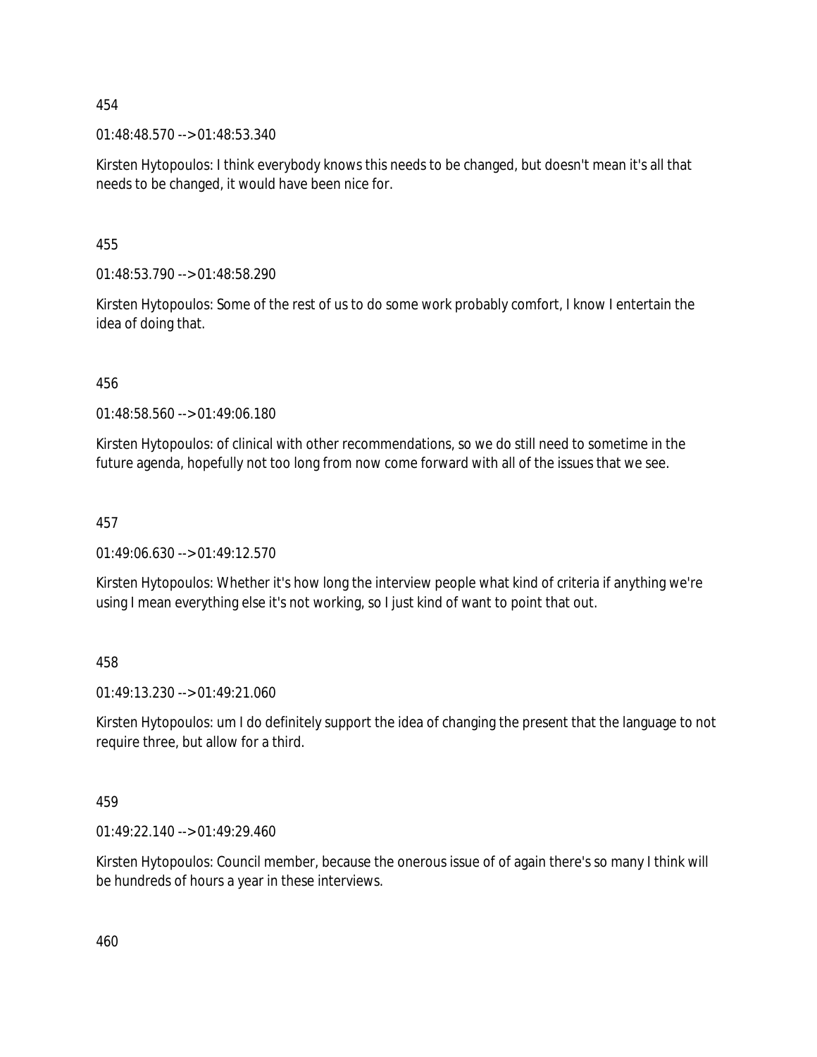454

01:48:48.570 --> 01:48:53.340

Kirsten Hytopoulos: I think everybody knows this needs to be changed, but doesn't mean it's all that needs to be changed, it would have been nice for.

455

01:48:53.790 --> 01:48:58.290

Kirsten Hytopoulos: Some of the rest of us to do some work probably comfort, I know I entertain the idea of doing that.

456

01:48:58.560 --> 01:49:06.180

Kirsten Hytopoulos: of clinical with other recommendations, so we do still need to sometime in the future agenda, hopefully not too long from now come forward with all of the issues that we see.

457

01:49:06.630 --> 01:49:12.570

Kirsten Hytopoulos: Whether it's how long the interview people what kind of criteria if anything we're using I mean everything else it's not working, so I just kind of want to point that out.

458

01:49:13.230 --> 01:49:21.060

Kirsten Hytopoulos: um I do definitely support the idea of changing the present that the language to not require three, but allow for a third.

459

01:49:22.140 --> 01:49:29.460

Kirsten Hytopoulos: Council member, because the onerous issue of of again there's so many I think will be hundreds of hours a year in these interviews.

460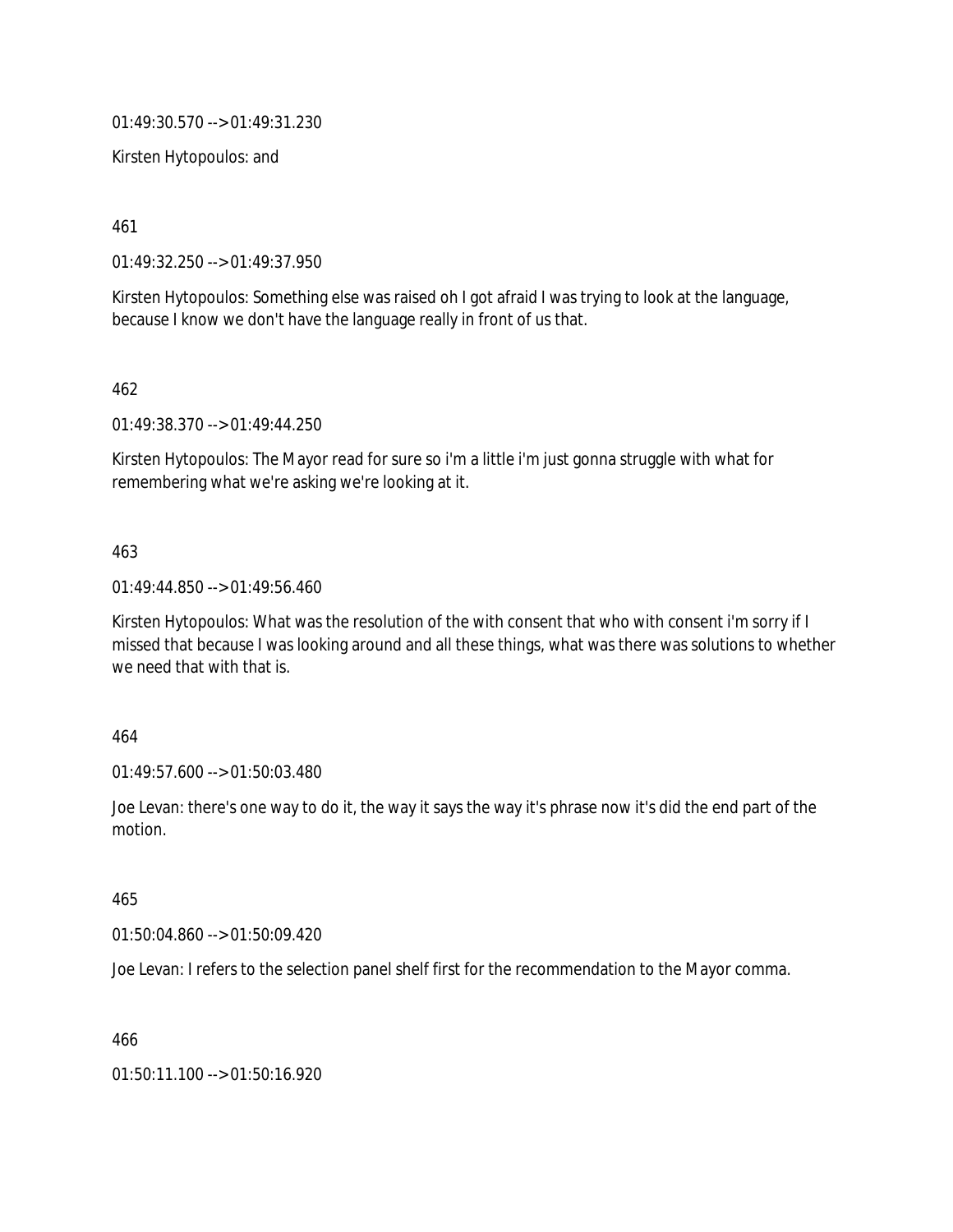01:49:30.570 --> 01:49:31.230

Kirsten Hytopoulos: and

461

01:49:32.250 --> 01:49:37.950

Kirsten Hytopoulos: Something else was raised oh I got afraid I was trying to look at the language, because I know we don't have the language really in front of us that.

462

01:49:38.370 --> 01:49:44.250

Kirsten Hytopoulos: The Mayor read for sure so i'm a little i'm just gonna struggle with what for remembering what we're asking we're looking at it.

463

01:49:44.850 --> 01:49:56.460

Kirsten Hytopoulos: What was the resolution of the with consent that who with consent i'm sorry if I missed that because I was looking around and all these things, what was there was solutions to whether we need that with that is.

464

01:49:57.600 --> 01:50:03.480

Joe Levan: there's one way to do it, the way it says the way it's phrase now it's did the end part of the motion.

465

01:50:04.860 --> 01:50:09.420

Joe Levan: I refers to the selection panel shelf first for the recommendation to the Mayor comma.

466

01:50:11.100 --> 01:50:16.920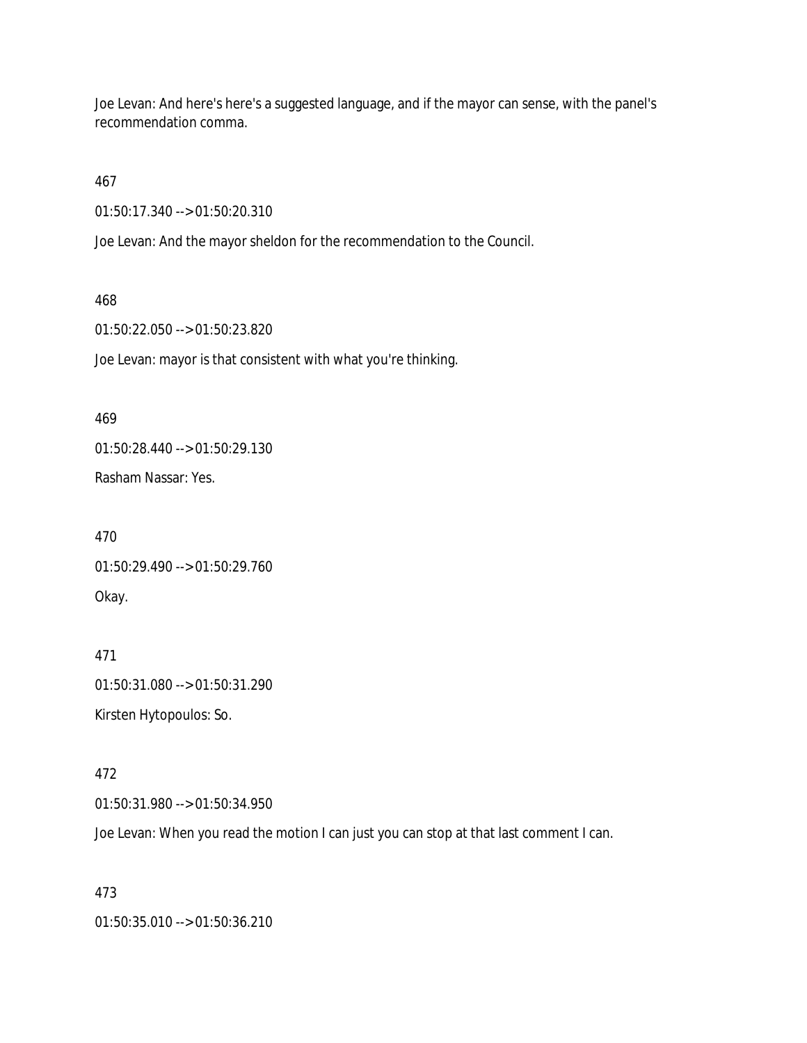Joe Levan: And here's here's a suggested language, and if the mayor can sense, with the panel's recommendation comma.

467

01:50:17.340 --> 01:50:20.310

Joe Levan: And the mayor sheldon for the recommendation to the Council.

468

01:50:22.050 --> 01:50:23.820

Joe Levan: mayor is that consistent with what you're thinking.

469

01:50:28.440 --> 01:50:29.130

Rasham Nassar: Yes.

470

01:50:29.490 --> 01:50:29.760

Okay.

471

01:50:31.080 --> 01:50:31.290

Kirsten Hytopoulos: So.

472

01:50:31.980 --> 01:50:34.950

Joe Levan: When you read the motion I can just you can stop at that last comment I can.

473

01:50:35.010 --> 01:50:36.210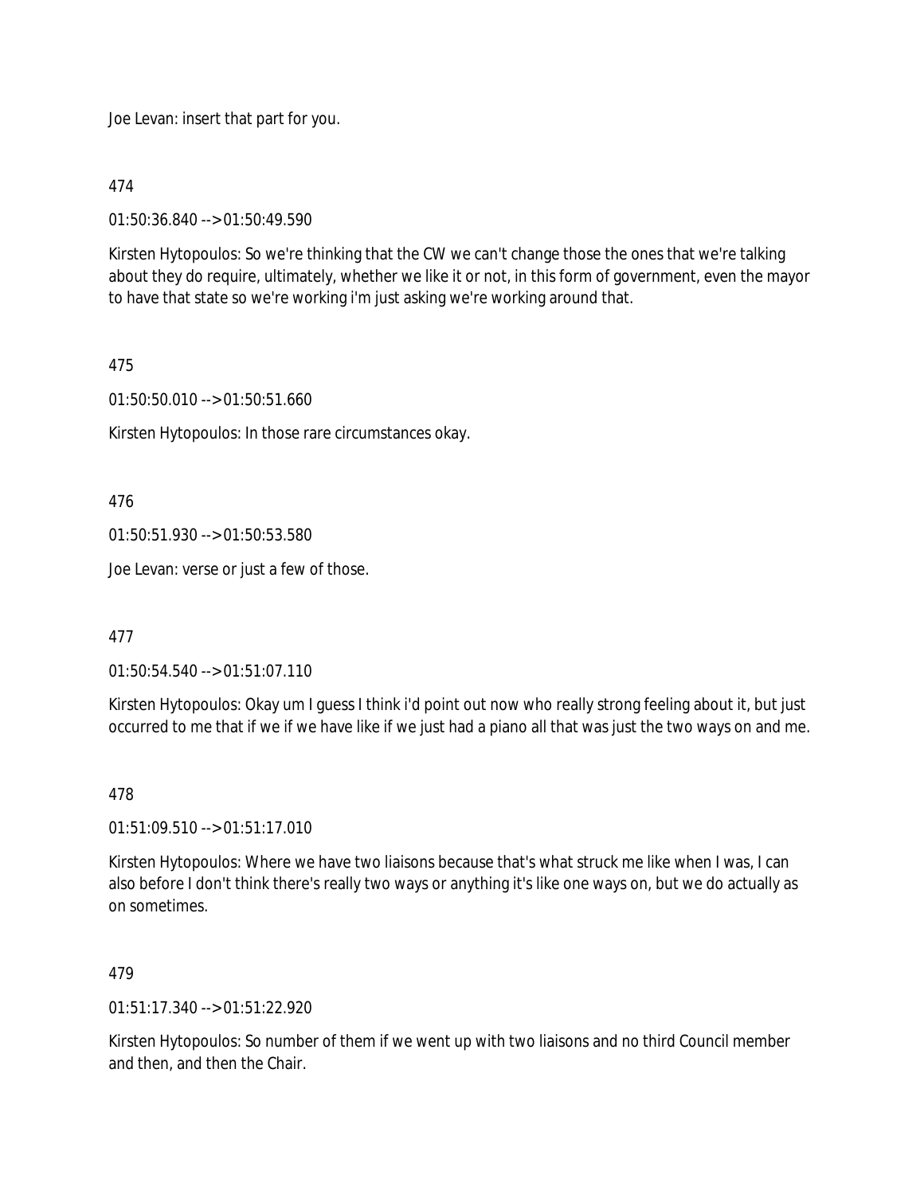Joe Levan: insert that part for you.

474

01:50:36.840 --> 01:50:49.590

Kirsten Hytopoulos: So we're thinking that the CW we can't change those the ones that we're talking about they do require, ultimately, whether we like it or not, in this form of government, even the mayor to have that state so we're working i'm just asking we're working around that.

475

01:50:50.010 --> 01:50:51.660

Kirsten Hytopoulos: In those rare circumstances okay.

476

01:50:51.930 --> 01:50:53.580

Joe Levan: verse or just a few of those.

477

01:50:54.540 --> 01:51:07.110

Kirsten Hytopoulos: Okay um I guess I think i'd point out now who really strong feeling about it, but just occurred to me that if we if we have like if we just had a piano all that was just the two ways on and me.

478

01:51:09.510 --> 01:51:17.010

Kirsten Hytopoulos: Where we have two liaisons because that's what struck me like when I was, I can also before I don't think there's really two ways or anything it's like one ways on, but we do actually as on sometimes.

479

01:51:17.340 --> 01:51:22.920

Kirsten Hytopoulos: So number of them if we went up with two liaisons and no third Council member and then, and then the Chair.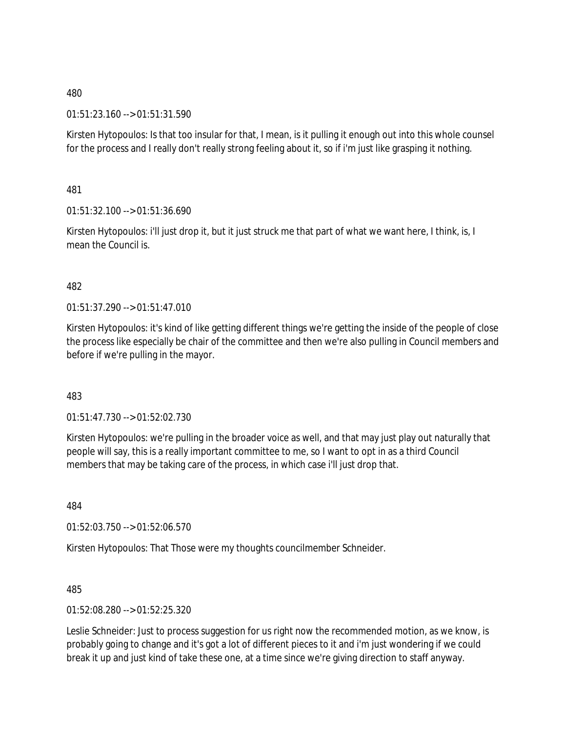480

01:51:23.160 --> 01:51:31.590

Kirsten Hytopoulos: Is that too insular for that, I mean, is it pulling it enough out into this whole counsel for the process and I really don't really strong feeling about it, so if i'm just like grasping it nothing.

481

01:51:32.100 --> 01:51:36.690

Kirsten Hytopoulos: i'll just drop it, but it just struck me that part of what we want here, I think, is, I mean the Council is.

482

01:51:37.290 --> 01:51:47.010

Kirsten Hytopoulos: it's kind of like getting different things we're getting the inside of the people of close the process like especially be chair of the committee and then we're also pulling in Council members and before if we're pulling in the mayor.

483

01:51:47.730 --> 01:52:02.730

Kirsten Hytopoulos: we're pulling in the broader voice as well, and that may just play out naturally that people will say, this is a really important committee to me, so I want to opt in as a third Council members that may be taking care of the process, in which case i'll just drop that.

484

01:52:03.750 --> 01:52:06.570

Kirsten Hytopoulos: That Those were my thoughts councilmember Schneider.

485

01:52:08.280 --> 01:52:25.320

Leslie Schneider: Just to process suggestion for us right now the recommended motion, as we know, is probably going to change and it's got a lot of different pieces to it and i'm just wondering if we could break it up and just kind of take these one, at a time since we're giving direction to staff anyway.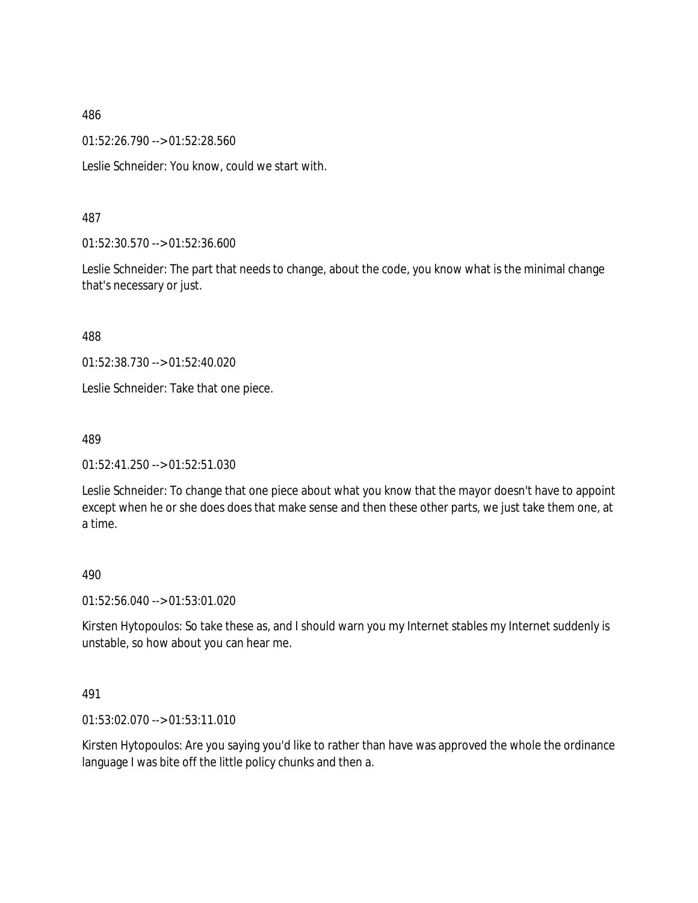486

01:52:26.790 --> 01:52:28.560

Leslie Schneider: You know, could we start with.

487

01:52:30.570 --> 01:52:36.600

Leslie Schneider: The part that needs to change, about the code, you know what is the minimal change that's necessary or just.

488

01:52:38.730 --> 01:52:40.020

Leslie Schneider: Take that one piece.

489

01:52:41.250 --> 01:52:51.030

Leslie Schneider: To change that one piece about what you know that the mayor doesn't have to appoint except when he or she does does that make sense and then these other parts, we just take them one, at a time.

490

01:52:56.040 --> 01:53:01.020

Kirsten Hytopoulos: So take these as, and I should warn you my Internet stables my Internet suddenly is unstable, so how about you can hear me.

491

01:53:02.070 --> 01:53:11.010

Kirsten Hytopoulos: Are you saying you'd like to rather than have was approved the whole the ordinance language I was bite off the little policy chunks and then a.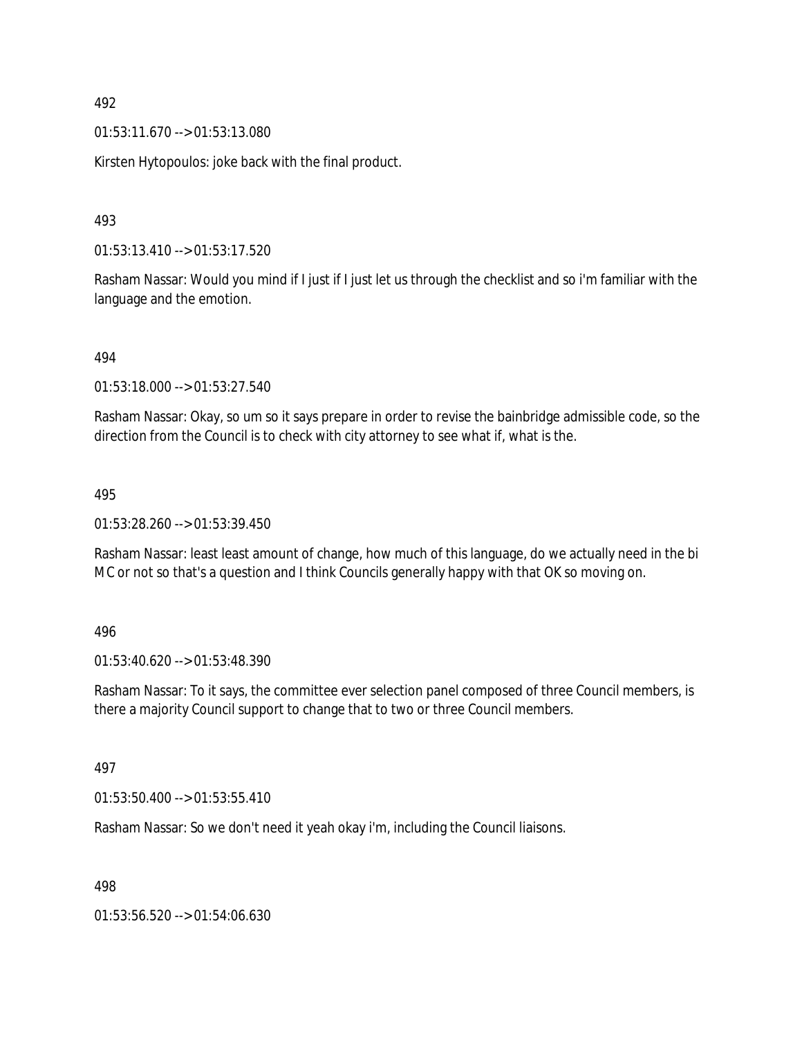492

01:53:11.670 --> 01:53:13.080

Kirsten Hytopoulos: joke back with the final product.

493

01:53:13.410 --> 01:53:17.520

Rasham Nassar: Would you mind if I just if I just let us through the checklist and so i'm familiar with the language and the emotion.

494

01:53:18.000 --> 01:53:27.540

Rasham Nassar: Okay, so um so it says prepare in order to revise the bainbridge admissible code, so the direction from the Council is to check with city attorney to see what if, what is the.

495

01:53:28.260 --> 01:53:39.450

Rasham Nassar: least least amount of change, how much of this language, do we actually need in the bi MC or not so that's a question and I think Councils generally happy with that OK so moving on.

496

01:53:40.620 --> 01:53:48.390

Rasham Nassar: To it says, the committee ever selection panel composed of three Council members, is there a majority Council support to change that to two or three Council members.

497

01:53:50.400 --> 01:53:55.410

Rasham Nassar: So we don't need it yeah okay i'm, including the Council liaisons.

498

01:53:56.520 --> 01:54:06.630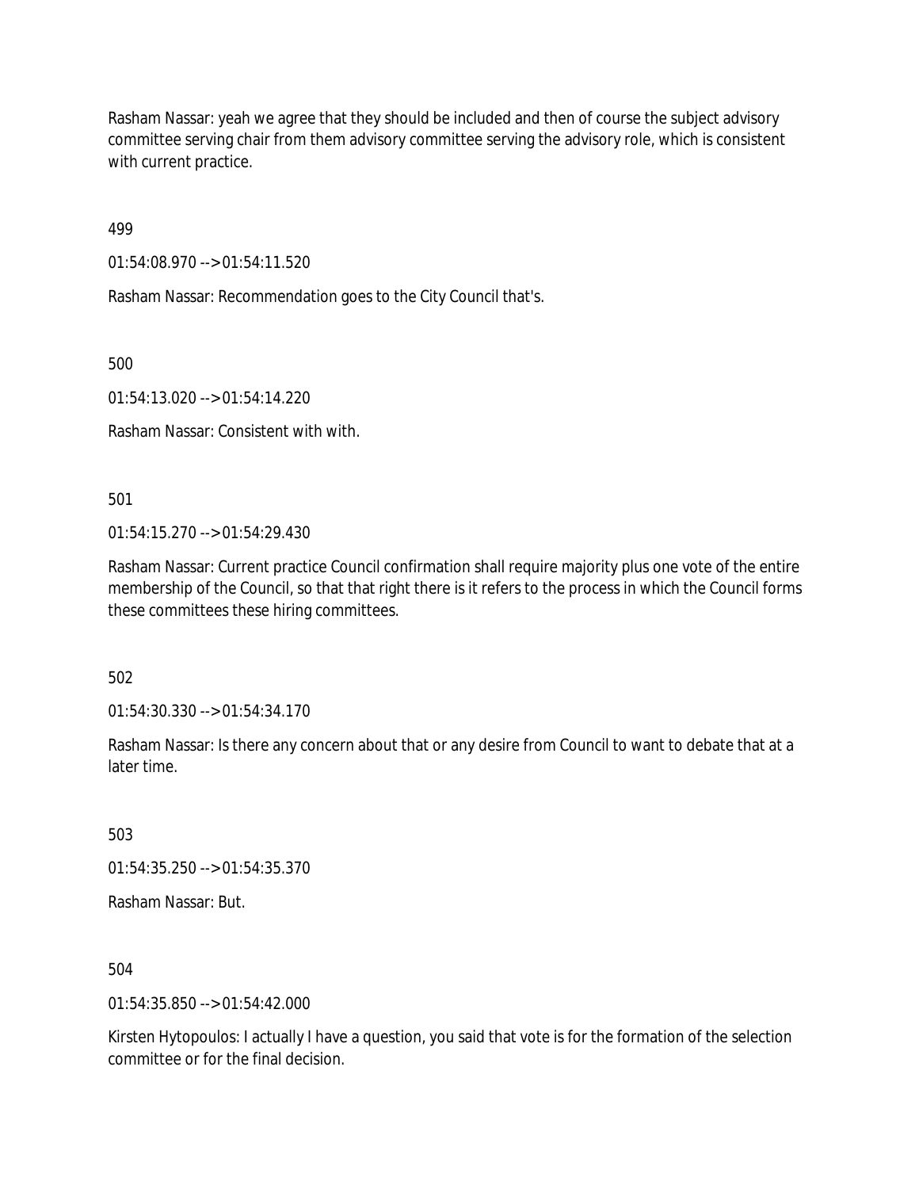Rasham Nassar: yeah we agree that they should be included and then of course the subject advisory committee serving chair from them advisory committee serving the advisory role, which is consistent with current practice.

499

01:54:08.970 --> 01:54:11.520

Rasham Nassar: Recommendation goes to the City Council that's.

500

01:54:13.020 --> 01:54:14.220

Rasham Nassar: Consistent with with.

501

01:54:15.270 --> 01:54:29.430

Rasham Nassar: Current practice Council confirmation shall require majority plus one vote of the entire membership of the Council, so that that right there is it refers to the process in which the Council forms these committees these hiring committees.

502

01:54:30.330 --> 01:54:34.170

Rasham Nassar: Is there any concern about that or any desire from Council to want to debate that at a later time.

503

01:54:35.250 --> 01:54:35.370

Rasham Nassar: But.

504

01:54:35.850 --> 01:54:42.000

Kirsten Hytopoulos: I actually I have a question, you said that vote is for the formation of the selection committee or for the final decision.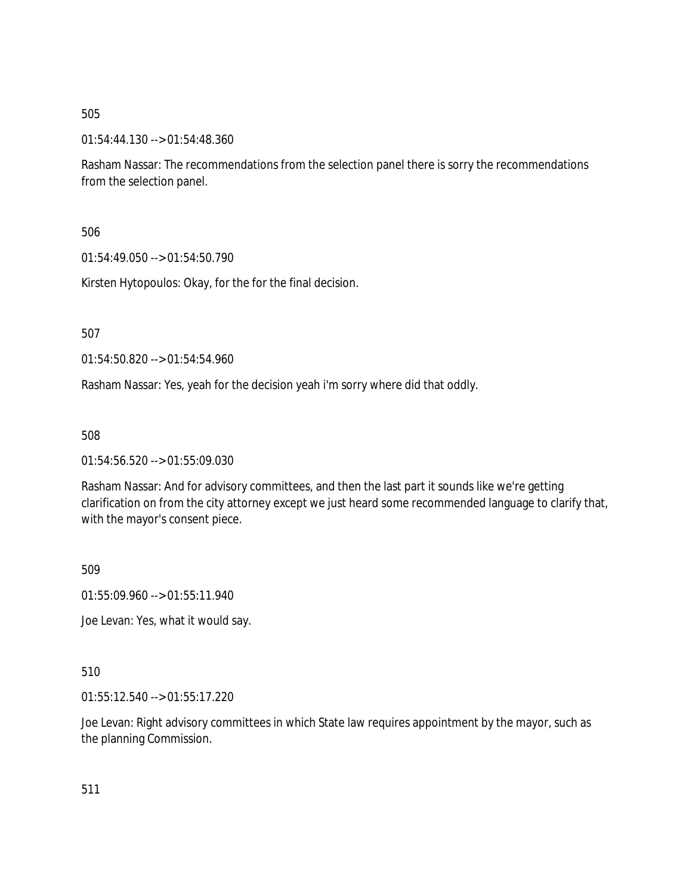505

01:54:44.130 --> 01:54:48.360

Rasham Nassar: The recommendations from the selection panel there is sorry the recommendations from the selection panel.

506

01:54:49.050 --> 01:54:50.790

Kirsten Hytopoulos: Okay, for the for the final decision.

507

01:54:50.820 --> 01:54:54.960

Rasham Nassar: Yes, yeah for the decision yeah i'm sorry where did that oddly.

508

01:54:56.520 --> 01:55:09.030

Rasham Nassar: And for advisory committees, and then the last part it sounds like we're getting clarification on from the city attorney except we just heard some recommended language to clarify that, with the mayor's consent piece.

509

01:55:09.960 --> 01:55:11.940

Joe Levan: Yes, what it would say.

510

01:55:12.540 --> 01:55:17.220

Joe Levan: Right advisory committees in which State law requires appointment by the mayor, such as the planning Commission.

511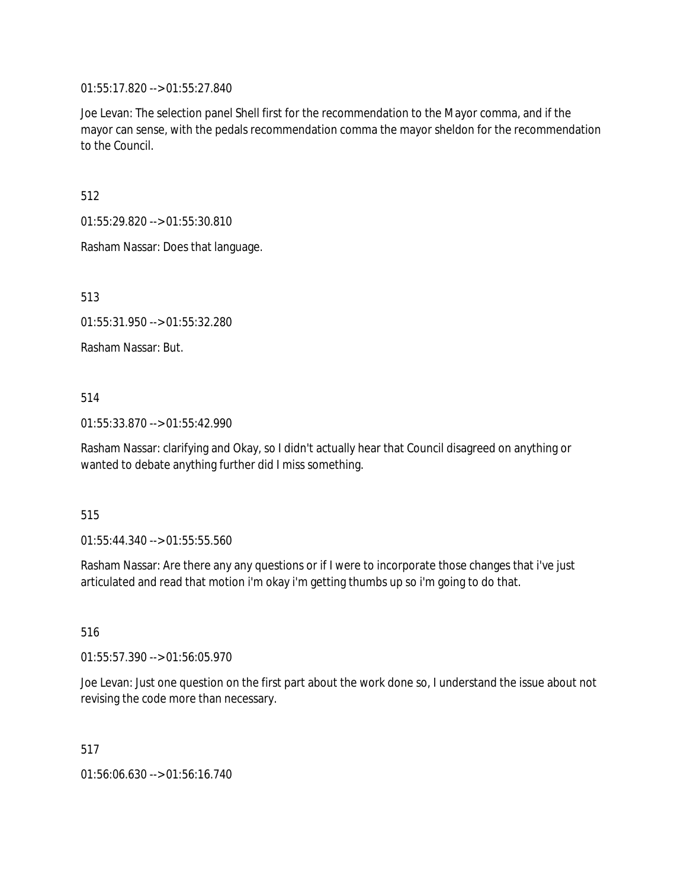01:55:17.820 --> 01:55:27.840

Joe Levan: The selection panel Shell first for the recommendation to the Mayor comma, and if the mayor can sense, with the pedals recommendation comma the mayor sheldon for the recommendation to the Council.

512

01:55:29.820 --> 01:55:30.810

Rasham Nassar: Does that language.

513

01:55:31.950 --> 01:55:32.280

Rasham Nassar: But.

514

01:55:33.870 --> 01:55:42.990

Rasham Nassar: clarifying and Okay, so I didn't actually hear that Council disagreed on anything or wanted to debate anything further did I miss something.

515

01:55:44.340 --> 01:55:55.560

Rasham Nassar: Are there any any questions or if I were to incorporate those changes that i've just articulated and read that motion i'm okay i'm getting thumbs up so i'm going to do that.

516

01:55:57.390 --> 01:56:05.970

Joe Levan: Just one question on the first part about the work done so, I understand the issue about not revising the code more than necessary.

517

01:56:06.630 --> 01:56:16.740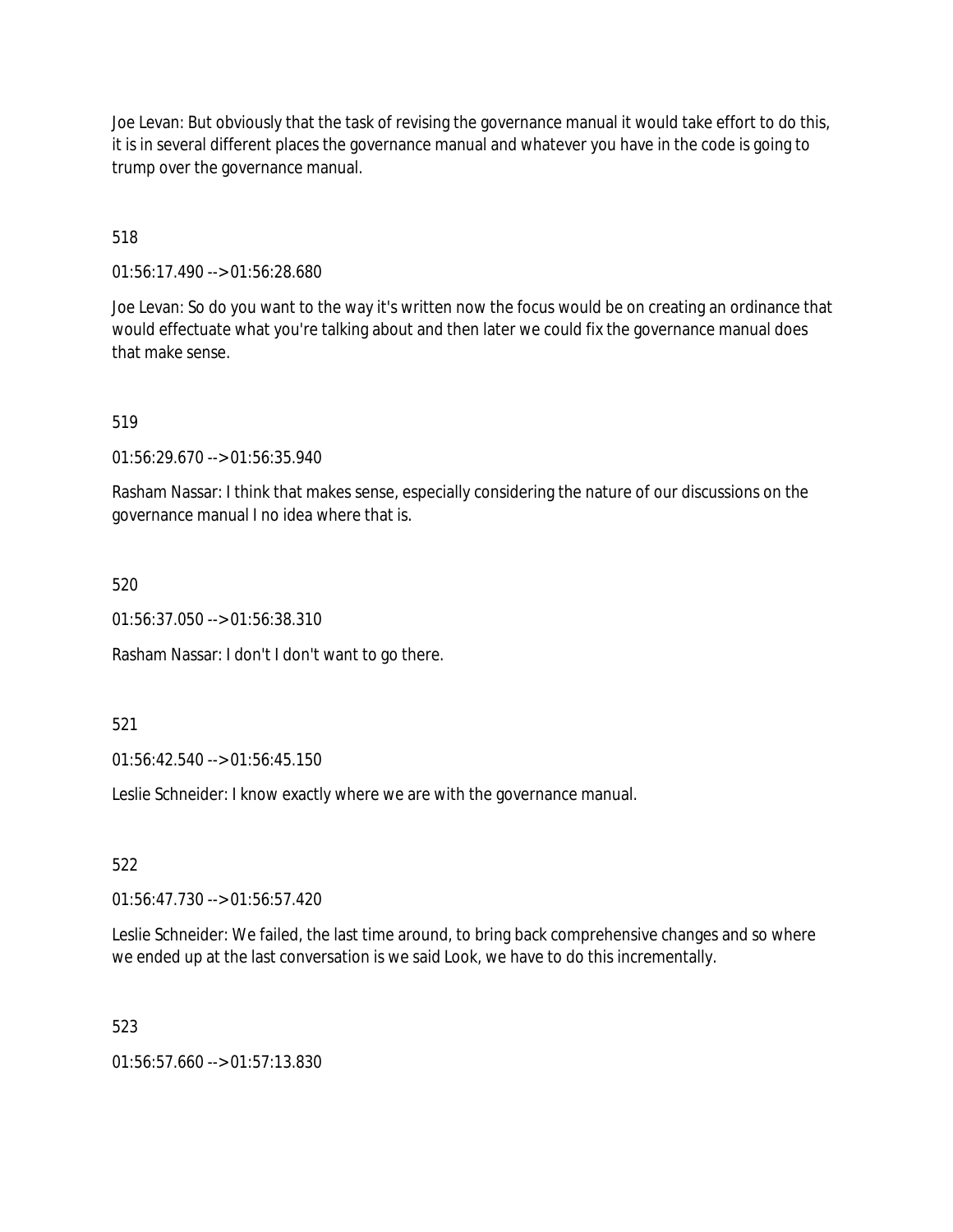Joe Levan: But obviously that the task of revising the governance manual it would take effort to do this, it is in several different places the governance manual and whatever you have in the code is going to trump over the governance manual.

518

01:56:17.490 --> 01:56:28.680

Joe Levan: So do you want to the way it's written now the focus would be on creating an ordinance that would effectuate what you're talking about and then later we could fix the governance manual does that make sense.

519

01:56:29.670 --> 01:56:35.940

Rasham Nassar: I think that makes sense, especially considering the nature of our discussions on the governance manual I no idea where that is.

520

01:56:37.050 --> 01:56:38.310

Rasham Nassar: I don't I don't want to go there.

521

01:56:42.540 --> 01:56:45.150

Leslie Schneider: I know exactly where we are with the governance manual.

522

01:56:47.730 --> 01:56:57.420

Leslie Schneider: We failed, the last time around, to bring back comprehensive changes and so where we ended up at the last conversation is we said Look, we have to do this incrementally.

523

01:56:57.660 --> 01:57:13.830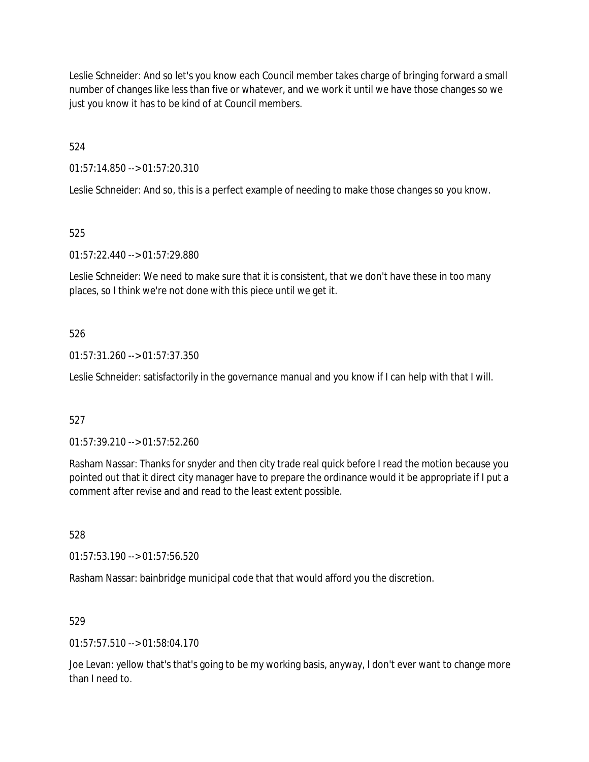Leslie Schneider: And so let's you know each Council member takes charge of bringing forward a small number of changes like less than five or whatever, and we work it until we have those changes so we just you know it has to be kind of at Council members.

524

01:57:14.850 --> 01:57:20.310

Leslie Schneider: And so, this is a perfect example of needing to make those changes so you know.

525

01:57:22.440 --> 01:57:29.880

Leslie Schneider: We need to make sure that it is consistent, that we don't have these in too many places, so I think we're not done with this piece until we get it.

526

01:57:31.260 --> 01:57:37.350

Leslie Schneider: satisfactorily in the governance manual and you know if I can help with that I will.

527

01:57:39.210 --> 01:57:52.260

Rasham Nassar: Thanks for snyder and then city trade real quick before I read the motion because you pointed out that it direct city manager have to prepare the ordinance would it be appropriate if I put a comment after revise and and read to the least extent possible.

528

01:57:53.190 --> 01:57:56.520

Rasham Nassar: bainbridge municipal code that that would afford you the discretion.

529

01:57:57.510 --> 01:58:04.170

Joe Levan: yellow that's that's going to be my working basis, anyway, I don't ever want to change more than I need to.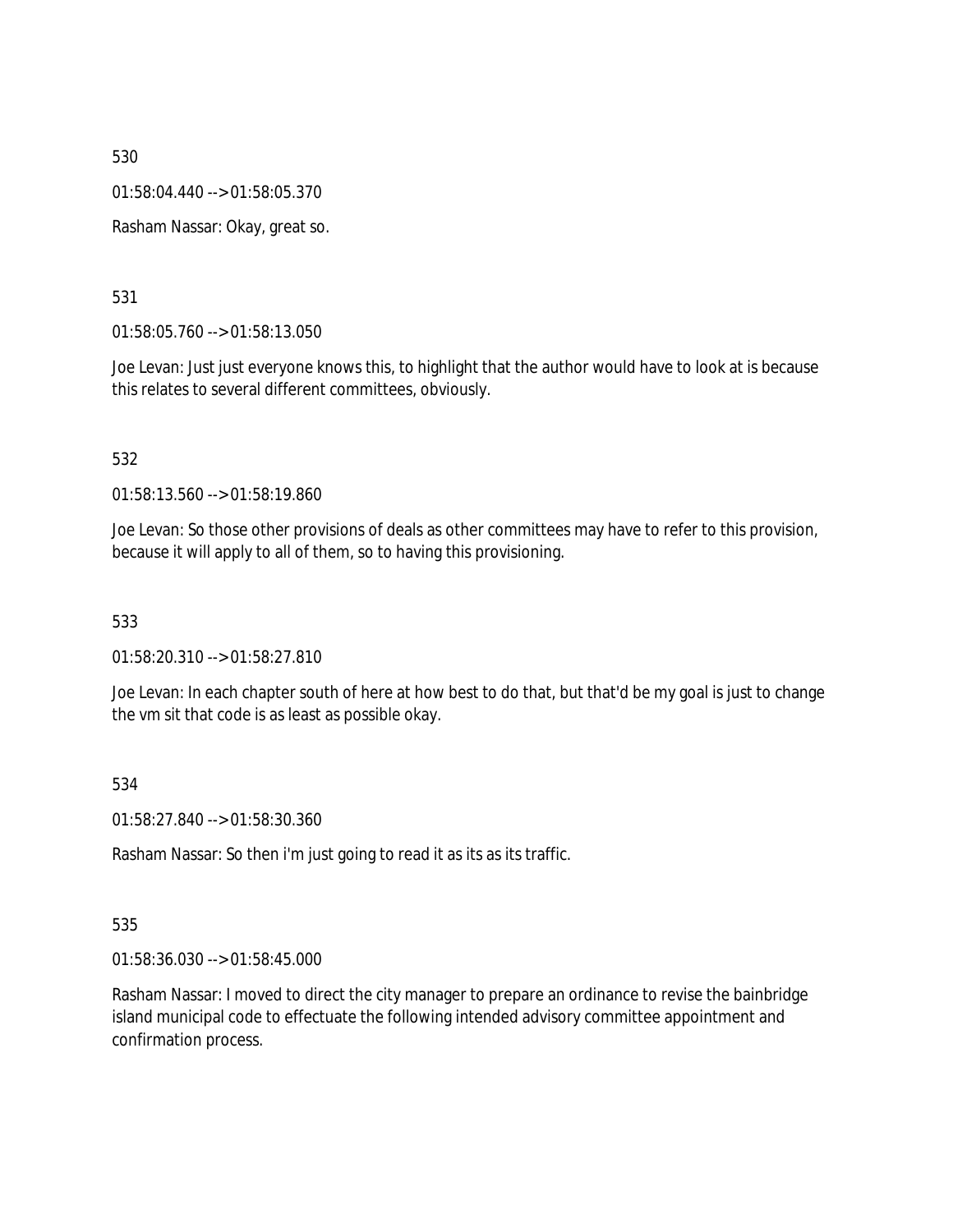530

01:58:04.440 --> 01:58:05.370

Rasham Nassar: Okay, great so.

531

01:58:05.760 --> 01:58:13.050

Joe Levan: Just just everyone knows this, to highlight that the author would have to look at is because this relates to several different committees, obviously.

532

01:58:13.560 --> 01:58:19.860

Joe Levan: So those other provisions of deals as other committees may have to refer to this provision, because it will apply to all of them, so to having this provisioning.

533

01:58:20.310 --> 01:58:27.810

Joe Levan: In each chapter south of here at how best to do that, but that'd be my goal is just to change the vm sit that code is as least as possible okay.

534

01:58:27.840 --> 01:58:30.360

Rasham Nassar: So then i'm just going to read it as its as its traffic.

535

01:58:36.030 --> 01:58:45.000

Rasham Nassar: I moved to direct the city manager to prepare an ordinance to revise the bainbridge island municipal code to effectuate the following intended advisory committee appointment and confirmation process.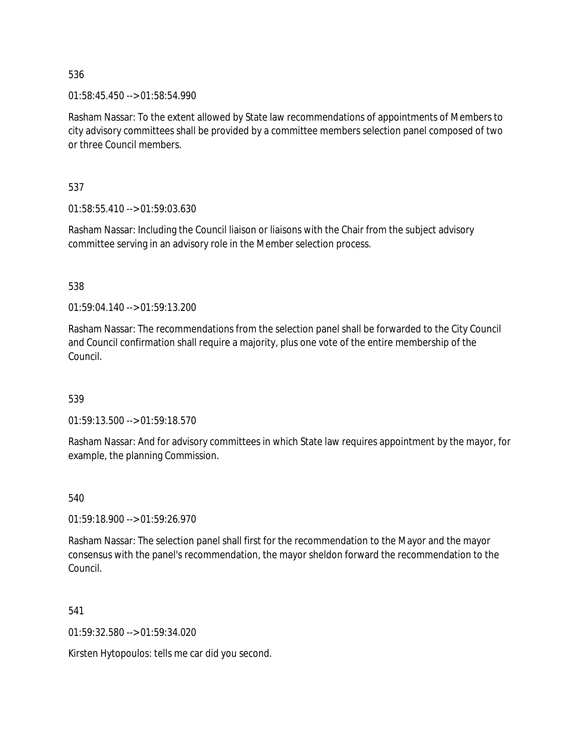536

01:58:45.450 --> 01:58:54.990

Rasham Nassar: To the extent allowed by State law recommendations of appointments of Members to city advisory committees shall be provided by a committee members selection panel composed of two or three Council members.

537

01:58:55.410 --> 01:59:03.630

Rasham Nassar: Including the Council liaison or liaisons with the Chair from the subject advisory committee serving in an advisory role in the Member selection process.

538

01:59:04.140 --> 01:59:13.200

Rasham Nassar: The recommendations from the selection panel shall be forwarded to the City Council and Council confirmation shall require a majority, plus one vote of the entire membership of the Council.

539

01:59:13.500 --> 01:59:18.570

Rasham Nassar: And for advisory committees in which State law requires appointment by the mayor, for example, the planning Commission.

540

01:59:18.900 --> 01:59:26.970

Rasham Nassar: The selection panel shall first for the recommendation to the Mayor and the mayor consensus with the panel's recommendation, the mayor sheldon forward the recommendation to the Council.

541

01:59:32.580 --> 01:59:34.020

Kirsten Hytopoulos: tells me car did you second.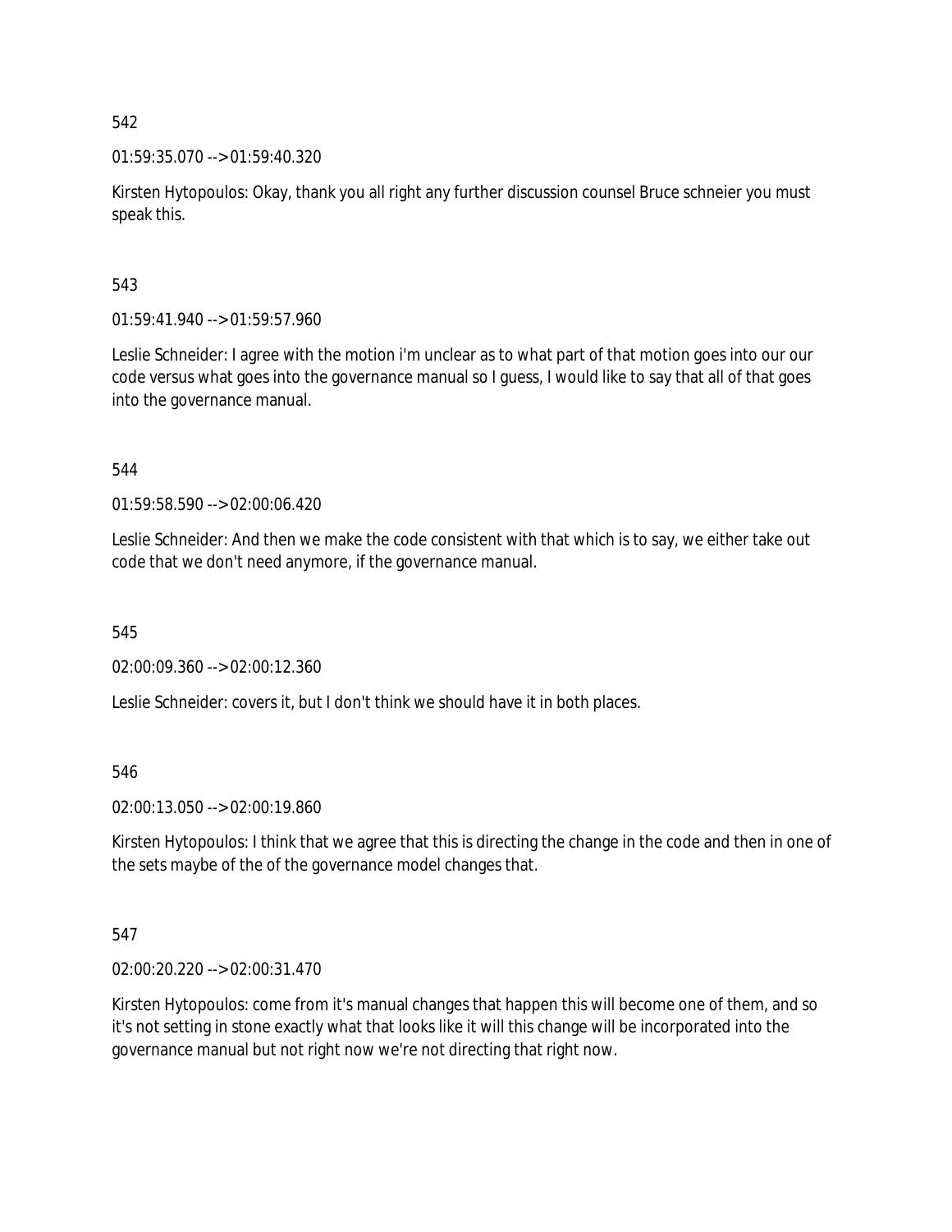542

01:59:35.070 --> 01:59:40.320

Kirsten Hytopoulos: Okay, thank you all right any further discussion counsel Bruce schneier you must speak this.

543

01:59:41.940 --> 01:59:57.960

Leslie Schneider: I agree with the motion i'm unclear as to what part of that motion goes into our our code versus what goes into the governance manual so I guess, I would like to say that all of that goes into the governance manual.

544

01:59:58.590 --> 02:00:06.420

Leslie Schneider: And then we make the code consistent with that which is to say, we either take out code that we don't need anymore, if the governance manual.

545

02:00:09.360 --> 02:00:12.360

Leslie Schneider: covers it, but I don't think we should have it in both places.

546

02:00:13.050 --> 02:00:19.860

Kirsten Hytopoulos: I think that we agree that this is directing the change in the code and then in one of the sets maybe of the of the governance model changes that.

547

02:00:20.220 --> 02:00:31.470

Kirsten Hytopoulos: come from it's manual changes that happen this will become one of them, and so it's not setting in stone exactly what that looks like it will this change will be incorporated into the governance manual but not right now we're not directing that right now.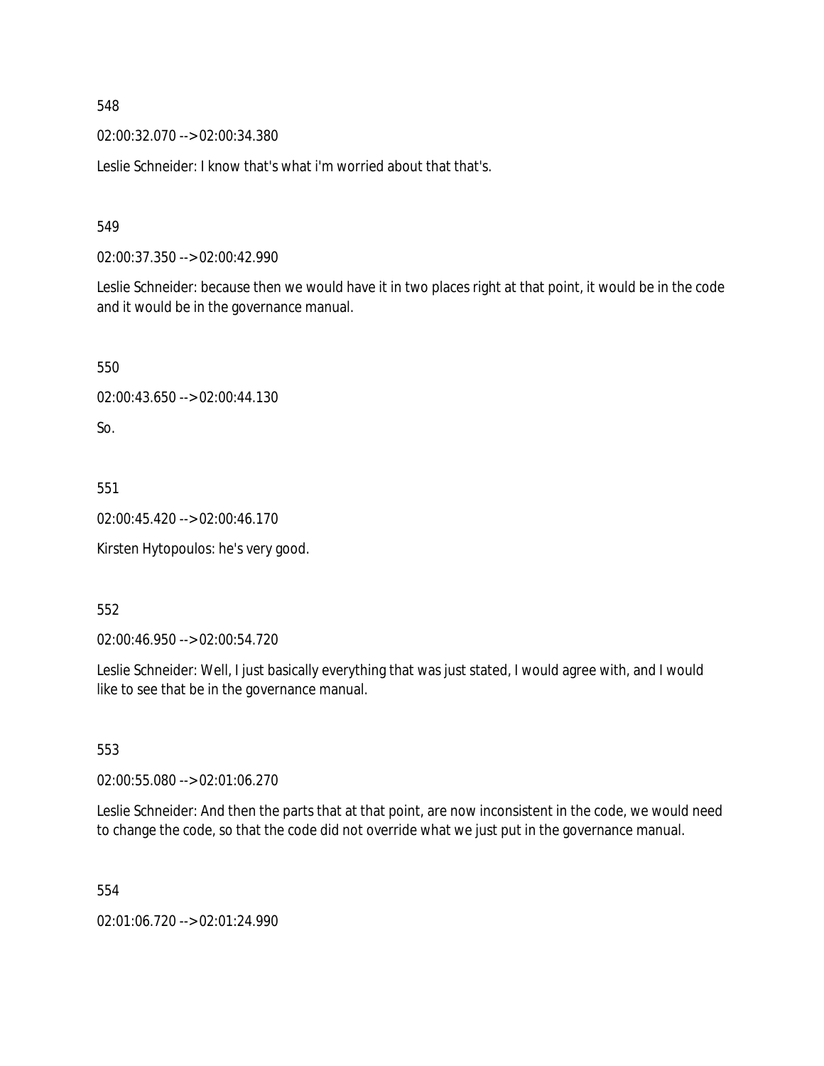548

02:00:32.070 --> 02:00:34.380

Leslie Schneider: I know that's what i'm worried about that that's.

549

02:00:37.350 --> 02:00:42.990

Leslie Schneider: because then we would have it in two places right at that point, it would be in the code and it would be in the governance manual.

550

02:00:43.650 --> 02:00:44.130

So.

551

02:00:45.420 --> 02:00:46.170

Kirsten Hytopoulos: he's very good.

552

02:00:46.950 --> 02:00:54.720

Leslie Schneider: Well, I just basically everything that was just stated, I would agree with, and I would like to see that be in the governance manual.

553

02:00:55.080 --> 02:01:06.270

Leslie Schneider: And then the parts that at that point, are now inconsistent in the code, we would need to change the code, so that the code did not override what we just put in the governance manual.

554

02:01:06.720 --> 02:01:24.990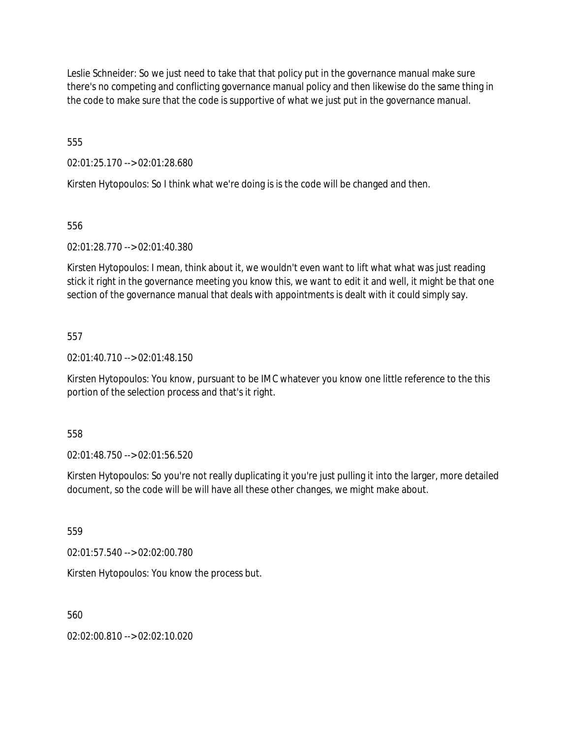Leslie Schneider: So we just need to take that that policy put in the governance manual make sure there's no competing and conflicting governance manual policy and then likewise do the same thing in the code to make sure that the code is supportive of what we just put in the governance manual.

555

02:01:25.170 --> 02:01:28.680

Kirsten Hytopoulos: So I think what we're doing is is the code will be changed and then.

556

02:01:28.770 --> 02:01:40.380

Kirsten Hytopoulos: I mean, think about it, we wouldn't even want to lift what what was just reading stick it right in the governance meeting you know this, we want to edit it and well, it might be that one section of the governance manual that deals with appointments is dealt with it could simply say.

557

02:01:40.710 --> 02:01:48.150

Kirsten Hytopoulos: You know, pursuant to be IMC whatever you know one little reference to the this portion of the selection process and that's it right.

558

02:01:48.750 --> 02:01:56.520

Kirsten Hytopoulos: So you're not really duplicating it you're just pulling it into the larger, more detailed document, so the code will be will have all these other changes, we might make about.

559

02:01:57.540 --> 02:02:00.780

Kirsten Hytopoulos: You know the process but.

560

02:02:00.810 --> 02:02:10.020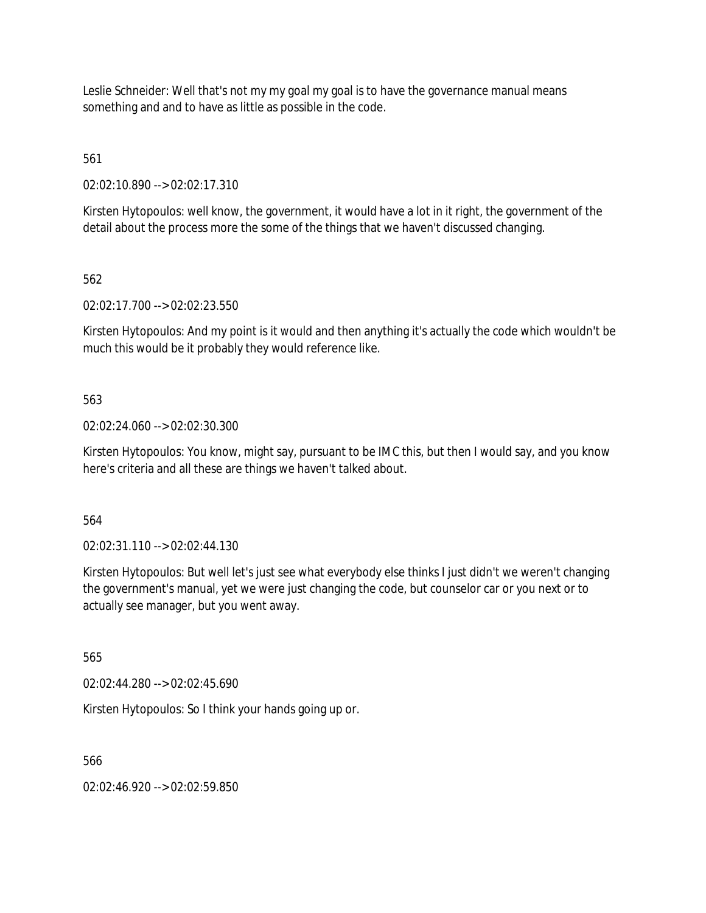Leslie Schneider: Well that's not my my goal my goal is to have the governance manual means something and and to have as little as possible in the code.

561

02:02:10.890 --> 02:02:17.310

Kirsten Hytopoulos: well know, the government, it would have a lot in it right, the government of the detail about the process more the some of the things that we haven't discussed changing.

562

02:02:17.700 --> 02:02:23.550

Kirsten Hytopoulos: And my point is it would and then anything it's actually the code which wouldn't be much this would be it probably they would reference like.

563

02:02:24.060 --> 02:02:30.300

Kirsten Hytopoulos: You know, might say, pursuant to be IMC this, but then I would say, and you know here's criteria and all these are things we haven't talked about.

564

02:02:31.110 --> 02:02:44.130

Kirsten Hytopoulos: But well let's just see what everybody else thinks I just didn't we weren't changing the government's manual, yet we were just changing the code, but counselor car or you next or to actually see manager, but you went away.

565

02:02:44.280 --> 02:02:45.690

Kirsten Hytopoulos: So I think your hands going up or.

566

02:02:46.920 --> 02:02:59.850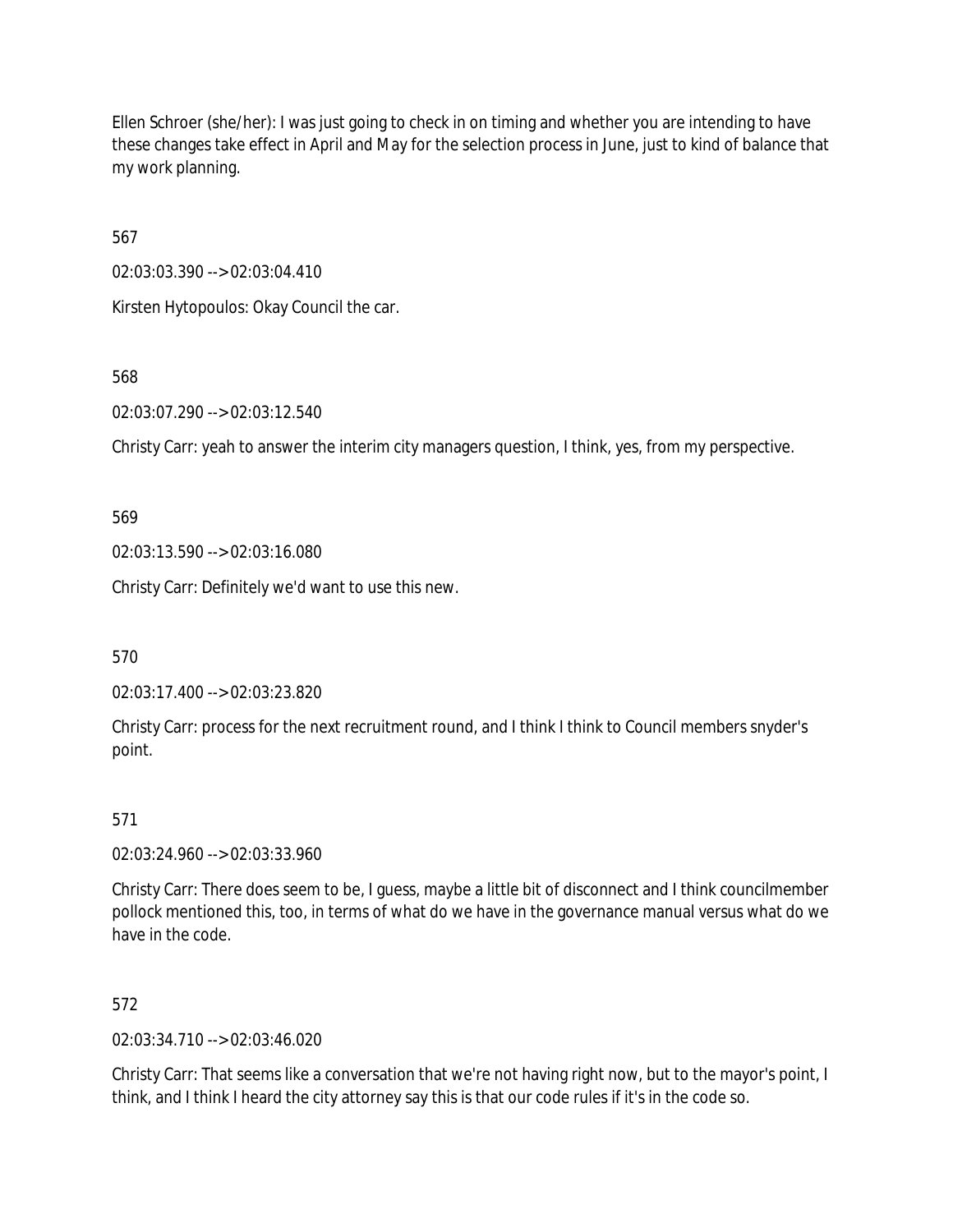Ellen Schroer (she/her): I was just going to check in on timing and whether you are intending to have these changes take effect in April and May for the selection process in June, just to kind of balance that my work planning.

567

02:03:03.390 --> 02:03:04.410

Kirsten Hytopoulos: Okay Council the car.

568

02:03:07.290 --> 02:03:12.540

Christy Carr: yeah to answer the interim city managers question, I think, yes, from my perspective.

569

02:03:13.590 --> 02:03:16.080

Christy Carr: Definitely we'd want to use this new.

570

02:03:17.400 --> 02:03:23.820

Christy Carr: process for the next recruitment round, and I think I think to Council members snyder's point.

571

02:03:24.960 --> 02:03:33.960

Christy Carr: There does seem to be, I guess, maybe a little bit of disconnect and I think councilmember pollock mentioned this, too, in terms of what do we have in the governance manual versus what do we have in the code.

572

02:03:34.710 --> 02:03:46.020

Christy Carr: That seems like a conversation that we're not having right now, but to the mayor's point, I think, and I think I heard the city attorney say this is that our code rules if it's in the code so.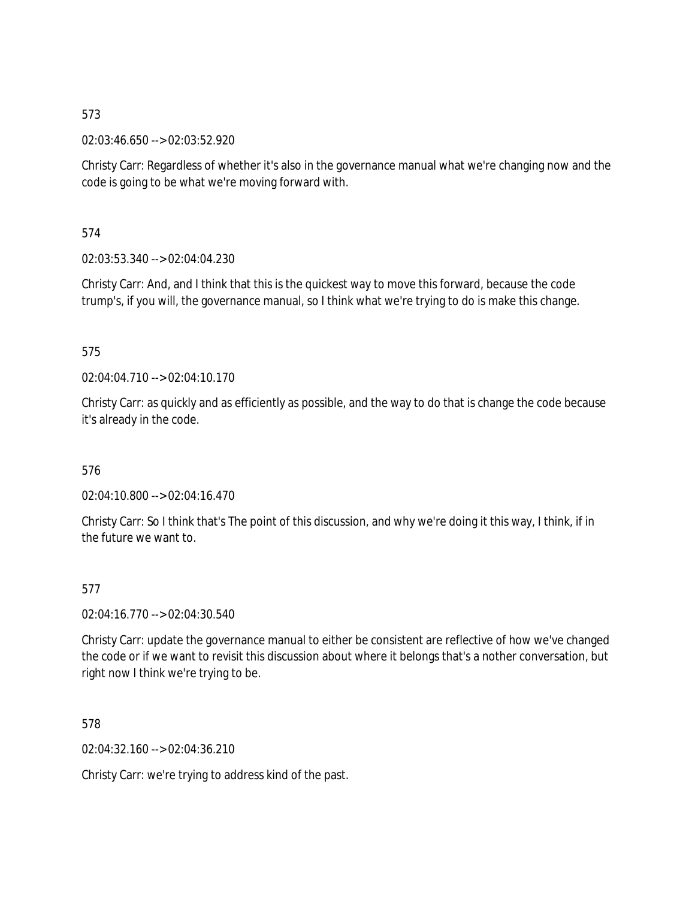573

02:03:46.650 --> 02:03:52.920

Christy Carr: Regardless of whether it's also in the governance manual what we're changing now and the code is going to be what we're moving forward with.

574

02:03:53.340 --> 02:04:04.230

Christy Carr: And, and I think that this is the quickest way to move this forward, because the code trump's, if you will, the governance manual, so I think what we're trying to do is make this change.

575

02:04:04.710 --> 02:04:10.170

Christy Carr: as quickly and as efficiently as possible, and the way to do that is change the code because it's already in the code.

576

02:04:10.800 --> 02:04:16.470

Christy Carr: So I think that's The point of this discussion, and why we're doing it this way, I think, if in the future we want to.

577

02:04:16.770 --> 02:04:30.540

Christy Carr: update the governance manual to either be consistent are reflective of how we've changed the code or if we want to revisit this discussion about where it belongs that's a nother conversation, but right now I think we're trying to be.

578

02:04:32.160 --> 02:04:36.210

Christy Carr: we're trying to address kind of the past.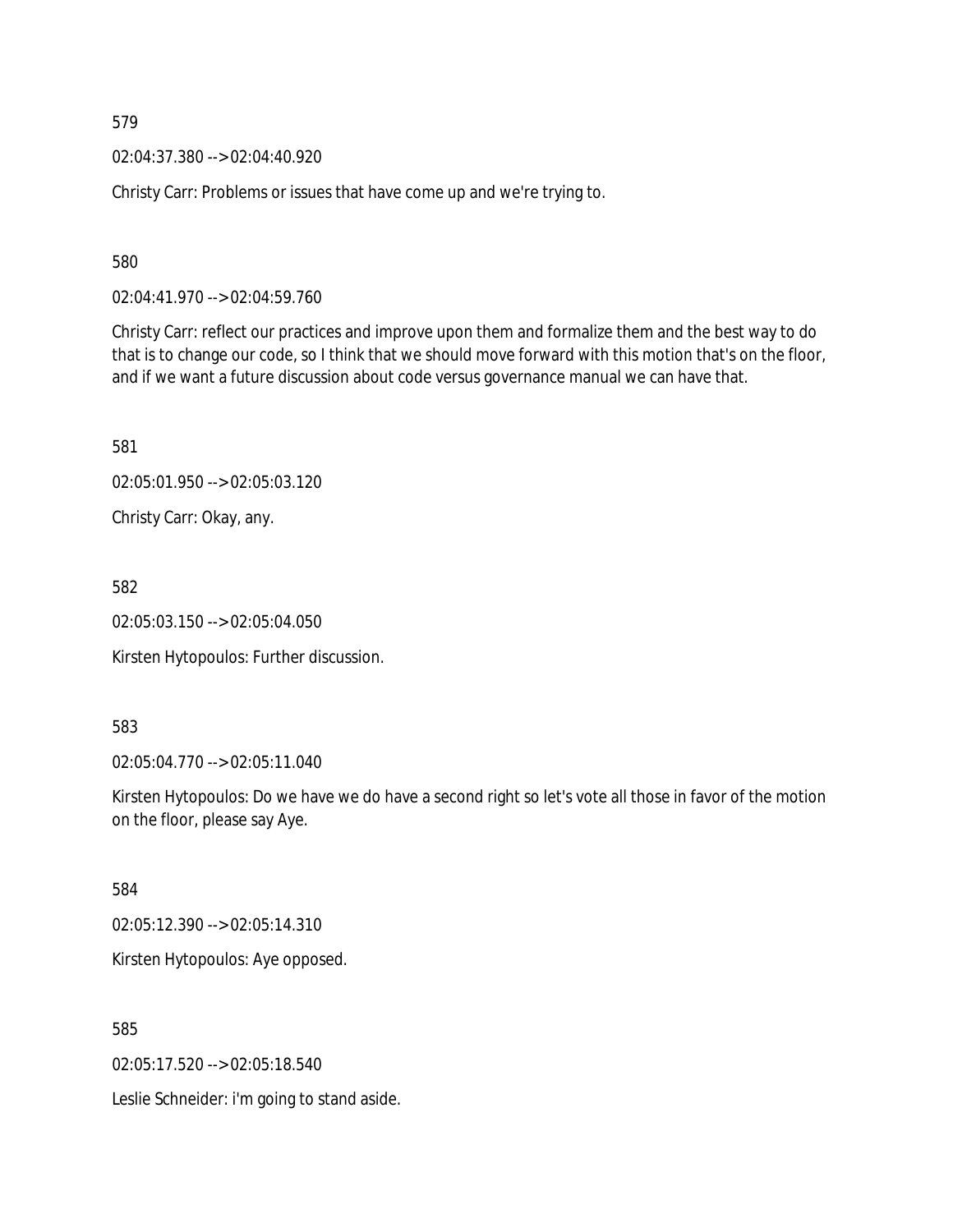579

02:04:37.380 --> 02:04:40.920

Christy Carr: Problems or issues that have come up and we're trying to.

580

02:04:41.970 --> 02:04:59.760

Christy Carr: reflect our practices and improve upon them and formalize them and the best way to do that is to change our code, so I think that we should move forward with this motion that's on the floor, and if we want a future discussion about code versus governance manual we can have that.

581

02:05:01.950 --> 02:05:03.120

Christy Carr: Okay, any.

582

02:05:03.150 --> 02:05:04.050

Kirsten Hytopoulos: Further discussion.

583

02:05:04.770 --> 02:05:11.040

Kirsten Hytopoulos: Do we have we do have a second right so let's vote all those in favor of the motion on the floor, please say Aye.

584

02:05:12.390 --> 02:05:14.310

Kirsten Hytopoulos: Aye opposed.

585

02:05:17.520 --> 02:05:18.540

Leslie Schneider: i'm going to stand aside.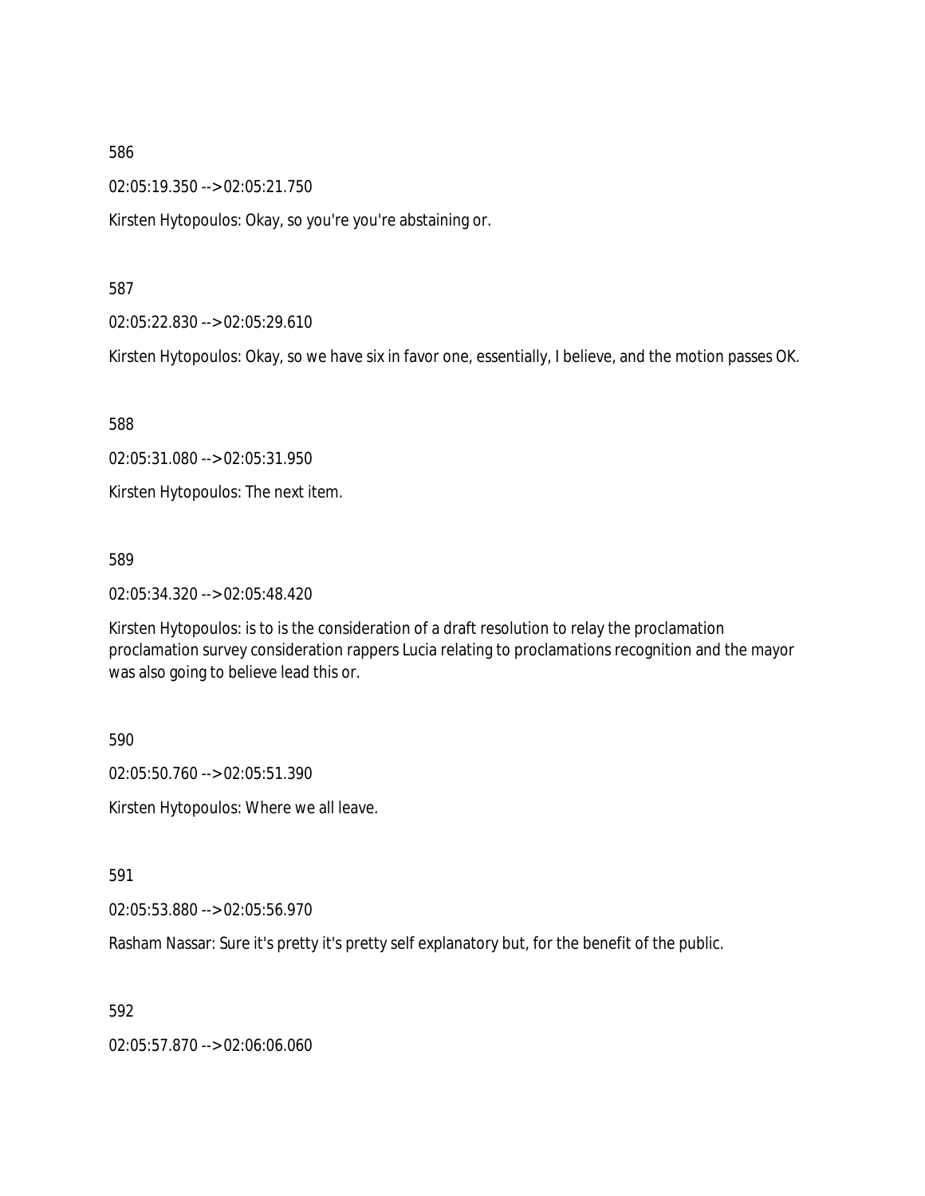586

02:05:19.350 --> 02:05:21.750

Kirsten Hytopoulos: Okay, so you're you're abstaining or.

587

02:05:22.830 --> 02:05:29.610

Kirsten Hytopoulos: Okay, so we have six in favor one, essentially, I believe, and the motion passes OK.

588

02:05:31.080 --> 02:05:31.950

Kirsten Hytopoulos: The next item.

589

02:05:34.320 --> 02:05:48.420

Kirsten Hytopoulos: is to is the consideration of a draft resolution to relay the proclamation proclamation survey consideration rappers Lucia relating to proclamations recognition and the mayor was also going to believe lead this or.

590

02:05:50.760 --> 02:05:51.390

Kirsten Hytopoulos: Where we all leave.

591

02:05:53.880 --> 02:05:56.970

Rasham Nassar: Sure it's pretty it's pretty self explanatory but, for the benefit of the public.

592

02:05:57.870 --> 02:06:06.060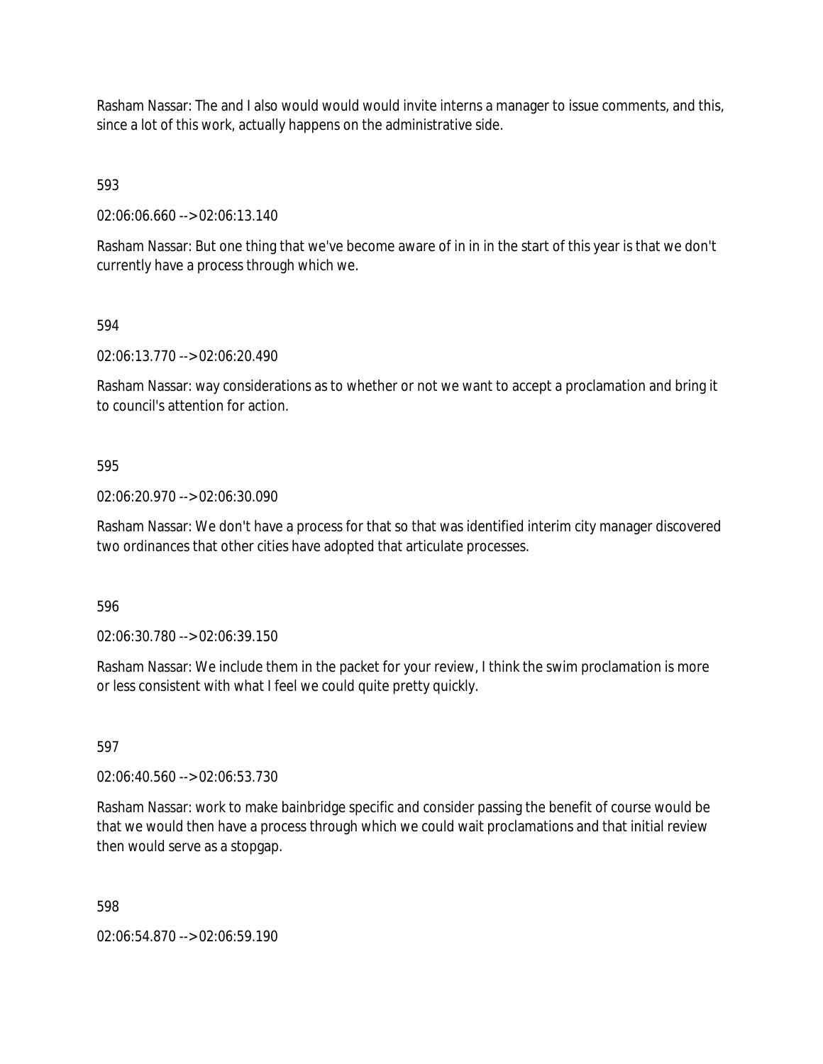Rasham Nassar: The and I also would would would invite interns a manager to issue comments, and this, since a lot of this work, actually happens on the administrative side.

593

02:06:06.660 --> 02:06:13.140

Rasham Nassar: But one thing that we've become aware of in in in the start of this year is that we don't currently have a process through which we.

594

02:06:13.770 --> 02:06:20.490

Rasham Nassar: way considerations as to whether or not we want to accept a proclamation and bring it to council's attention for action.

595

02:06:20.970 --> 02:06:30.090

Rasham Nassar: We don't have a process for that so that was identified interim city manager discovered two ordinances that other cities have adopted that articulate processes.

596

02:06:30.780 --> 02:06:39.150

Rasham Nassar: We include them in the packet for your review, I think the swim proclamation is more or less consistent with what I feel we could quite pretty quickly.

597

02:06:40.560 --> 02:06:53.730

Rasham Nassar: work to make bainbridge specific and consider passing the benefit of course would be that we would then have a process through which we could wait proclamations and that initial review then would serve as a stopgap.

598

02:06:54.870 --> 02:06:59.190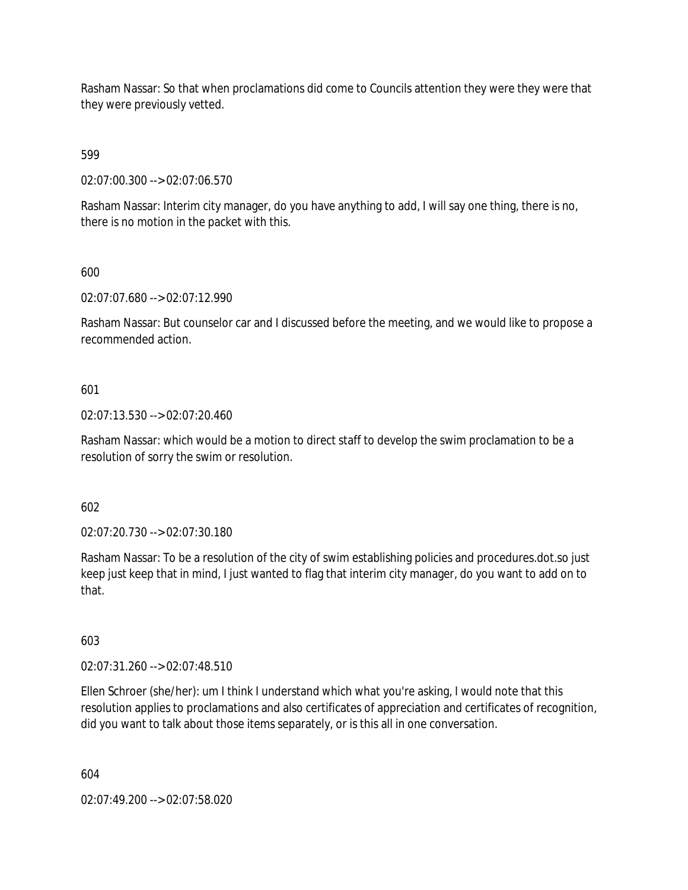Rasham Nassar: So that when proclamations did come to Councils attention they were they were that they were previously vetted.

599

02:07:00.300 --> 02:07:06.570

Rasham Nassar: Interim city manager, do you have anything to add, I will say one thing, there is no, there is no motion in the packet with this.

600

02:07:07.680 --> 02:07:12.990

Rasham Nassar: But counselor car and I discussed before the meeting, and we would like to propose a recommended action.

601

02:07:13.530 --> 02:07:20.460

Rasham Nassar: which would be a motion to direct staff to develop the swim proclamation to be a resolution of sorry the swim or resolution.

602

02:07:20.730 --> 02:07:30.180

Rasham Nassar: To be a resolution of the city of swim establishing policies and procedures.dot.so just keep just keep that in mind, I just wanted to flag that interim city manager, do you want to add on to that.

603

02:07:31.260 --> 02:07:48.510

Ellen Schroer (she/her): um I think I understand which what you're asking, I would note that this resolution applies to proclamations and also certificates of appreciation and certificates of recognition, did you want to talk about those items separately, or is this all in one conversation.

604

02:07:49.200 --> 02:07:58.020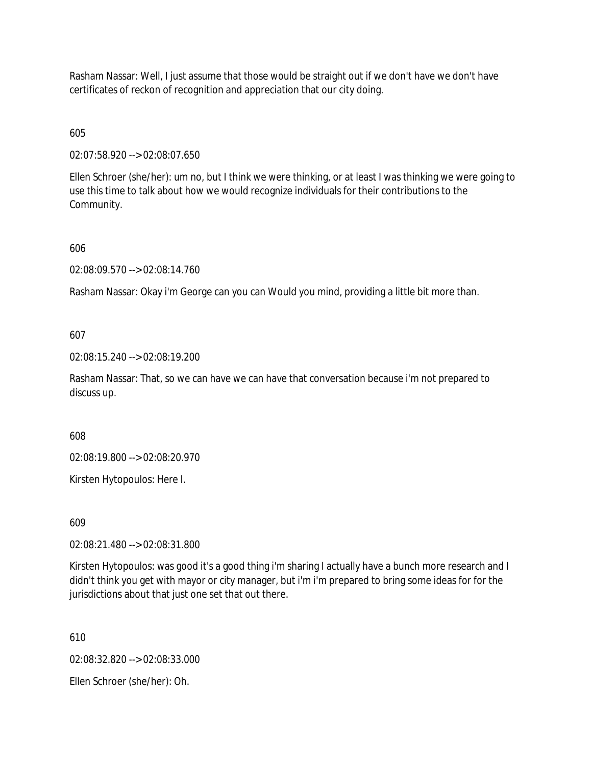Rasham Nassar: Well, I just assume that those would be straight out if we don't have we don't have certificates of reckon of recognition and appreciation that our city doing.

605

02:07:58.920 --> 02:08:07.650

Ellen Schroer (she/her): um no, but I think we were thinking, or at least I was thinking we were going to use this time to talk about how we would recognize individuals for their contributions to the Community.

606

02:08:09.570 --> 02:08:14.760

Rasham Nassar: Okay i'm George can you can Would you mind, providing a little bit more than.

607

02:08:15.240 --> 02:08:19.200

Rasham Nassar: That, so we can have we can have that conversation because i'm not prepared to discuss up.

608

02:08:19.800 --> 02:08:20.970

Kirsten Hytopoulos: Here I.

609

02:08:21.480 --> 02:08:31.800

Kirsten Hytopoulos: was good it's a good thing i'm sharing I actually have a bunch more research and I didn't think you get with mayor or city manager, but i'm i'm prepared to bring some ideas for for the jurisdictions about that just one set that out there.

610

02:08:32.820 --> 02:08:33.000

Ellen Schroer (she/her): Oh.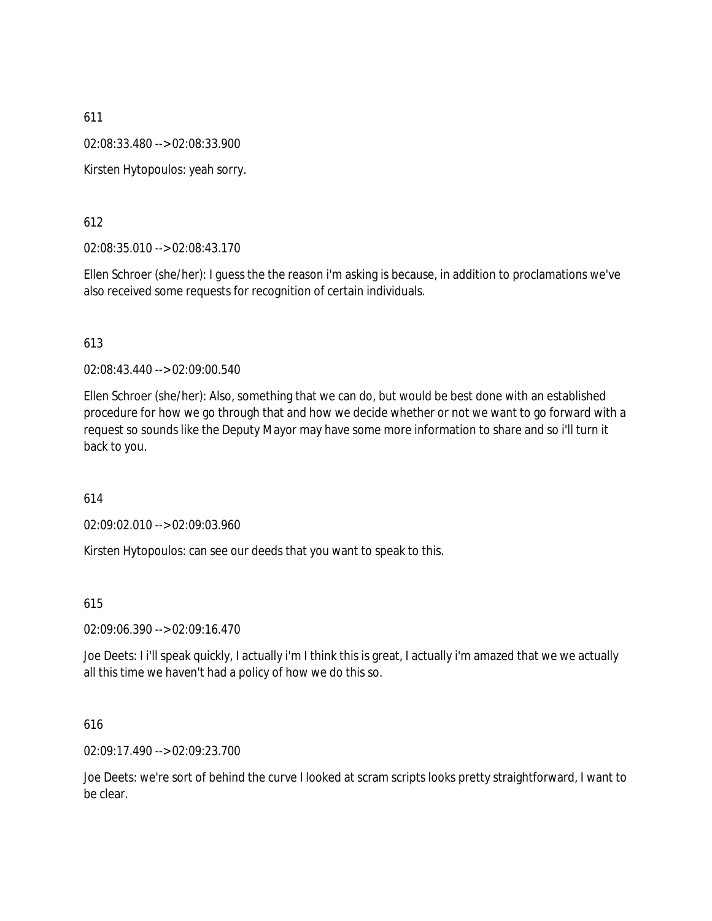611

02:08:33.480 --> 02:08:33.900

Kirsten Hytopoulos: yeah sorry.

612

02:08:35.010 --> 02:08:43.170

Ellen Schroer (she/her): I guess the the reason i'm asking is because, in addition to proclamations we've also received some requests for recognition of certain individuals.

613

02:08:43.440 --> 02:09:00.540

Ellen Schroer (she/her): Also, something that we can do, but would be best done with an established procedure for how we go through that and how we decide whether or not we want to go forward with a request so sounds like the Deputy Mayor may have some more information to share and so i'll turn it back to you.

614

02:09:02.010 --> 02:09:03.960

Kirsten Hytopoulos: can see our deeds that you want to speak to this.

615

02:09:06.390 --> 02:09:16.470

Joe Deets: I i'll speak quickly, I actually i'm I think this is great, I actually i'm amazed that we we actually all this time we haven't had a policy of how we do this so.

616

02:09:17.490 --> 02:09:23.700

Joe Deets: we're sort of behind the curve I looked at scram scripts looks pretty straightforward, I want to be clear.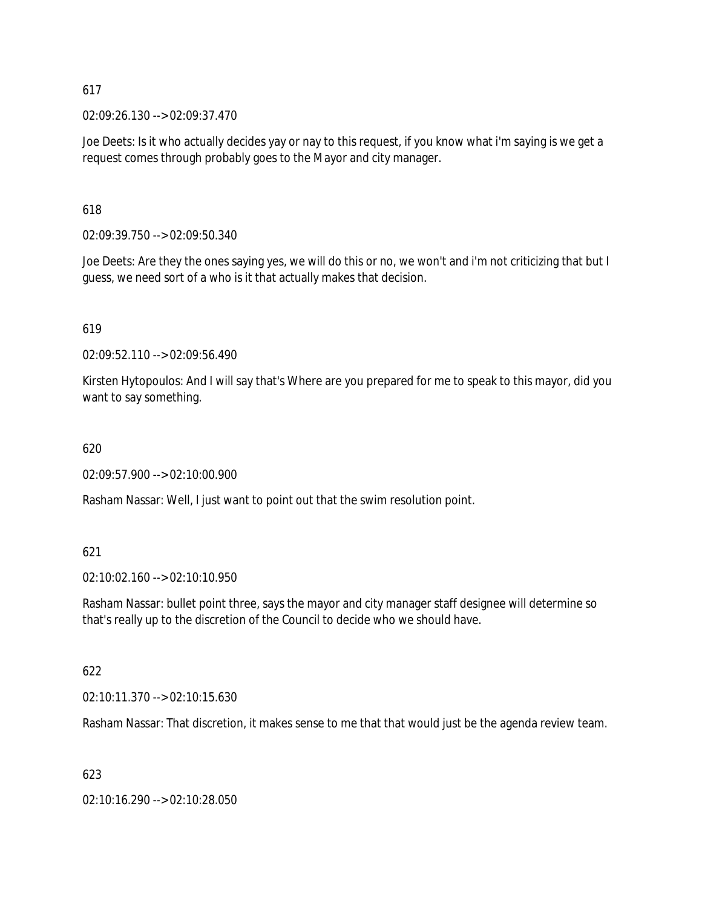617

02:09:26.130 --> 02:09:37.470

Joe Deets: Is it who actually decides yay or nay to this request, if you know what i'm saying is we get a request comes through probably goes to the Mayor and city manager.

618

02:09:39.750 --> 02:09:50.340

Joe Deets: Are they the ones saying yes, we will do this or no, we won't and i'm not criticizing that but I guess, we need sort of a who is it that actually makes that decision.

619

02:09:52.110 --> 02:09:56.490

Kirsten Hytopoulos: And I will say that's Where are you prepared for me to speak to this mayor, did you want to say something.

620

02:09:57.900 --> 02:10:00.900

Rasham Nassar: Well, I just want to point out that the swim resolution point.

621

02:10:02.160 --> 02:10:10.950

Rasham Nassar: bullet point three, says the mayor and city manager staff designee will determine so that's really up to the discretion of the Council to decide who we should have.

622

02:10:11.370 --> 02:10:15.630

Rasham Nassar: That discretion, it makes sense to me that that would just be the agenda review team.

623

02:10:16.290 --> 02:10:28.050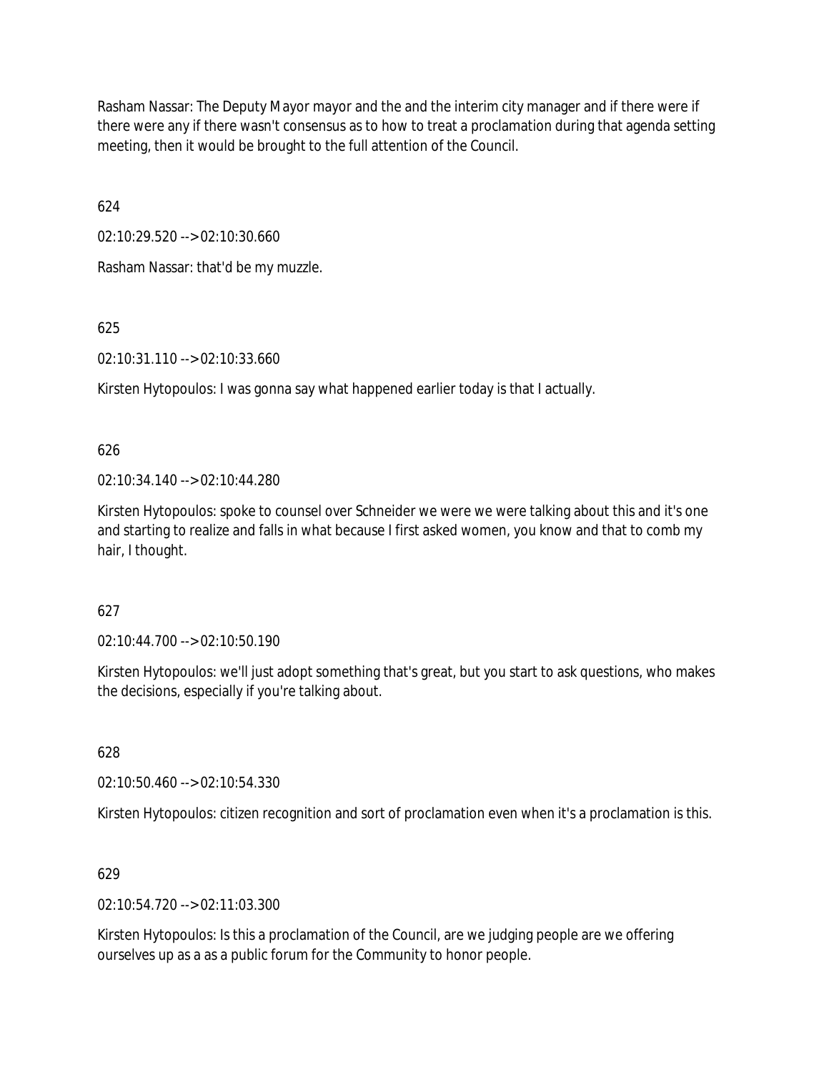Rasham Nassar: The Deputy Mayor mayor and the and the interim city manager and if there were if there were any if there wasn't consensus as to how to treat a proclamation during that agenda setting meeting, then it would be brought to the full attention of the Council.

624

02:10:29.520 --> 02:10:30.660

Rasham Nassar: that'd be my muzzle.

625

02:10:31.110 --> 02:10:33.660

Kirsten Hytopoulos: I was gonna say what happened earlier today is that I actually.

626

02:10:34.140 --> 02:10:44.280

Kirsten Hytopoulos: spoke to counsel over Schneider we were we were talking about this and it's one and starting to realize and falls in what because I first asked women, you know and that to comb my hair, I thought.

627

02:10:44.700 --> 02:10:50.190

Kirsten Hytopoulos: we'll just adopt something that's great, but you start to ask questions, who makes the decisions, especially if you're talking about.

628

02:10:50.460 --> 02:10:54.330

Kirsten Hytopoulos: citizen recognition and sort of proclamation even when it's a proclamation is this.

629

02:10:54.720 --> 02:11:03.300

Kirsten Hytopoulos: Is this a proclamation of the Council, are we judging people are we offering ourselves up as a as a public forum for the Community to honor people.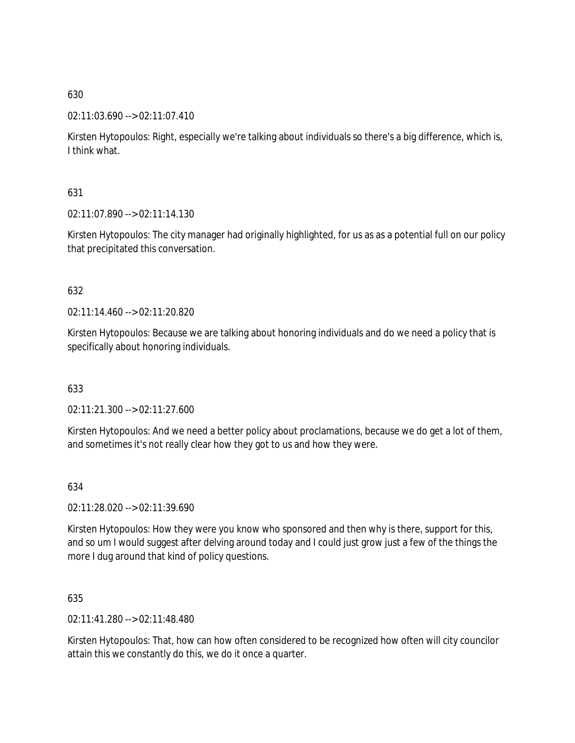630

02:11:03.690 --> 02:11:07.410

Kirsten Hytopoulos: Right, especially we're talking about individuals so there's a big difference, which is, I think what.

631

02:11:07.890 --> 02:11:14.130

Kirsten Hytopoulos: The city manager had originally highlighted, for us as as a potential full on our policy that precipitated this conversation.

632

02:11:14.460 --> 02:11:20.820

Kirsten Hytopoulos: Because we are talking about honoring individuals and do we need a policy that is specifically about honoring individuals.

633

02:11:21.300 --> 02:11:27.600

Kirsten Hytopoulos: And we need a better policy about proclamations, because we do get a lot of them, and sometimes it's not really clear how they got to us and how they were.

634

02:11:28.020 --> 02:11:39.690

Kirsten Hytopoulos: How they were you know who sponsored and then why is there, support for this, and so um I would suggest after delving around today and I could just grow just a few of the things the more I dug around that kind of policy questions.

635

02:11:41.280 --> 02:11:48.480

Kirsten Hytopoulos: That, how can how often considered to be recognized how often will city councilor attain this we constantly do this, we do it once a quarter.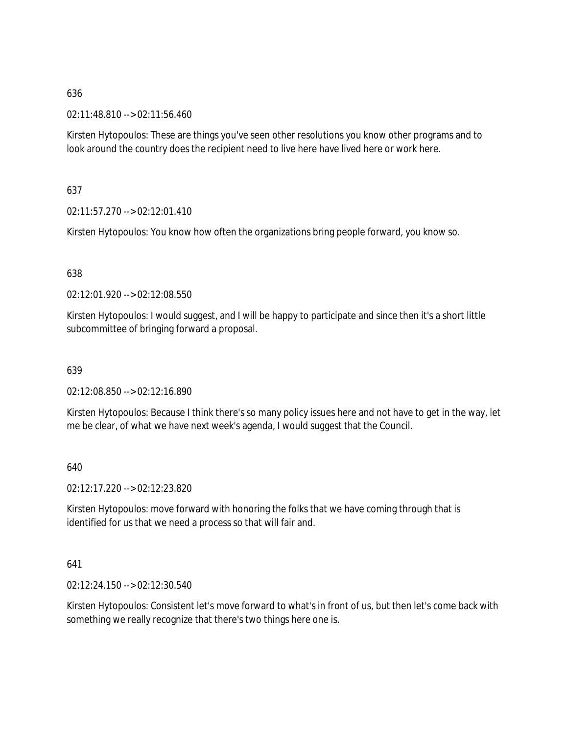636

02:11:48.810 --> 02:11:56.460

Kirsten Hytopoulos: These are things you've seen other resolutions you know other programs and to look around the country does the recipient need to live here have lived here or work here.

637

02:11:57.270 --> 02:12:01.410

Kirsten Hytopoulos: You know how often the organizations bring people forward, you know so.

638

02:12:01.920 --> 02:12:08.550

Kirsten Hytopoulos: I would suggest, and I will be happy to participate and since then it's a short little subcommittee of bringing forward a proposal.

639

02:12:08.850 --> 02:12:16.890

Kirsten Hytopoulos: Because I think there's so many policy issues here and not have to get in the way, let me be clear, of what we have next week's agenda, I would suggest that the Council.

640

02:12:17.220 --> 02:12:23.820

Kirsten Hytopoulos: move forward with honoring the folks that we have coming through that is identified for us that we need a process so that will fair and.

641

02:12:24.150 --> 02:12:30.540

Kirsten Hytopoulos: Consistent let's move forward to what's in front of us, but then let's come back with something we really recognize that there's two things here one is.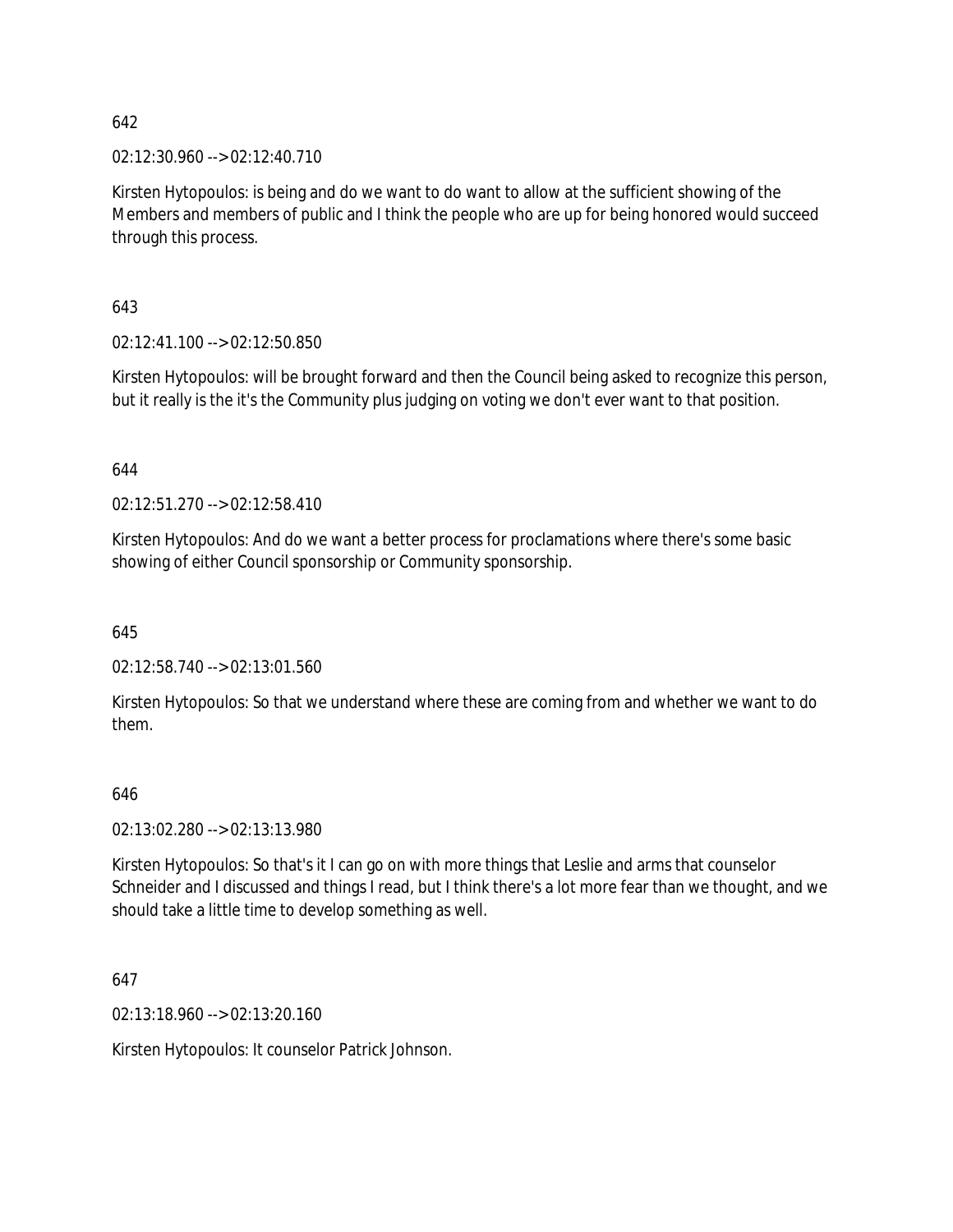642

02:12:30.960 --> 02:12:40.710

Kirsten Hytopoulos: is being and do we want to do want to allow at the sufficient showing of the Members and members of public and I think the people who are up for being honored would succeed through this process.

643

02:12:41.100 --> 02:12:50.850

Kirsten Hytopoulos: will be brought forward and then the Council being asked to recognize this person, but it really is the it's the Community plus judging on voting we don't ever want to that position.

644

02:12:51.270 --> 02:12:58.410

Kirsten Hytopoulos: And do we want a better process for proclamations where there's some basic showing of either Council sponsorship or Community sponsorship.

645

02:12:58.740 --> 02:13:01.560

Kirsten Hytopoulos: So that we understand where these are coming from and whether we want to do them.

646

02:13:02.280 --> 02:13:13.980

Kirsten Hytopoulos: So that's it I can go on with more things that Leslie and arms that counselor Schneider and I discussed and things I read, but I think there's a lot more fear than we thought, and we should take a little time to develop something as well.

647

02:13:18.960 --> 02:13:20.160

Kirsten Hytopoulos: It counselor Patrick Johnson.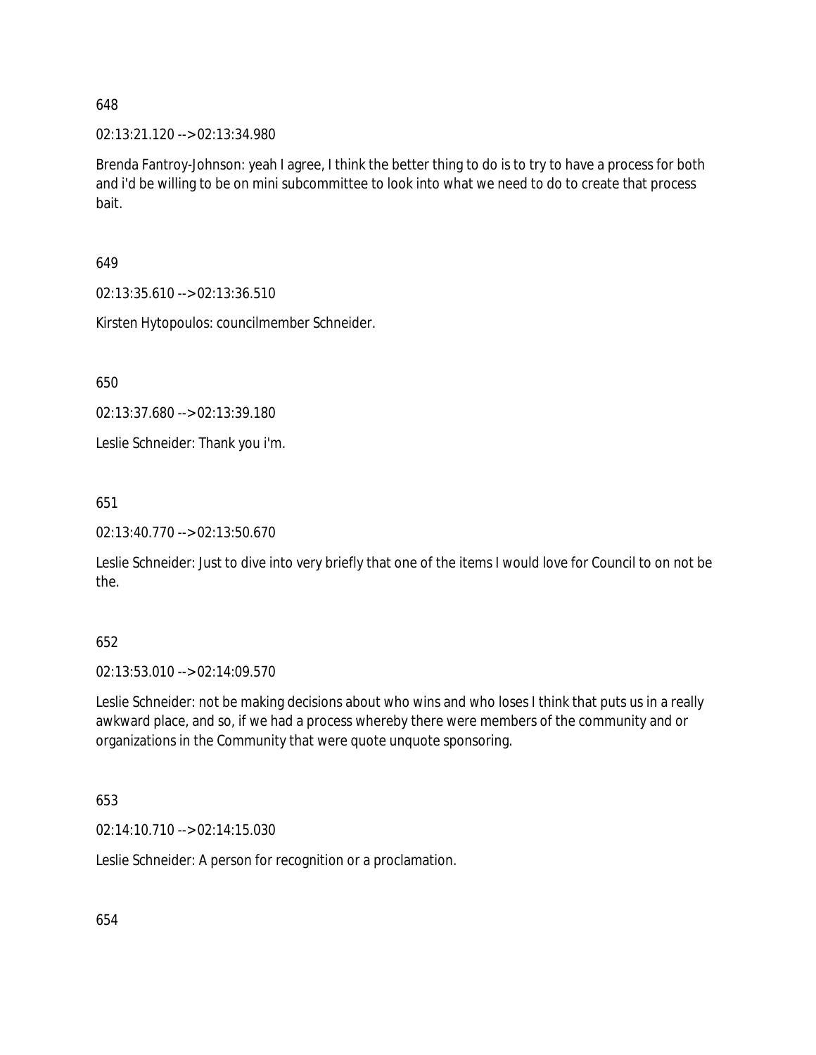648

02:13:21.120 --> 02:13:34.980

Brenda Fantroy-Johnson: yeah I agree, I think the better thing to do is to try to have a process for both and i'd be willing to be on mini subcommittee to look into what we need to do to create that process bait.

649

02:13:35.610 --> 02:13:36.510

Kirsten Hytopoulos: councilmember Schneider.

650

02:13:37.680 --> 02:13:39.180

Leslie Schneider: Thank you i'm.

651

02:13:40.770 --> 02:13:50.670

Leslie Schneider: Just to dive into very briefly that one of the items I would love for Council to on not be the.

652

02:13:53.010 --> 02:14:09.570

Leslie Schneider: not be making decisions about who wins and who loses I think that puts us in a really awkward place, and so, if we had a process whereby there were members of the community and or organizations in the Community that were quote unquote sponsoring.

653

02:14:10.710 --> 02:14:15.030

Leslie Schneider: A person for recognition or a proclamation.

654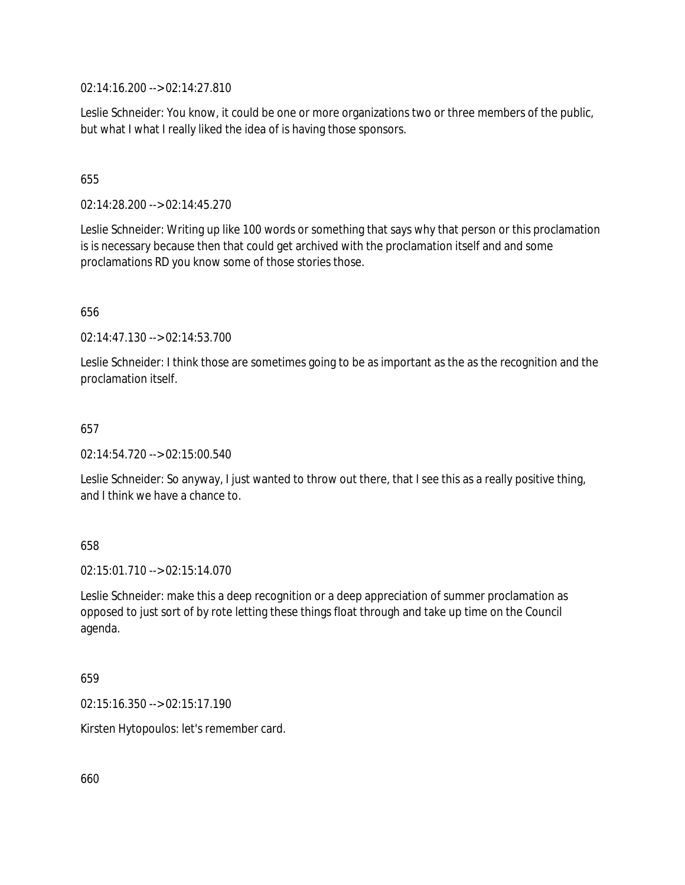02:14:16.200 --> 02:14:27.810

Leslie Schneider: You know, it could be one or more organizations two or three members of the public, but what I what I really liked the idea of is having those sponsors.

655

02:14:28.200 --> 02:14:45.270

Leslie Schneider: Writing up like 100 words or something that says why that person or this proclamation is is necessary because then that could get archived with the proclamation itself and and some proclamations RD you know some of those stories those.

656

02:14:47.130 --> 02:14:53.700

Leslie Schneider: I think those are sometimes going to be as important as the as the recognition and the proclamation itself.

657

02:14:54.720 --> 02:15:00.540

Leslie Schneider: So anyway, I just wanted to throw out there, that I see this as a really positive thing, and I think we have a chance to.

658

02:15:01.710 --> 02:15:14.070

Leslie Schneider: make this a deep recognition or a deep appreciation of summer proclamation as opposed to just sort of by rote letting these things float through and take up time on the Council agenda.

659

02:15:16.350 --> 02:15:17.190

Kirsten Hytopoulos: let's remember card.

660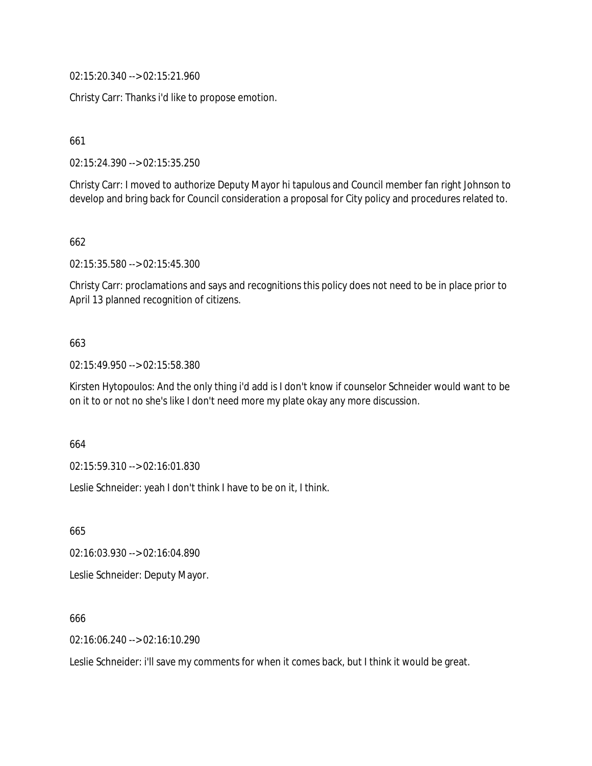02:15:20.340 --> 02:15:21.960

Christy Carr: Thanks i'd like to propose emotion.

661

02:15:24.390 --> 02:15:35.250

Christy Carr: I moved to authorize Deputy Mayor hi tapulous and Council member fan right Johnson to develop and bring back for Council consideration a proposal for City policy and procedures related to.

662

02:15:35.580 --> 02:15:45.300

Christy Carr: proclamations and says and recognitions this policy does not need to be in place prior to April 13 planned recognition of citizens.

663

02:15:49.950 --> 02:15:58.380

Kirsten Hytopoulos: And the only thing i'd add is I don't know if counselor Schneider would want to be on it to or not no she's like I don't need more my plate okay any more discussion.

664

02:15:59.310 --> 02:16:01.830

Leslie Schneider: yeah I don't think I have to be on it, I think.

665

02:16:03.930 --> 02:16:04.890

Leslie Schneider: Deputy Mayor.

666

02:16:06.240 --> 02:16:10.290

Leslie Schneider: i'll save my comments for when it comes back, but I think it would be great.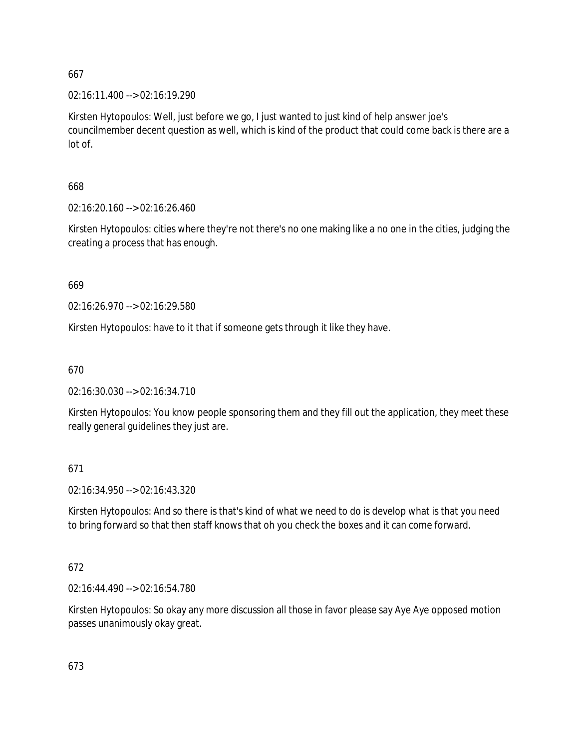667

02:16:11.400 --> 02:16:19.290

Kirsten Hytopoulos: Well, just before we go, I just wanted to just kind of help answer joe's councilmember decent question as well, which is kind of the product that could come back is there are a lot of.

668

02:16:20.160 --> 02:16:26.460

Kirsten Hytopoulos: cities where they're not there's no one making like a no one in the cities, judging the creating a process that has enough.

669

02:16:26.970 --> 02:16:29.580

Kirsten Hytopoulos: have to it that if someone gets through it like they have.

670

02:16:30.030 --> 02:16:34.710

Kirsten Hytopoulos: You know people sponsoring them and they fill out the application, they meet these really general guidelines they just are.

671

02:16:34.950 --> 02:16:43.320

Kirsten Hytopoulos: And so there is that's kind of what we need to do is develop what is that you need to bring forward so that then staff knows that oh you check the boxes and it can come forward.

672

02:16:44.490 --> 02:16:54.780

Kirsten Hytopoulos: So okay any more discussion all those in favor please say Aye Aye opposed motion passes unanimously okay great.

673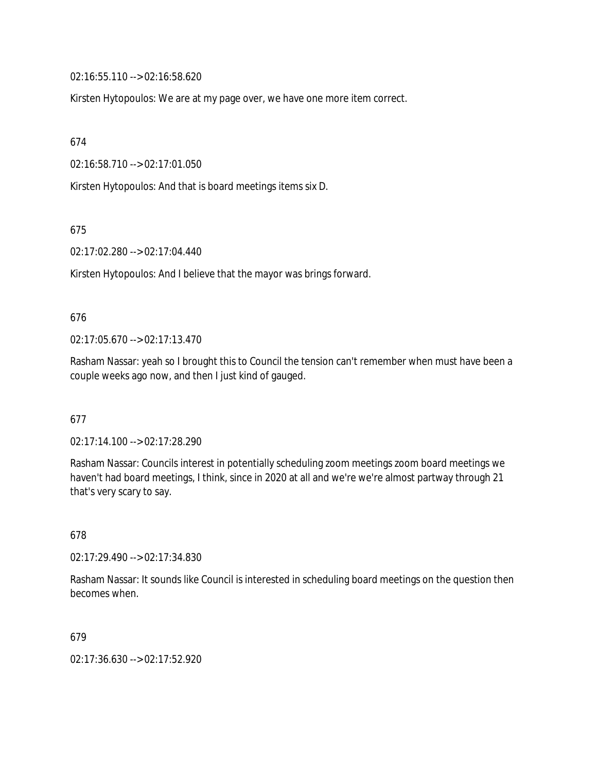02:16:55.110 --> 02:16:58.620

Kirsten Hytopoulos: We are at my page over, we have one more item correct.

674

02:16:58.710 --> 02:17:01.050

Kirsten Hytopoulos: And that is board meetings items six D.

675

02:17:02.280 --> 02:17:04.440

Kirsten Hytopoulos: And I believe that the mayor was brings forward.

676

02:17:05.670 --> 02:17:13.470

Rasham Nassar: yeah so I brought this to Council the tension can't remember when must have been a couple weeks ago now, and then I just kind of gauged.

677

02:17:14.100 --> 02:17:28.290

Rasham Nassar: Councils interest in potentially scheduling zoom meetings zoom board meetings we haven't had board meetings, I think, since in 2020 at all and we're we're almost partway through 21 that's very scary to say.

678

02:17:29.490 --> 02:17:34.830

Rasham Nassar: It sounds like Council is interested in scheduling board meetings on the question then becomes when.

679

02:17:36.630 --> 02:17:52.920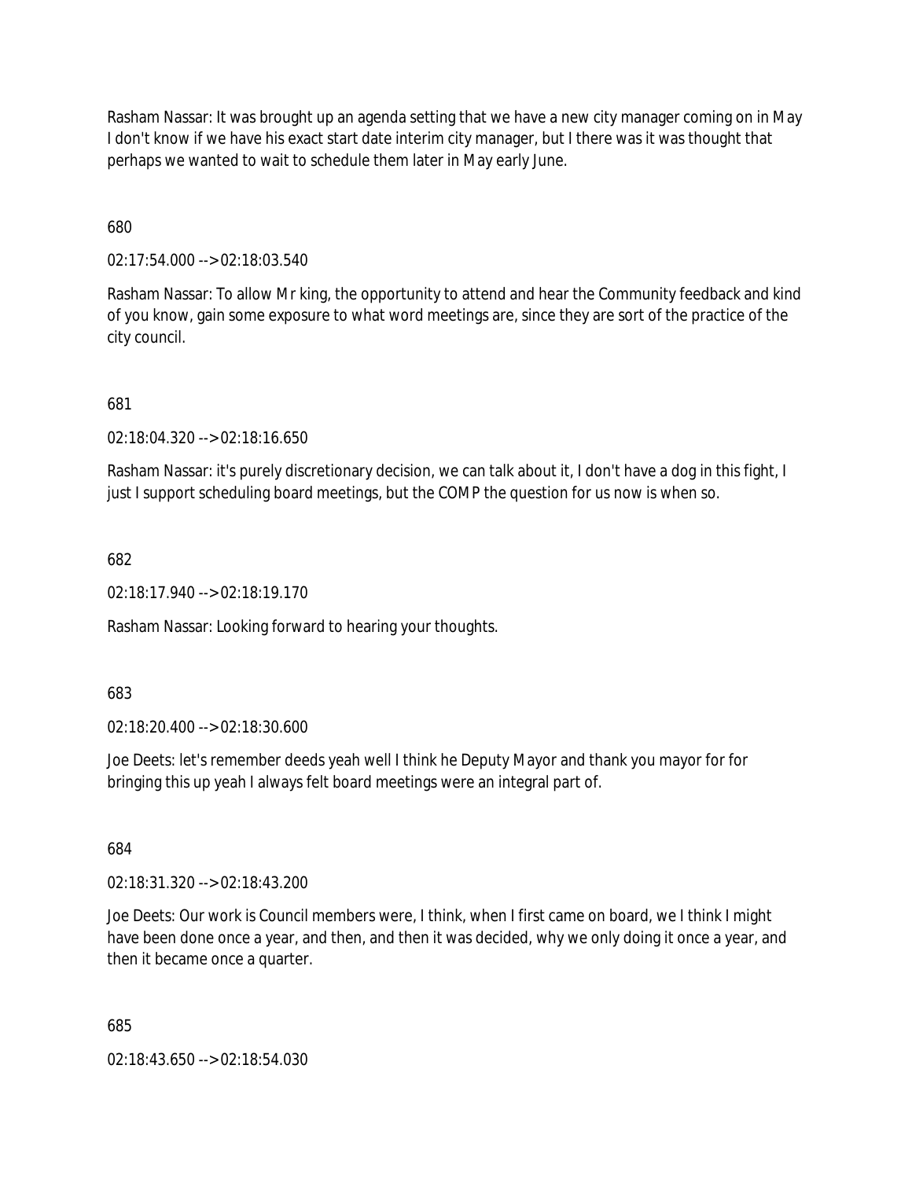Rasham Nassar: It was brought up an agenda setting that we have a new city manager coming on in May I don't know if we have his exact start date interim city manager, but I there was it was thought that perhaps we wanted to wait to schedule them later in May early June.

680

02:17:54.000 --> 02:18:03.540

Rasham Nassar: To allow Mr king, the opportunity to attend and hear the Community feedback and kind of you know, gain some exposure to what word meetings are, since they are sort of the practice of the city council.

681

02:18:04.320 --> 02:18:16.650

Rasham Nassar: it's purely discretionary decision, we can talk about it, I don't have a dog in this fight, I just I support scheduling board meetings, but the COMP the question for us now is when so.

682

02:18:17.940 --> 02:18:19.170

Rasham Nassar: Looking forward to hearing your thoughts.

683

02:18:20.400 --> 02:18:30.600

Joe Deets: let's remember deeds yeah well I think he Deputy Mayor and thank you mayor for for bringing this up yeah I always felt board meetings were an integral part of.

684

02:18:31.320 --> 02:18:43.200

Joe Deets: Our work is Council members were, I think, when I first came on board, we I think I might have been done once a year, and then, and then it was decided, why we only doing it once a year, and then it became once a quarter.

685

02:18:43.650 --> 02:18:54.030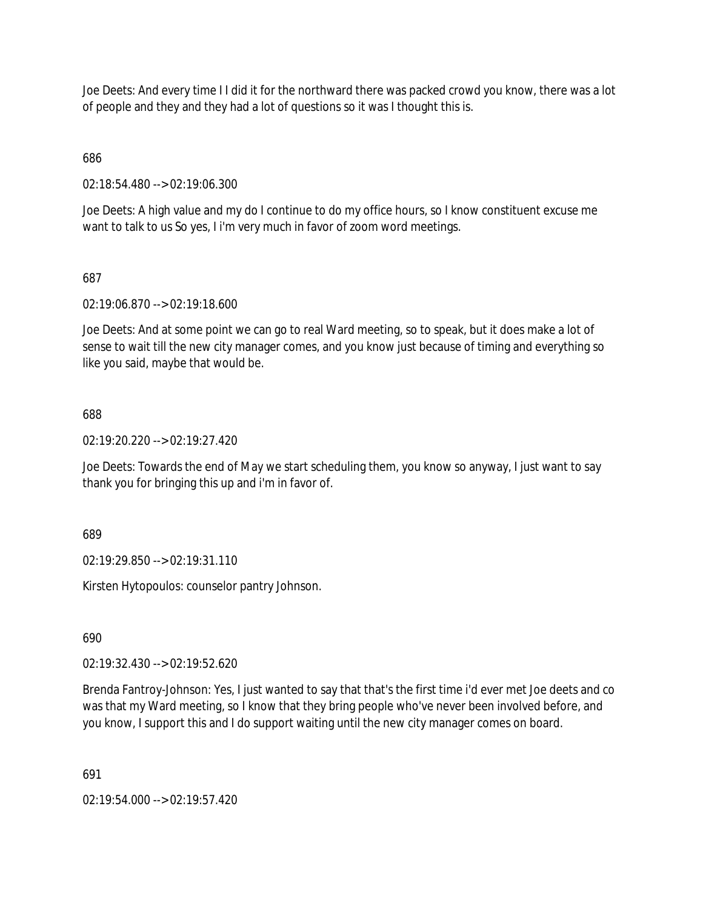Joe Deets: And every time I I did it for the northward there was packed crowd you know, there was a lot of people and they and they had a lot of questions so it was I thought this is.

686

02:18:54.480 --> 02:19:06.300

Joe Deets: A high value and my do I continue to do my office hours, so I know constituent excuse me want to talk to us So yes, I i'm very much in favor of zoom word meetings.

687

02:19:06.870 --> 02:19:18.600

Joe Deets: And at some point we can go to real Ward meeting, so to speak, but it does make a lot of sense to wait till the new city manager comes, and you know just because of timing and everything so like you said, maybe that would be.

688

02:19:20.220 --> 02:19:27.420

Joe Deets: Towards the end of May we start scheduling them, you know so anyway, I just want to say thank you for bringing this up and i'm in favor of.

689

02:19:29.850 --> 02:19:31.110

Kirsten Hytopoulos: counselor pantry Johnson.

690

02:19:32.430 --> 02:19:52.620

Brenda Fantroy-Johnson: Yes, I just wanted to say that that's the first time i'd ever met Joe deets and co was that my Ward meeting, so I know that they bring people who've never been involved before, and you know, I support this and I do support waiting until the new city manager comes on board.

691

02:19:54.000 --> 02:19:57.420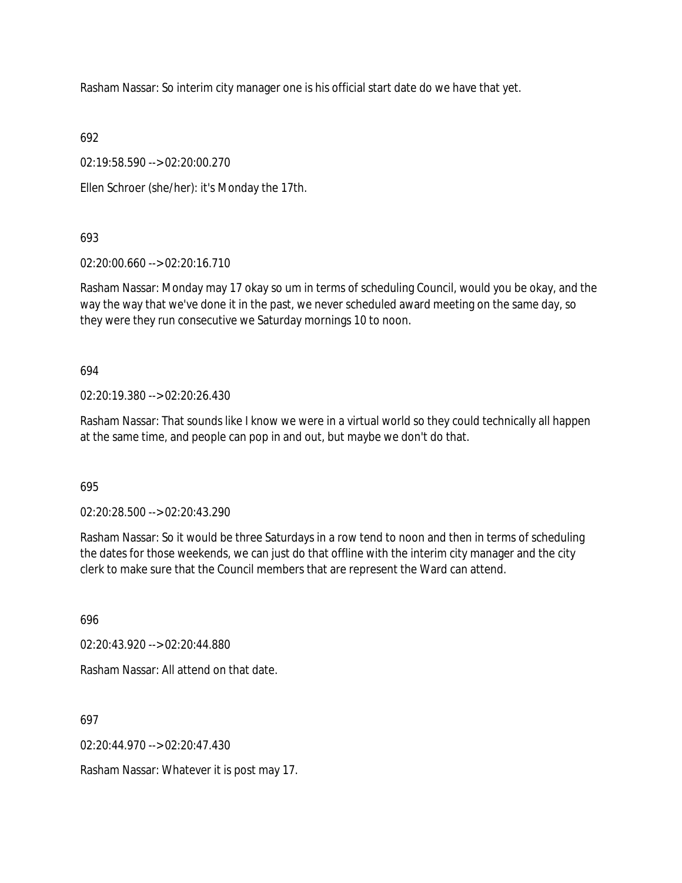Rasham Nassar: So interim city manager one is his official start date do we have that yet.

692

02:19:58.590 --> 02:20:00.270

Ellen Schroer (she/her): it's Monday the 17th.

693

02:20:00.660 --> 02:20:16.710

Rasham Nassar: Monday may 17 okay so um in terms of scheduling Council, would you be okay, and the way the way that we've done it in the past, we never scheduled award meeting on the same day, so they were they run consecutive we Saturday mornings 10 to noon.

694

02:20:19.380 --> 02:20:26.430

Rasham Nassar: That sounds like I know we were in a virtual world so they could technically all happen at the same time, and people can pop in and out, but maybe we don't do that.

695

02:20:28.500 --> 02:20:43.290

Rasham Nassar: So it would be three Saturdays in a row tend to noon and then in terms of scheduling the dates for those weekends, we can just do that offline with the interim city manager and the city clerk to make sure that the Council members that are represent the Ward can attend.

696

02:20:43.920 --> 02:20:44.880

Rasham Nassar: All attend on that date.

697

02:20:44.970 --> 02:20:47.430

Rasham Nassar: Whatever it is post may 17.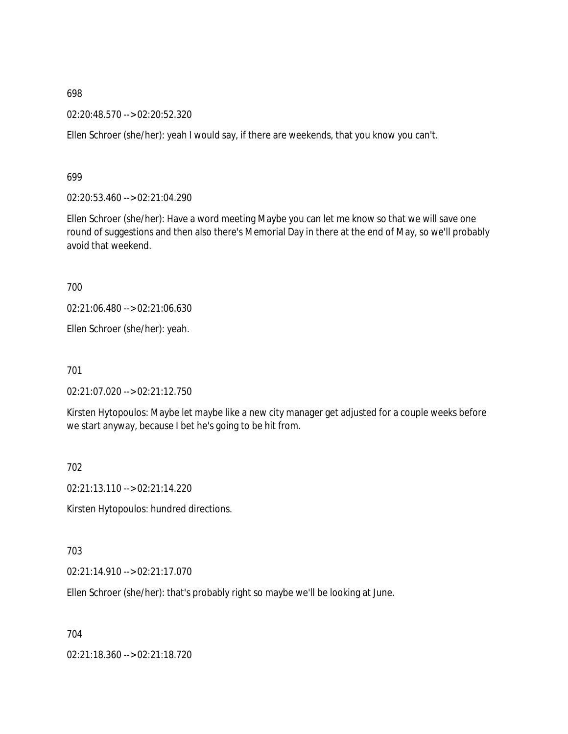698

02:20:48.570 --> 02:20:52.320

Ellen Schroer (she/her): yeah I would say, if there are weekends, that you know you can't.

699

02:20:53.460 --> 02:21:04.290

Ellen Schroer (she/her): Have a word meeting Maybe you can let me know so that we will save one round of suggestions and then also there's Memorial Day in there at the end of May, so we'll probably avoid that weekend.

700

02:21:06.480 --> 02:21:06.630

Ellen Schroer (she/her): yeah.

701

02:21:07.020 --> 02:21:12.750

Kirsten Hytopoulos: Maybe let maybe like a new city manager get adjusted for a couple weeks before we start anyway, because I bet he's going to be hit from.

702

02:21:13.110 --> 02:21:14.220

Kirsten Hytopoulos: hundred directions.

703

02:21:14.910 --> 02:21:17.070

Ellen Schroer (she/her): that's probably right so maybe we'll be looking at June.

704

02:21:18.360 --> 02:21:18.720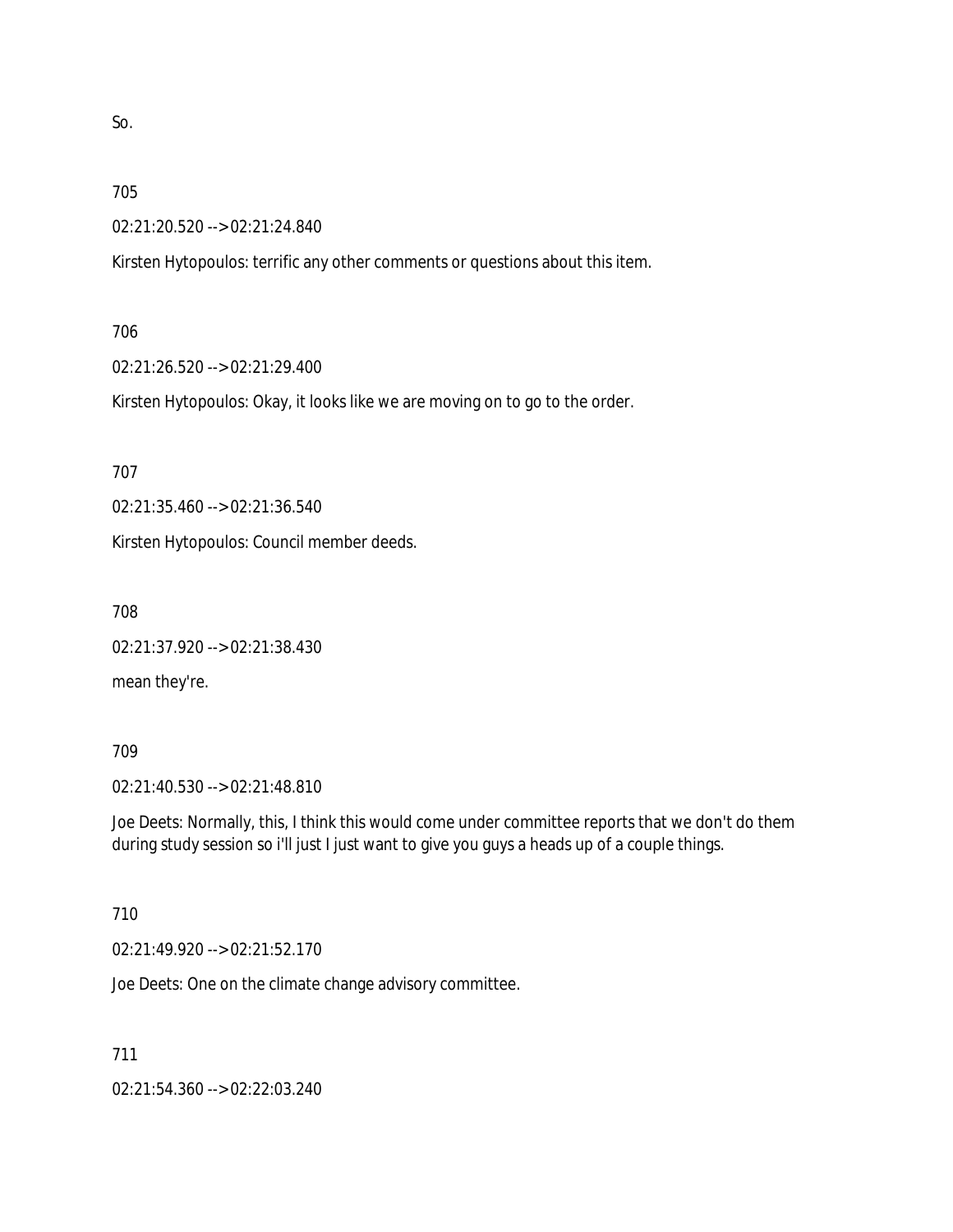So.

705

02:21:20.520 --> 02:21:24.840

Kirsten Hytopoulos: terrific any other comments or questions about this item.

706

02:21:26.520 --> 02:21:29.400

Kirsten Hytopoulos: Okay, it looks like we are moving on to go to the order.

707

02:21:35.460 --> 02:21:36.540

Kirsten Hytopoulos: Council member deeds.

708

02:21:37.920 --> 02:21:38.430

mean they're.

709

02:21:40.530 --> 02:21:48.810

Joe Deets: Normally, this, I think this would come under committee reports that we don't do them during study session so i'll just I just want to give you guys a heads up of a couple things.

710

02:21:49.920 --> 02:21:52.170

Joe Deets: One on the climate change advisory committee.

711

02:21:54.360 --> 02:22:03.240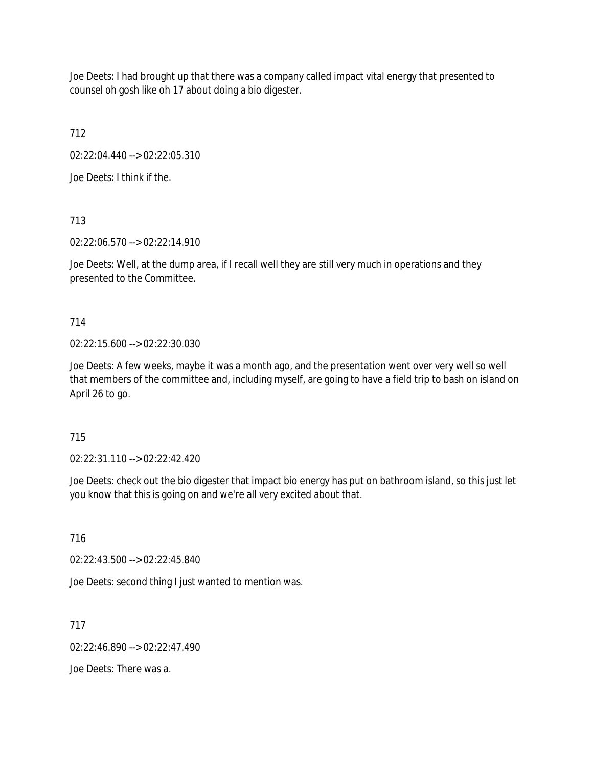Joe Deets: I had brought up that there was a company called impact vital energy that presented to counsel oh gosh like oh 17 about doing a bio digester.

712

02:22:04.440 --> 02:22:05.310

Joe Deets: I think if the.

713

02:22:06.570 --> 02:22:14.910

Joe Deets: Well, at the dump area, if I recall well they are still very much in operations and they presented to the Committee.

714

02:22:15.600 --> 02:22:30.030

Joe Deets: A few weeks, maybe it was a month ago, and the presentation went over very well so well that members of the committee and, including myself, are going to have a field trip to bash on island on April 26 to go.

715

02:22:31.110 --> 02:22:42.420

Joe Deets: check out the bio digester that impact bio energy has put on bathroom island, so this just let you know that this is going on and we're all very excited about that.

716

02:22:43.500 --> 02:22:45.840

Joe Deets: second thing I just wanted to mention was.

717

02:22:46.890 --> 02:22:47.490

Joe Deets: There was a.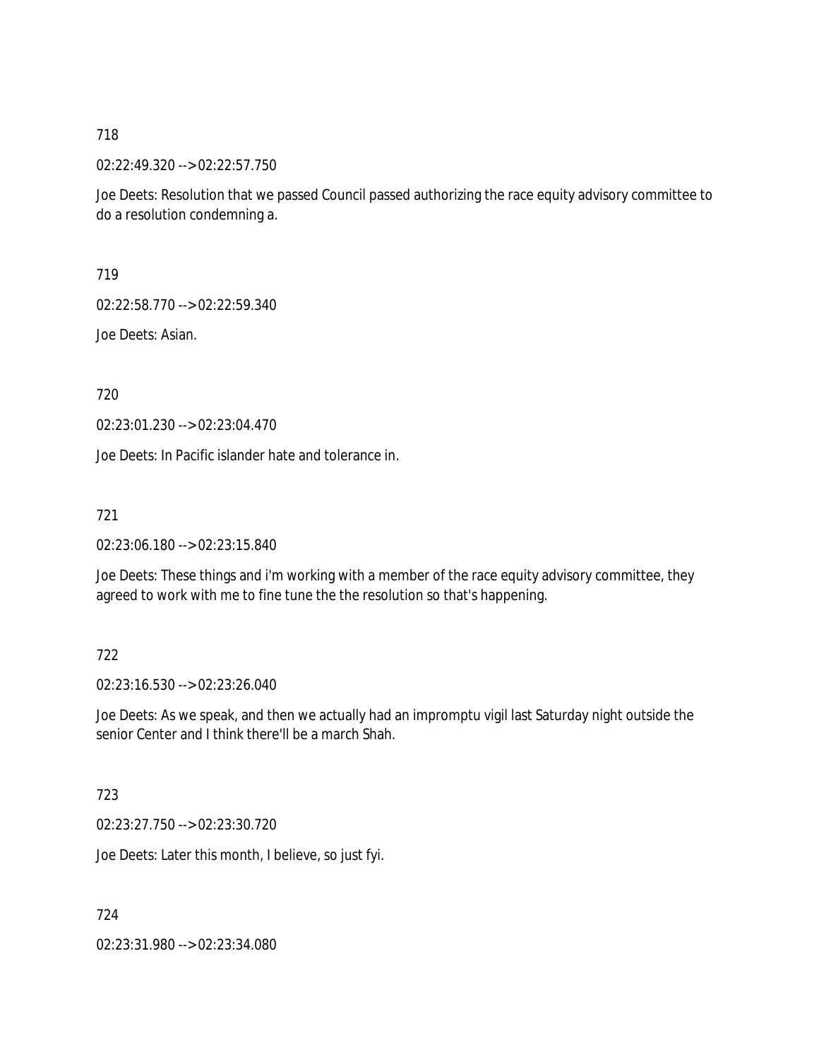718

02:22:49.320 --> 02:22:57.750

Joe Deets: Resolution that we passed Council passed authorizing the race equity advisory committee to do a resolution condemning a.

719

02:22:58.770 --> 02:22:59.340

Joe Deets: Asian.

720

02:23:01.230 --> 02:23:04.470

Joe Deets: In Pacific islander hate and tolerance in.

721

02:23:06.180 --> 02:23:15.840

Joe Deets: These things and i'm working with a member of the race equity advisory committee, they agreed to work with me to fine tune the the resolution so that's happening.

722

02:23:16.530 --> 02:23:26.040

Joe Deets: As we speak, and then we actually had an impromptu vigil last Saturday night outside the senior Center and I think there'll be a march Shah.

723

02:23:27.750 --> 02:23:30.720

Joe Deets: Later this month, I believe, so just fyi.

724

02:23:31.980 --> 02:23:34.080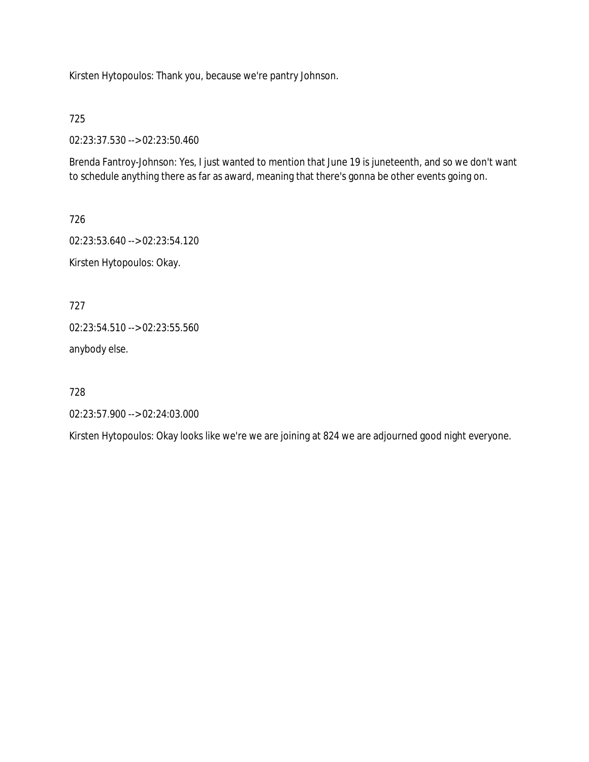Kirsten Hytopoulos: Thank you, because we're pantry Johnson.

725

02:23:37.530 --> 02:23:50.460

Brenda Fantroy-Johnson: Yes, I just wanted to mention that June 19 is juneteenth, and so we don't want to schedule anything there as far as award, meaning that there's gonna be other events going on.

726

02:23:53.640 --> 02:23:54.120

Kirsten Hytopoulos: Okay.

727

02:23:54.510 --> 02:23:55.560

anybody else.

728

02:23:57.900 --> 02:24:03.000

Kirsten Hytopoulos: Okay looks like we're we are joining at 824 we are adjourned good night everyone.